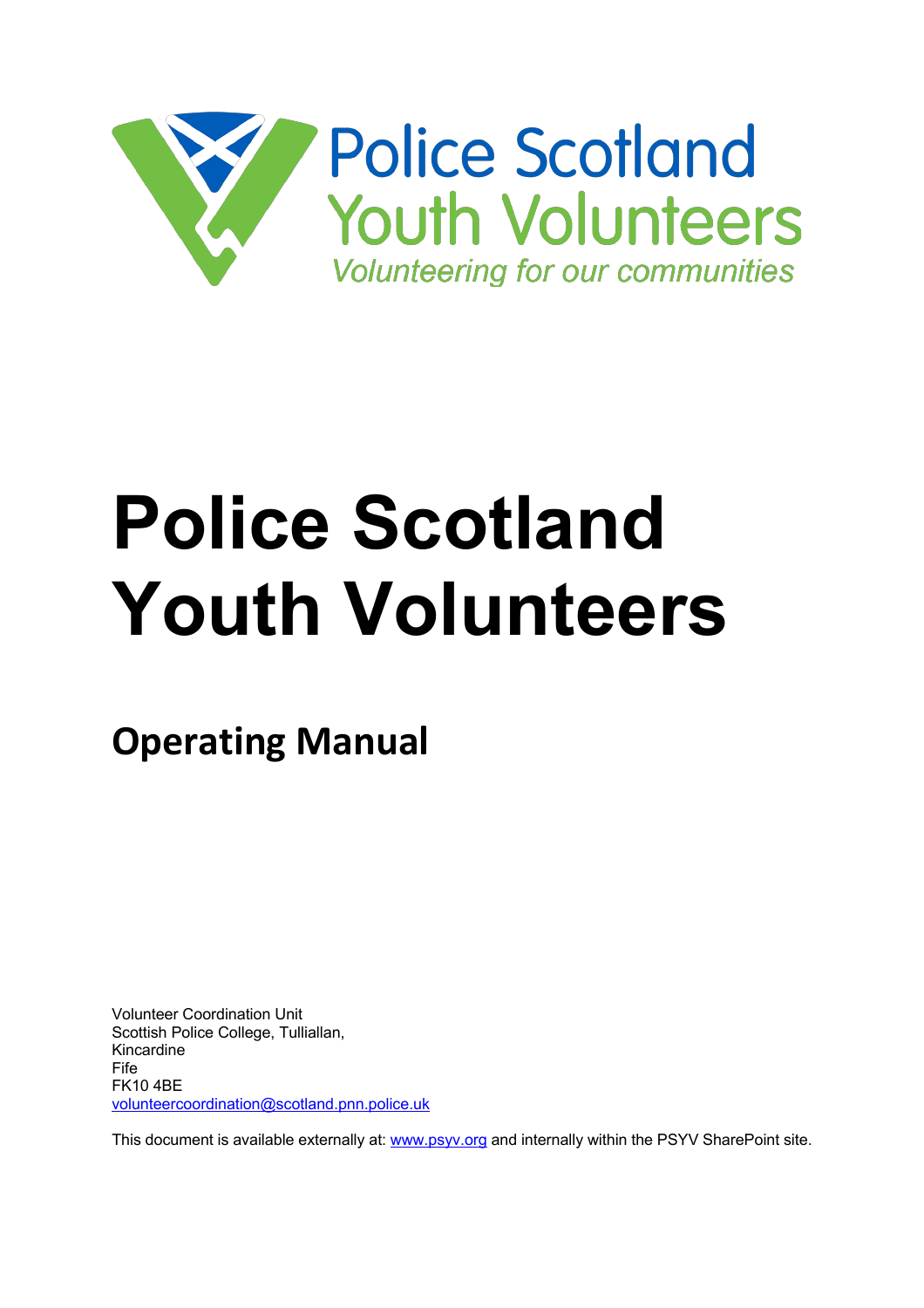Police Scotland
Youth Volunteers
*Volunteering for our communities*

# Police Scotland Youth Volunteers

## Operating Manual

Volunteer Coordination Unit
Scottish Police College, Tulliallan,
Kincardine
Fife
FK10 4BE
volunteercoordination@scotland.pnn.police.uk

This document is available externally at: www.psyv.org and internally within the PSYV SharePoint site.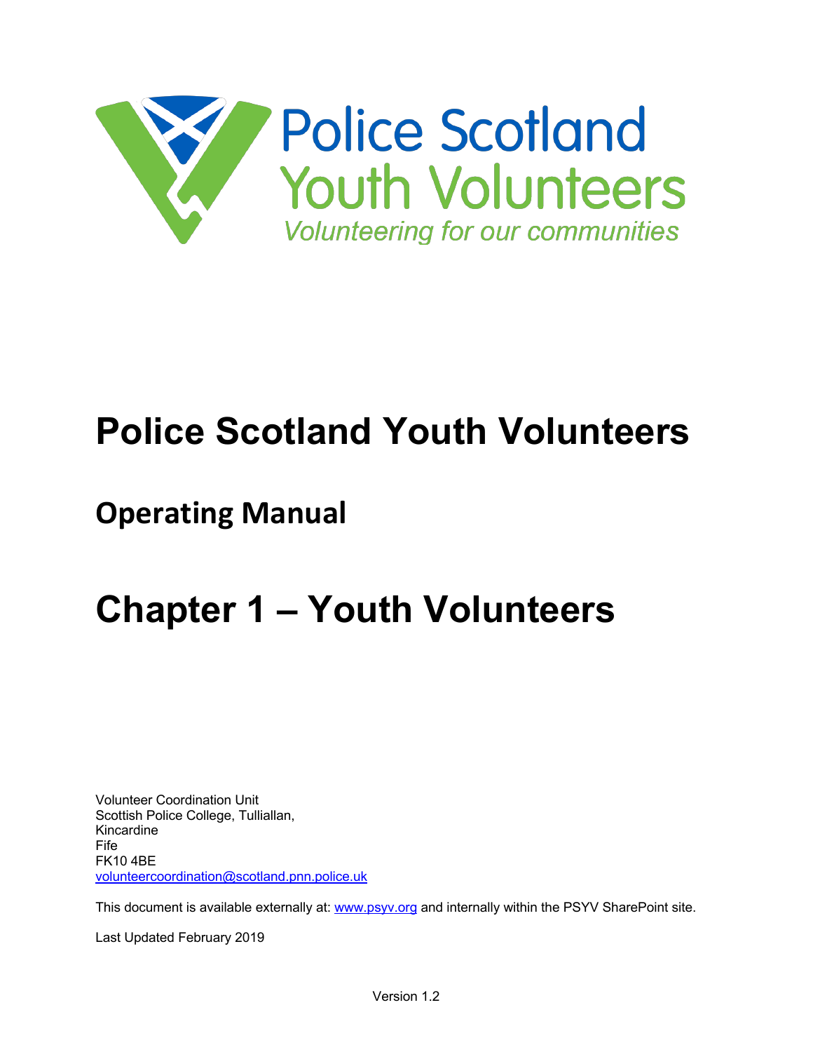# Police Scotland Youth Volunteers

## Operating Manual

# Chapter 1 – Youth Volunteers

Volunteer Coordination Unit
Scottish Police College, Tulliallan,
Kincardine
Fife
FK10 4BE
volunteercoordination@scotland.pnn.police.uk

This document is available externally at: www.psyv.org and internally within the PSYV SharePoint site.

Last Updated February 2019

Version 1.2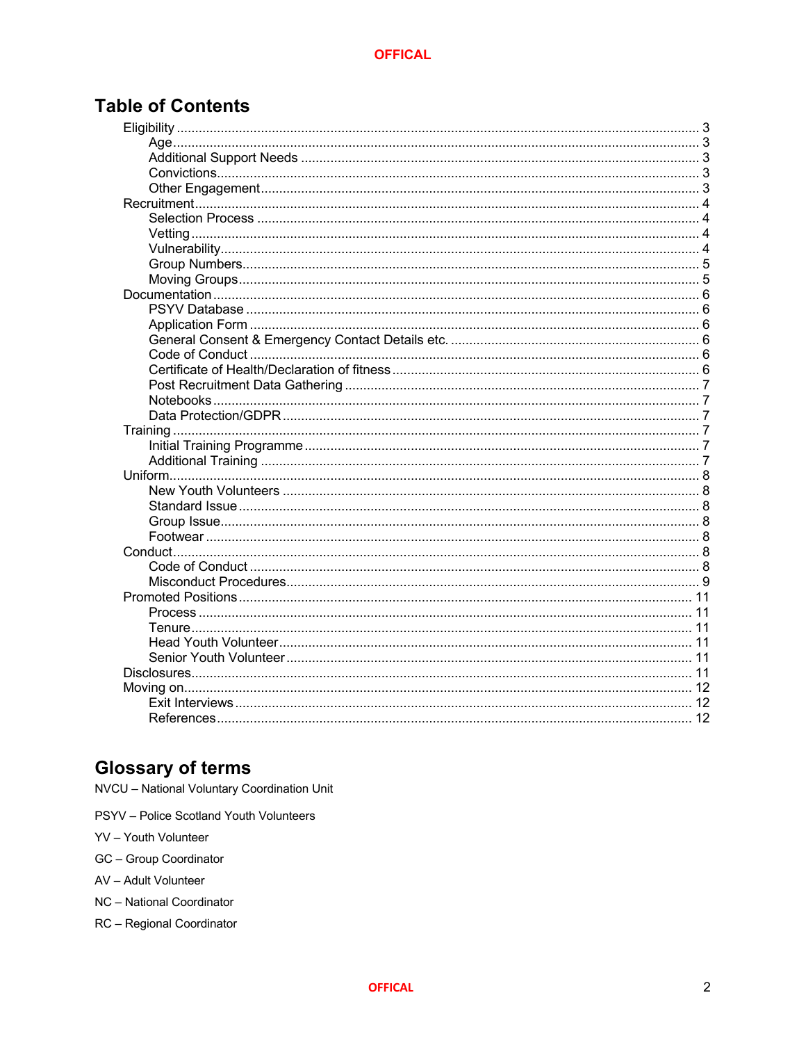# Table of Contents

- Eligibility ... 3
  - Age ... 3
  - Additional Support Needs ... 3
  - Convictions ... 3
  - Other Engagement ... 3
- Recruitment ... 4
  - Selection Process ... 4
  - Vetting ... 4
  - Vulnerability ... 4
  - Group Numbers ... 5
  - Moving Groups ... 5
- Documentation ... 6
  - PSYV Database ... 6
  - Application Form ... 6
  - General Consent & Emergency Contact Details etc. ... 6
  - Code of Conduct ... 6
  - Certificate of Health/Declaration of fitness ... 6
  - Post Recruitment Data Gathering ... 7
  - Notebooks ... 7
  - Data Protection/GDPR ... 7
- Training ... 7
  - Initial Training Programme ... 7
  - Additional Training ... 7
- Uniform ... 8
  - New Youth Volunteers ... 8
  - Standard Issue ... 8
  - Group Issue ... 8
  - Footwear ... 8
- Conduct ... 8
  - Code of Conduct ... 8
  - Misconduct Procedures ... 9
- Promoted Positions ... 11
  - Process ... 11
  - Tenure ... 11
  - Head Youth Volunteer ... 11
  - Senior Youth Volunteer ... 11
- Disclosures ... 11
- Moving on ... 12
  - Exit Interviews ... 12
  - References ... 12

# Glossary of terms

NVCU – National Voluntary Coordination Unit

PSYV – Police Scotland Youth Volunteers

YV – Youth Volunteer

GC – Group Coordinator

AV – Adult Volunteer

NC – National Coordinator

RC – Regional Coordinator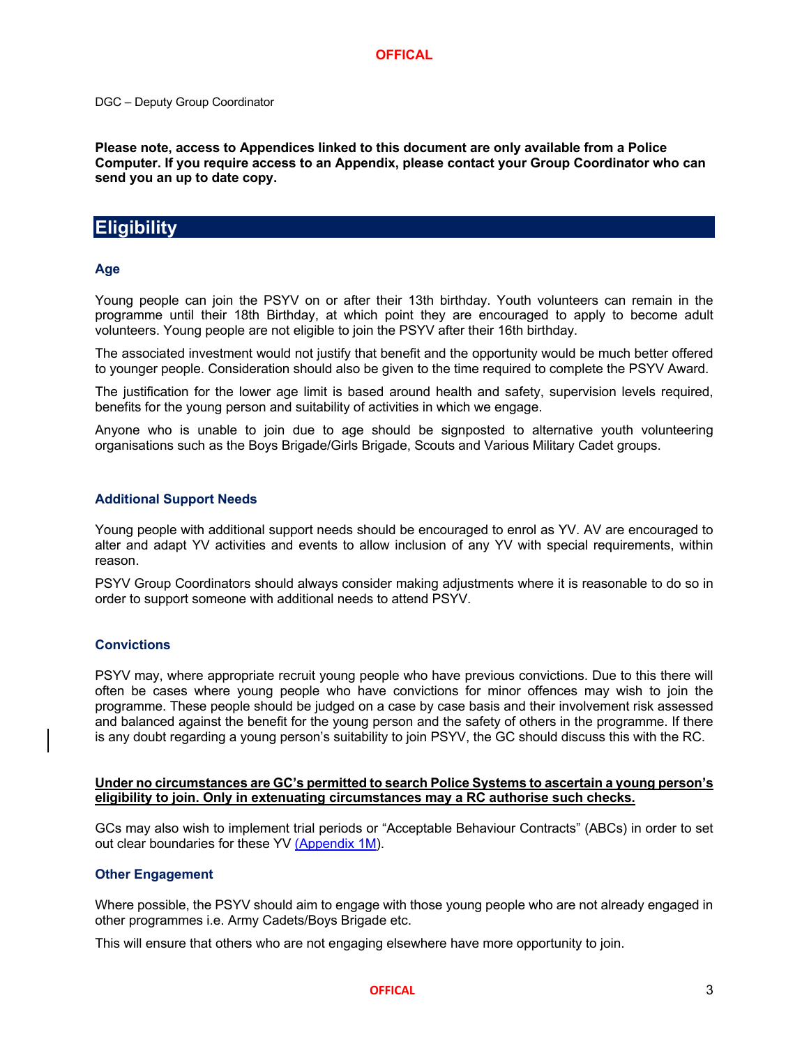DGC – Deputy Group Coordinator

**Please note, access to Appendices linked to this document are only available from a Police Computer. If you require access to an Appendix, please contact your Group Coordinator who can send you an up to date copy.**

# Eligibility

### Age

Young people can join the PSYV on or after their 13th birthday. Youth volunteers can remain in the programme until their 18th Birthday, at which point they are encouraged to apply to become adult volunteers. Young people are not eligible to join the PSYV after their 16th birthday.

The associated investment would not justify that benefit and the opportunity would be much better offered to younger people. Consideration should also be given to the time required to complete the PSYV Award.

The justification for the lower age limit is based around health and safety, supervision levels required, benefits for the young person and suitability of activities in which we engage.

Anyone who is unable to join due to age should be signposted to alternative youth volunteering organisations such as the Boys Brigade/Girls Brigade, Scouts and Various Military Cadet groups.

### Additional Support Needs

Young people with additional support needs should be encouraged to enrol as YV. AV are encouraged to alter and adapt YV activities and events to allow inclusion of any YV with special requirements, within reason.

PSYV Group Coordinators should always consider making adjustments where it is reasonable to do so in order to support someone with additional needs to attend PSYV.

### Convictions

PSYV may, where appropriate recruit young people who have previous convictions. Due to this there will often be cases where young people who have convictions for minor offences may wish to join the programme. These people should be judged on a case by case basis and their involvement risk assessed and balanced against the benefit for the young person and the safety of others in the programme. If there is any doubt regarding a young person's suitability to join PSYV, the GC should discuss this with the RC.

**Under no circumstances are GC's permitted to search Police Systems to ascertain a young person's eligibility to join. Only in extenuating circumstances may a RC authorise such checks.**

GCs may also wish to implement trial periods or "Acceptable Behaviour Contracts" (ABCs) in order to set out clear boundaries for these YV (Appendix 1M).

### Other Engagement

Where possible, the PSYV should aim to engage with those young people who are not already engaged in other programmes i.e. Army Cadets/Boys Brigade etc.

This will ensure that others who are not engaging elsewhere have more opportunity to join.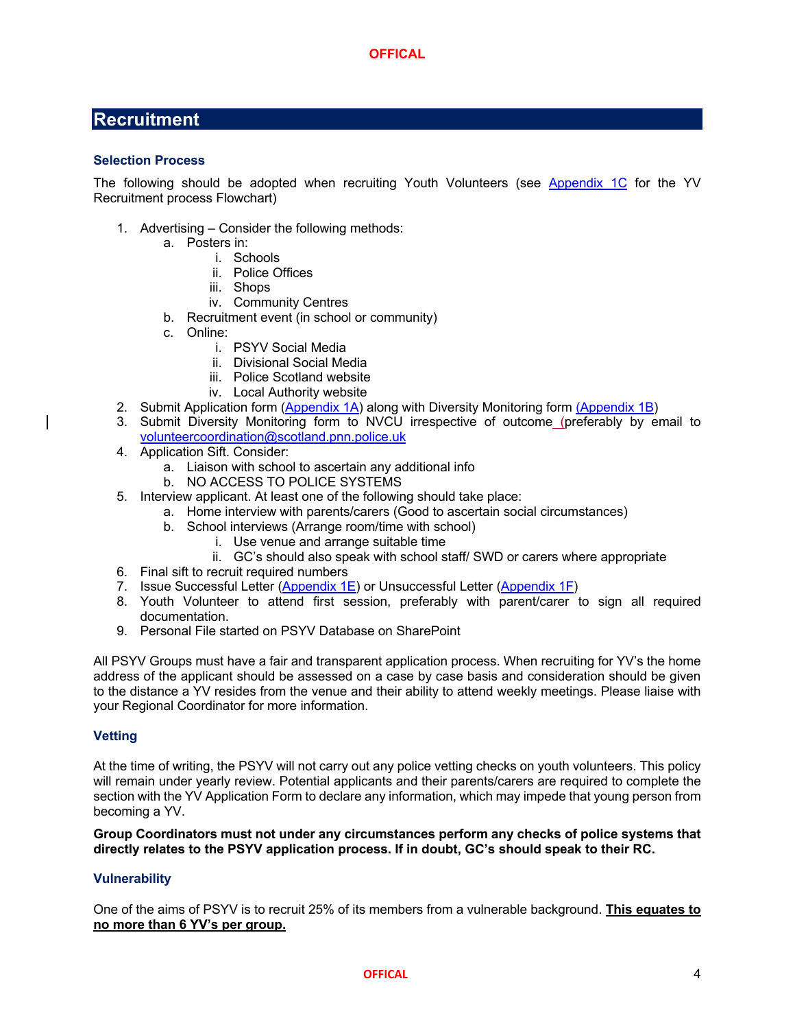# Recruitment

### Selection Process

The following should be adopted when recruiting Youth Volunteers (see Appendix 1C for the YV Recruitment process Flowchart)

1. Advertising – Consider the following methods:
    a. Posters in:
        i. Schools
        ii. Police Offices
        iii. Shops
        iv. Community Centres
    b. Recruitment event (in school or community)
    c. Online:
        i. PSYV Social Media
        ii. Divisional Social Media
        iii. Police Scotland website
        iv. Local Authority website
2. Submit Application form (Appendix 1A) along with Diversity Monitoring form (Appendix 1B)
3. Submit Diversity Monitoring form to NVCU irrespective of outcome (preferably by email to volunteercoordination@scotland.pnn.police.uk
4. Application Sift. Consider:
    a. Liaison with school to ascertain any additional info
    b. NO ACCESS TO POLICE SYSTEMS
5. Interview applicant. At least one of the following should take place:
    a. Home interview with parents/carers (Good to ascertain social circumstances)
    b. School interviews (Arrange room/time with school)
        i. Use venue and arrange suitable time
        ii. GC's should also speak with school staff/ SWD or carers where appropriate
6. Final sift to recruit required numbers
7. Issue Successful Letter (Appendix 1E) or Unsuccessful Letter (Appendix 1F)
8. Youth Volunteer to attend first session, preferably with parent/carer to sign all required documentation.
9. Personal File started on PSYV Database on SharePoint

All PSYV Groups must have a fair and transparent application process. When recruiting for YV's the home address of the applicant should be assessed on a case by case basis and consideration should be given to the distance a YV resides from the venue and their ability to attend weekly meetings. Please liaise with your Regional Coordinator for more information.

### Vetting

At the time of writing, the PSYV will not carry out any police vetting checks on youth volunteers. This policy will remain under yearly review. Potential applicants and their parents/carers are required to complete the section with the YV Application Form to declare any information, which may impede that young person from becoming a YV.

**Group Coordinators must not under any circumstances perform any checks of police systems that directly relates to the PSYV application process. If in doubt, GC's should speak to their RC.**

### Vulnerability

One of the aims of PSYV is to recruit 25% of its members from a vulnerable background. **<u>This equates to no more than 6 YV's per group.</u>**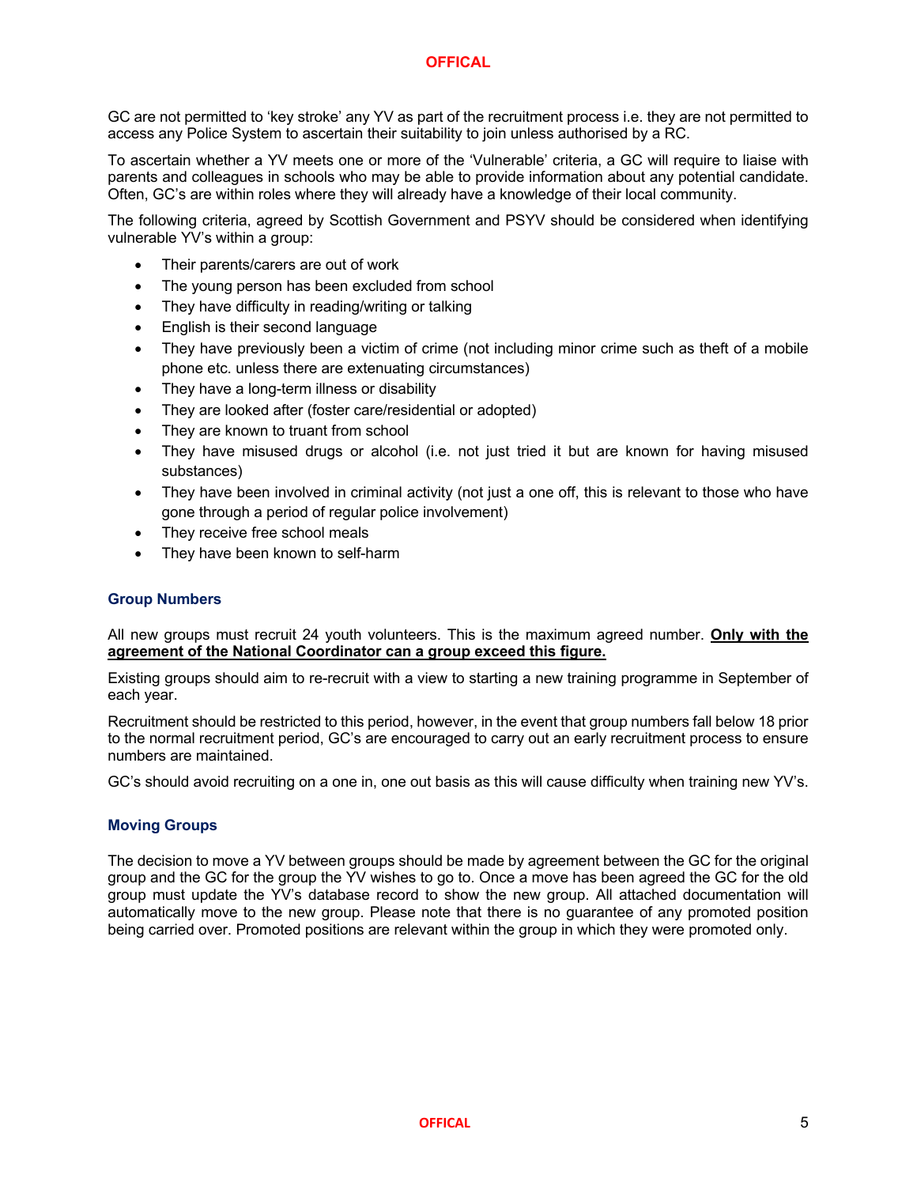GC are not permitted to 'key stroke' any YV as part of the recruitment process i.e. they are not permitted to access any Police System to ascertain their suitability to join unless authorised by a RC.

To ascertain whether a YV meets one or more of the 'Vulnerable' criteria, a GC will require to liaise with parents and colleagues in schools who may be able to provide information about any potential candidate. Often, GC's are within roles where they will already have a knowledge of their local community.

The following criteria, agreed by Scottish Government and PSYV should be considered when identifying vulnerable YV's within a group:

- Their parents/carers are out of work
- The young person has been excluded from school
- They have difficulty in reading/writing or talking
- English is their second language
- They have previously been a victim of crime (not including minor crime such as theft of a mobile phone etc. unless there are extenuating circumstances)
- They have a long-term illness or disability
- They are looked after (foster care/residential or adopted)
- They are known to truant from school
- They have misused drugs or alcohol (i.e. not just tried it but are known for having misused substances)
- They have been involved in criminal activity (not just a one off, this is relevant to those who have gone through a period of regular police involvement)
- They receive free school meals
- They have been known to self-harm

### Group Numbers

All new groups must recruit 24 youth volunteers. This is the maximum agreed number. **Only with the agreement of the National Coordinator can a group exceed this figure.**

Existing groups should aim to re-recruit with a view to starting a new training programme in September of each year.

Recruitment should be restricted to this period, however, in the event that group numbers fall below 18 prior to the normal recruitment period, GC's are encouraged to carry out an early recruitment process to ensure numbers are maintained.

GC's should avoid recruiting on a one in, one out basis as this will cause difficulty when training new YV's.

### Moving Groups

The decision to move a YV between groups should be made by agreement between the GC for the original group and the GC for the group the YV wishes to go to. Once a move has been agreed the GC for the old group must update the YV's database record to show the new group. All attached documentation will automatically move to the new group. Please note that there is no guarantee of any promoted position being carried over. Promoted positions are relevant within the group in which they were promoted only.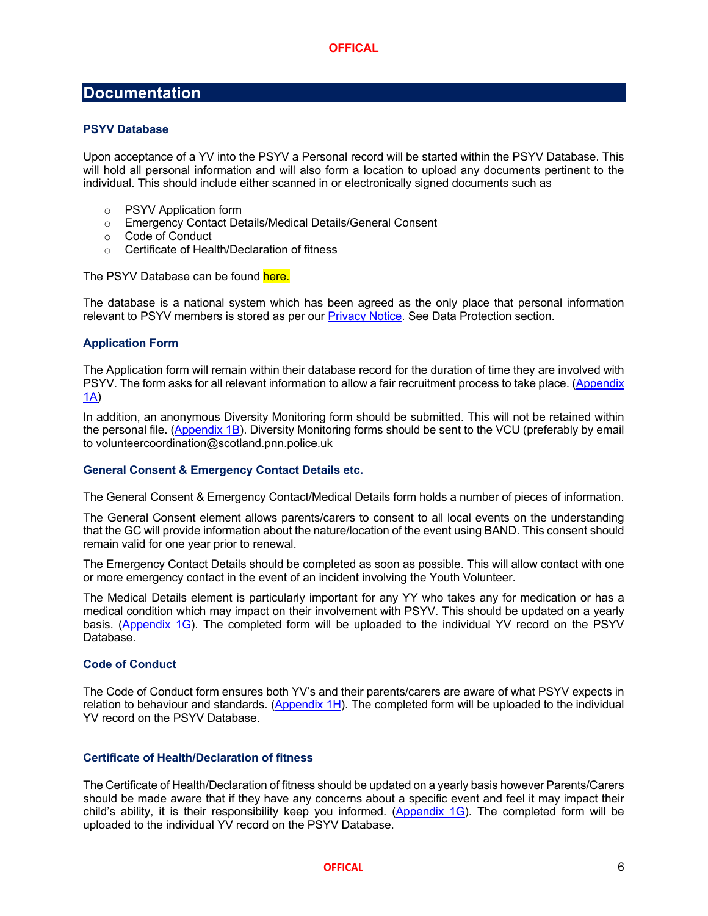## Documentation

### PSYV Database

Upon acceptance of a YV into the PSYV a Personal record will be started within the PSYV Database. This will hold all personal information and will also form a location to upload any documents pertinent to the individual. This should include either scanned in or electronically signed documents such as

- PSYV Application form
- Emergency Contact Details/Medical Details/General Consent
- Code of Conduct
- Certificate of Health/Declaration of fitness

The PSYV Database can be found here.

The database is a national system which has been agreed as the only place that personal information relevant to PSYV members is stored as per our Privacy Notice. See Data Protection section.

### Application Form

The Application form will remain within their database record for the duration of time they are involved with PSYV. The form asks for all relevant information to allow a fair recruitment process to take place. (Appendix 1A)

In addition, an anonymous Diversity Monitoring form should be submitted. This will not be retained within the personal file. (Appendix 1B). Diversity Monitoring forms should be sent to the VCU (preferably by email to volunteercoordination@scotland.pnn.police.uk

### General Consent & Emergency Contact Details etc.

The General Consent & Emergency Contact/Medical Details form holds a number of pieces of information.

The General Consent element allows parents/carers to consent to all local events on the understanding that the GC will provide information about the nature/location of the event using BAND. This consent should remain valid for one year prior to renewal.

The Emergency Contact Details should be completed as soon as possible. This will allow contact with one or more emergency contact in the event of an incident involving the Youth Volunteer.

The Medical Details element is particularly important for any YY who takes any for medication or has a medical condition which may impact on their involvement with PSYV. This should be updated on a yearly basis. (Appendix 1G). The completed form will be uploaded to the individual YV record on the PSYV Database.

### Code of Conduct

The Code of Conduct form ensures both YV's and their parents/carers are aware of what PSYV expects in relation to behaviour and standards. (Appendix 1H). The completed form will be uploaded to the individual YV record on the PSYV Database.

### Certificate of Health/Declaration of fitness

The Certificate of Health/Declaration of fitness should be updated on a yearly basis however Parents/Carers should be made aware that if they have any concerns about a specific event and feel it may impact their child's ability, it is their responsibility keep you informed. (Appendix 1G). The completed form will be uploaded to the individual YV record on the PSYV Database.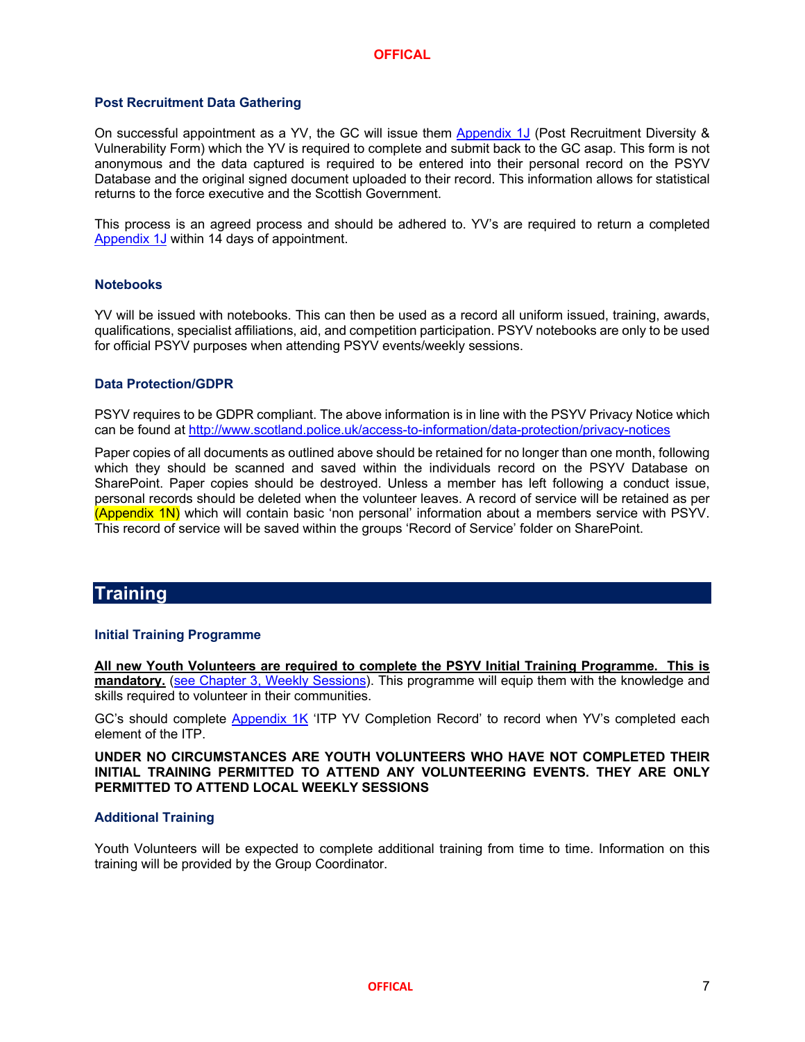### Post Recruitment Data Gathering

On successful appointment as a YV, the GC will issue them Appendix 1J (Post Recruitment Diversity & Vulnerability Form) which the YV is required to complete and submit back to the GC asap. This form is not anonymous and the data captured is required to be entered into their personal record on the PSYV Database and the original signed document uploaded to their record. This information allows for statistical returns to the force executive and the Scottish Government.

This process is an agreed process and should be adhered to. YV's are required to return a completed Appendix 1J within 14 days of appointment.

### Notebooks

YV will be issued with notebooks. This can then be used as a record all uniform issued, training, awards, qualifications, specialist affiliations, aid, and competition participation. PSYV notebooks are only to be used for official PSYV purposes when attending PSYV events/weekly sessions.

### Data Protection/GDPR

PSYV requires to be GDPR compliant. The above information is in line with the PSYV Privacy Notice which can be found at http://www.scotland.police.uk/access-to-information/data-protection/privacy-notices

Paper copies of all documents as outlined above should be retained for no longer than one month, following which they should be scanned and saved within the individuals record on the PSYV Database on SharePoint. Paper copies should be destroyed. Unless a member has left following a conduct issue, personal records should be deleted when the volunteer leaves. A record of service will be retained as per (Appendix 1N) which will contain basic 'non personal' information about a members service with PSYV. This record of service will be saved within the groups 'Record of Service' folder on SharePoint.

## Training

### Initial Training Programme

**All new Youth Volunteers are required to complete the PSYV Initial Training Programme. This is mandatory.** (see Chapter 3, Weekly Sessions). This programme will equip them with the knowledge and skills required to volunteer in their communities.

GC's should complete Appendix 1K 'ITP YV Completion Record' to record when YV's completed each element of the ITP.

**UNDER NO CIRCUMSTANCES ARE YOUTH VOLUNTEERS WHO HAVE NOT COMPLETED THEIR INITIAL TRAINING PERMITTED TO ATTEND ANY VOLUNTEERING EVENTS. THEY ARE ONLY PERMITTED TO ATTEND LOCAL WEEKLY SESSIONS**

### Additional Training

Youth Volunteers will be expected to complete additional training from time to time. Information on this training will be provided by the Group Coordinator.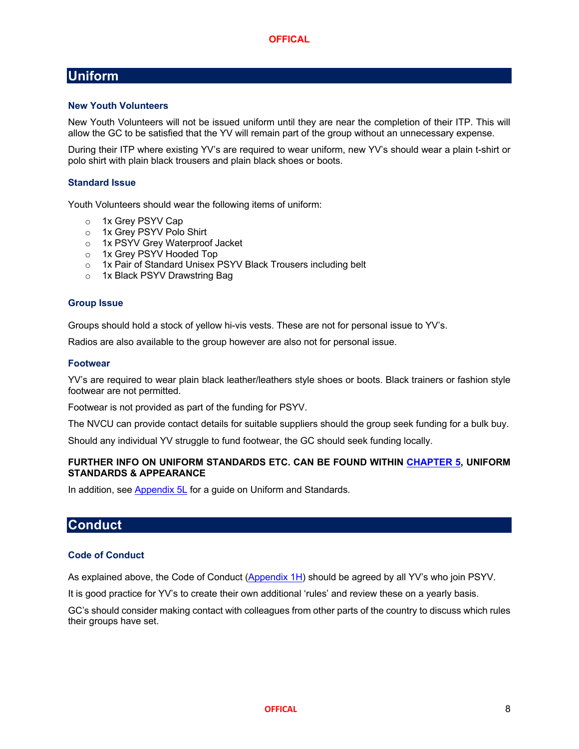## Uniform

### New Youth Volunteers

New Youth Volunteers will not be issued uniform until they are near the completion of their ITP. This will allow the GC to be satisfied that the YV will remain part of the group without an unnecessary expense.

During their ITP where existing YV's are required to wear uniform, new YV's should wear a plain t-shirt or polo shirt with plain black trousers and plain black shoes or boots.

### Standard Issue

Youth Volunteers should wear the following items of uniform:

- 1x Grey PSYV Cap
- 1x Grey PSYV Polo Shirt
- 1x PSYV Grey Waterproof Jacket
- 1x Grey PSYV Hooded Top
- 1x Pair of Standard Unisex PSYV Black Trousers including belt
- 1x Black PSYV Drawstring Bag

### Group Issue

Groups should hold a stock of yellow hi-vis vests. These are not for personal issue to YV's.

Radios are also available to the group however are also not for personal issue.

### Footwear

YV's are required to wear plain black leather/leathers style shoes or boots. Black trainers or fashion style footwear are not permitted.

Footwear is not provided as part of the funding for PSYV.

The NVCU can provide contact details for suitable suppliers should the group seek funding for a bulk buy.

Should any individual YV struggle to fund footwear, the GC should seek funding locally.

**FURTHER INFO ON UNIFORM STANDARDS ETC. CAN BE FOUND WITHIN CHAPTER 5, UNIFORM STANDARDS & APPEARANCE**

In addition, see Appendix 5L for a guide on Uniform and Standards.

## Conduct

### Code of Conduct

As explained above, the Code of Conduct (Appendix 1H) should be agreed by all YV's who join PSYV.

It is good practice for YV's to create their own additional 'rules' and review these on a yearly basis.

GC's should consider making contact with colleagues from other parts of the country to discuss which rules their groups have set.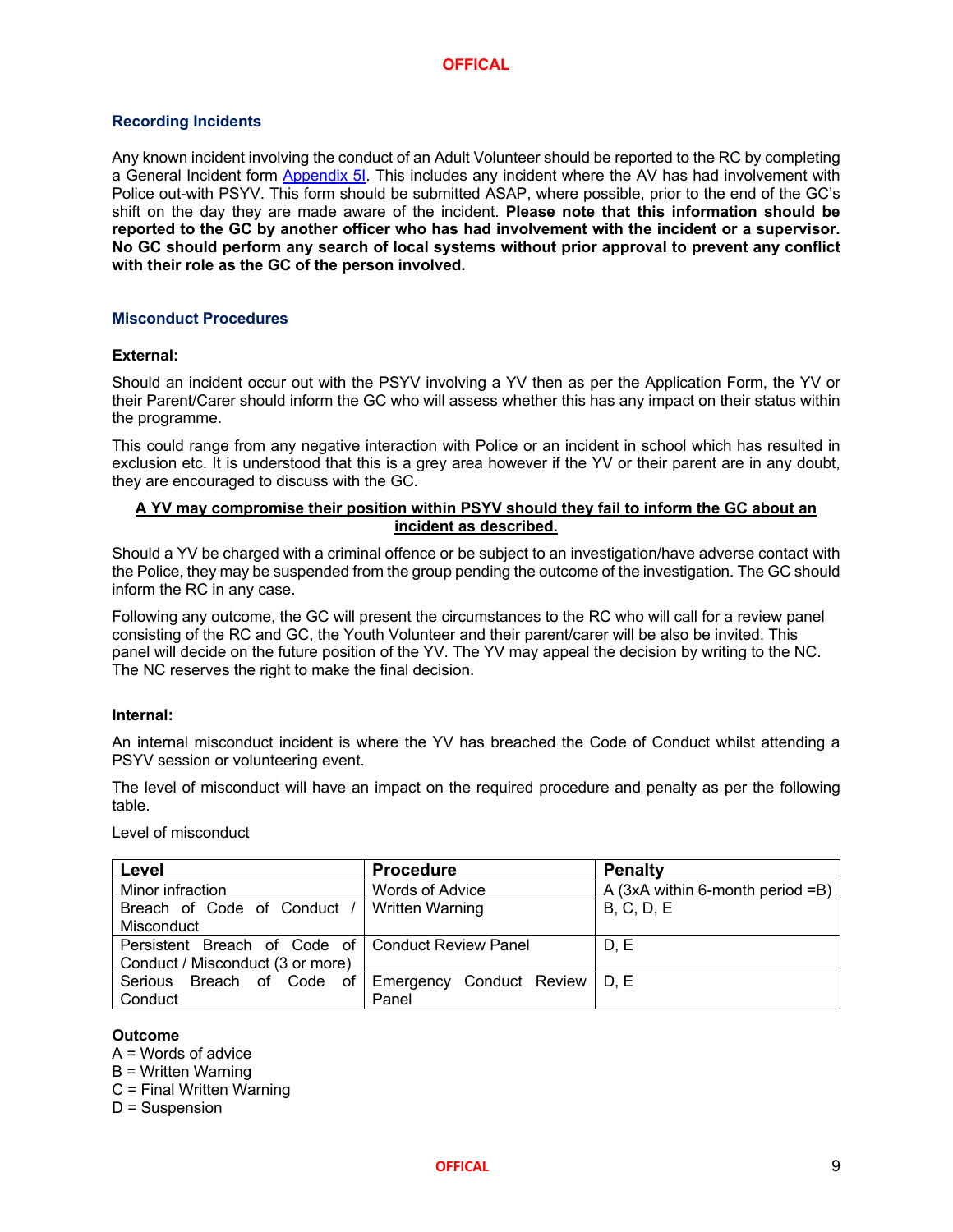### Recording Incidents

Any known incident involving the conduct of an Adult Volunteer should be reported to the RC by completing a General Incident form Appendix 5I. This includes any incident where the AV has had involvement with Police out-with PSYV. This form should be submitted ASAP, where possible, prior to the end of the GC's shift on the day they are made aware of the incident. **Please note that this information should be reported to the GC by another officer who has had involvement with the incident or a supervisor. No GC should perform any search of local systems without prior approval to prevent any conflict with their role as the GC of the person involved.**

### Misconduct Procedures

**External:**

Should an incident occur out with the PSYV involving a YV then as per the Application Form, the YV or their Parent/Carer should inform the GC who will assess whether this has any impact on their status within the programme.

This could range from any negative interaction with Police or an incident in school which has resulted in exclusion etc. It is understood that this is a grey area however if the YV or their parent are in any doubt, they are encouraged to discuss with the GC.

**A YV may compromise their position within PSYV should they fail to inform the GC about an incident as described.**

Should a YV be charged with a criminal offence or be subject to an investigation/have adverse contact with the Police, they may be suspended from the group pending the outcome of the investigation. The GC should inform the RC in any case.

Following any outcome, the GC will present the circumstances to the RC who will call for a review panel consisting of the RC and GC, the Youth Volunteer and their parent/carer will be also be invited. This panel will decide on the future position of the YV. The YV may appeal the decision by writing to the NC. The NC reserves the right to make the final decision.

**Internal:**

An internal misconduct incident is where the YV has breached the Code of Conduct whilst attending a PSYV session or volunteering event.

The level of misconduct will have an impact on the required procedure and penalty as per the following table.

Level of misconduct

| Level | Procedure | Penalty |
|---|---|---|
| Minor infraction | Words of Advice | A (3xA within 6-month period =B) |
| Breach of Code of Conduct / Misconduct | Written Warning | B, C, D, E |
| Persistent Breach of Code of Conduct / Misconduct (3 or more) | Conduct Review Panel | D, E |
| Serious Breach of Code of Conduct | Emergency Conduct Review Panel | D, E |

**Outcome**

A = Words of advice
B = Written Warning
C = Final Written Warning
D = Suspension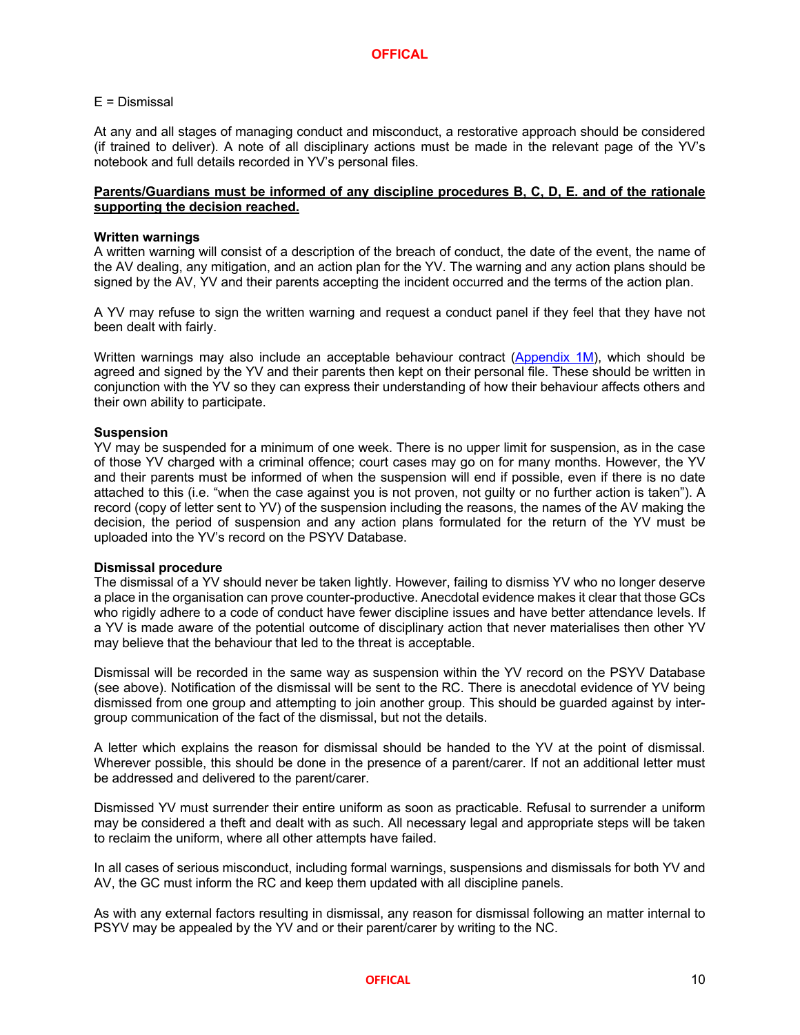E = Dismissal

At any and all stages of managing conduct and misconduct, a restorative approach should be considered (if trained to deliver). A note of all disciplinary actions must be made in the relevant page of the YV's notebook and full details recorded in YV's personal files.

**Parents/Guardians must be informed of any discipline procedures B, C, D, E. and of the rationale supporting the decision reached.**

**Written warnings**

A written warning will consist of a description of the breach of conduct, the date of the event, the name of the AV dealing, any mitigation, and an action plan for the YV. The warning and any action plans should be signed by the AV, YV and their parents accepting the incident occurred and the terms of the action plan.

A YV may refuse to sign the written warning and request a conduct panel if they feel that they have not been dealt with fairly.

Written warnings may also include an acceptable behaviour contract (Appendix 1M), which should be agreed and signed by the YV and their parents then kept on their personal file. These should be written in conjunction with the YV so they can express their understanding of how their behaviour affects others and their own ability to participate.

**Suspension**

YV may be suspended for a minimum of one week. There is no upper limit for suspension, as in the case of those YV charged with a criminal offence; court cases may go on for many months. However, the YV and their parents must be informed of when the suspension will end if possible, even if there is no date attached to this (i.e. "when the case against you is not proven, not guilty or no further action is taken"). A record (copy of letter sent to YV) of the suspension including the reasons, the names of the AV making the decision, the period of suspension and any action plans formulated for the return of the YV must be uploaded into the YV's record on the PSYV Database.

**Dismissal procedure**

The dismissal of a YV should never be taken lightly. However, failing to dismiss YV who no longer deserve a place in the organisation can prove counter-productive. Anecdotal evidence makes it clear that those GCs who rigidly adhere to a code of conduct have fewer discipline issues and have better attendance levels. If a YV is made aware of the potential outcome of disciplinary action that never materialises then other YV may believe that the behaviour that led to the threat is acceptable.

Dismissal will be recorded in the same way as suspension within the YV record on the PSYV Database (see above). Notification of the dismissal will be sent to the RC. There is anecdotal evidence of YV being dismissed from one group and attempting to join another group. This should be guarded against by inter-group communication of the fact of the dismissal, but not the details.

A letter which explains the reason for dismissal should be handed to the YV at the point of dismissal. Wherever possible, this should be done in the presence of a parent/carer. If not an additional letter must be addressed and delivered to the parent/carer.

Dismissed YV must surrender their entire uniform as soon as practicable. Refusal to surrender a uniform may be considered a theft and dealt with as such. All necessary legal and appropriate steps will be taken to reclaim the uniform, where all other attempts have failed.

In all cases of serious misconduct, including formal warnings, suspensions and dismissals for both YV and AV, the GC must inform the RC and keep them updated with all discipline panels.

As with any external factors resulting in dismissal, any reason for dismissal following an matter internal to PSYV may be appealed by the YV and or their parent/carer by writing to the NC.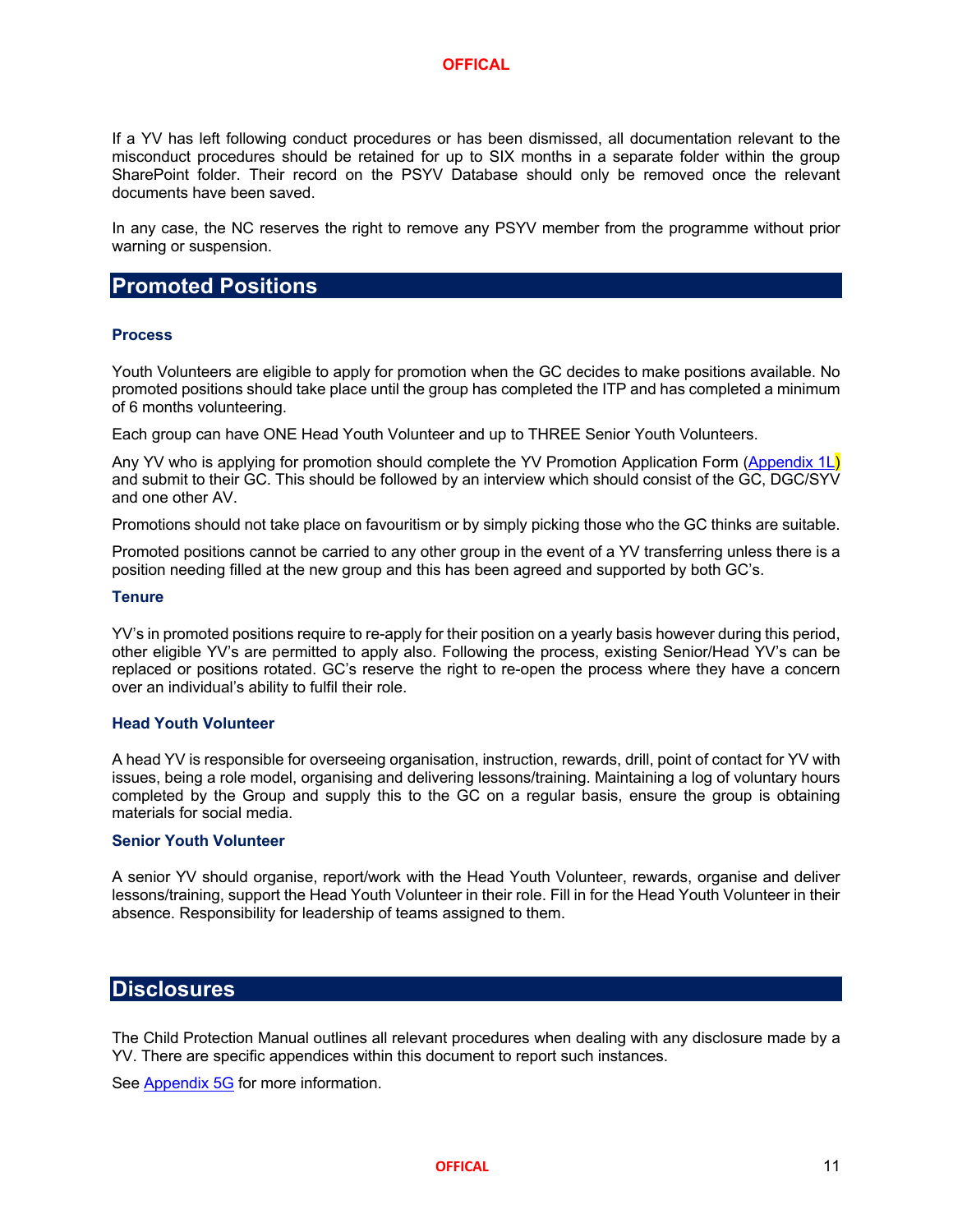If a YV has left following conduct procedures or has been dismissed, all documentation relevant to the misconduct procedures should be retained for up to SIX months in a separate folder within the group SharePoint folder. Their record on the PSYV Database should only be removed once the relevant documents have been saved.

In any case, the NC reserves the right to remove any PSYV member from the programme without prior warning or suspension.

## Promoted Positions

### Process

Youth Volunteers are eligible to apply for promotion when the GC decides to make positions available. No promoted positions should take place until the group has completed the ITP and has completed a minimum of 6 months volunteering.

Each group can have ONE Head Youth Volunteer and up to THREE Senior Youth Volunteers.

Any YV who is applying for promotion should complete the YV Promotion Application Form (Appendix 1L) and submit to their GC. This should be followed by an interview which should consist of the GC, DGC/SYV and one other AV.

Promotions should not take place on favouritism or by simply picking those who the GC thinks are suitable.

Promoted positions cannot be carried to any other group in the event of a YV transferring unless there is a position needing filled at the new group and this has been agreed and supported by both GC's.

### Tenure

YV's in promoted positions require to re-apply for their position on a yearly basis however during this period, other eligible YV's are permitted to apply also. Following the process, existing Senior/Head YV's can be replaced or positions rotated. GC's reserve the right to re-open the process where they have a concern over an individual's ability to fulfil their role.

### Head Youth Volunteer

A head YV is responsible for overseeing organisation, instruction, rewards, drill, point of contact for YV with issues, being a role model, organising and delivering lessons/training. Maintaining a log of voluntary hours completed by the Group and supply this to the GC on a regular basis, ensure the group is obtaining materials for social media.

### Senior Youth Volunteer

A senior YV should organise, report/work with the Head Youth Volunteer, rewards, organise and deliver lessons/training, support the Head Youth Volunteer in their role. Fill in for the Head Youth Volunteer in their absence. Responsibility for leadership of teams assigned to them.

## Disclosures

The Child Protection Manual outlines all relevant procedures when dealing with any disclosure made by a YV. There are specific appendices within this document to report such instances.

See Appendix 5G for more information.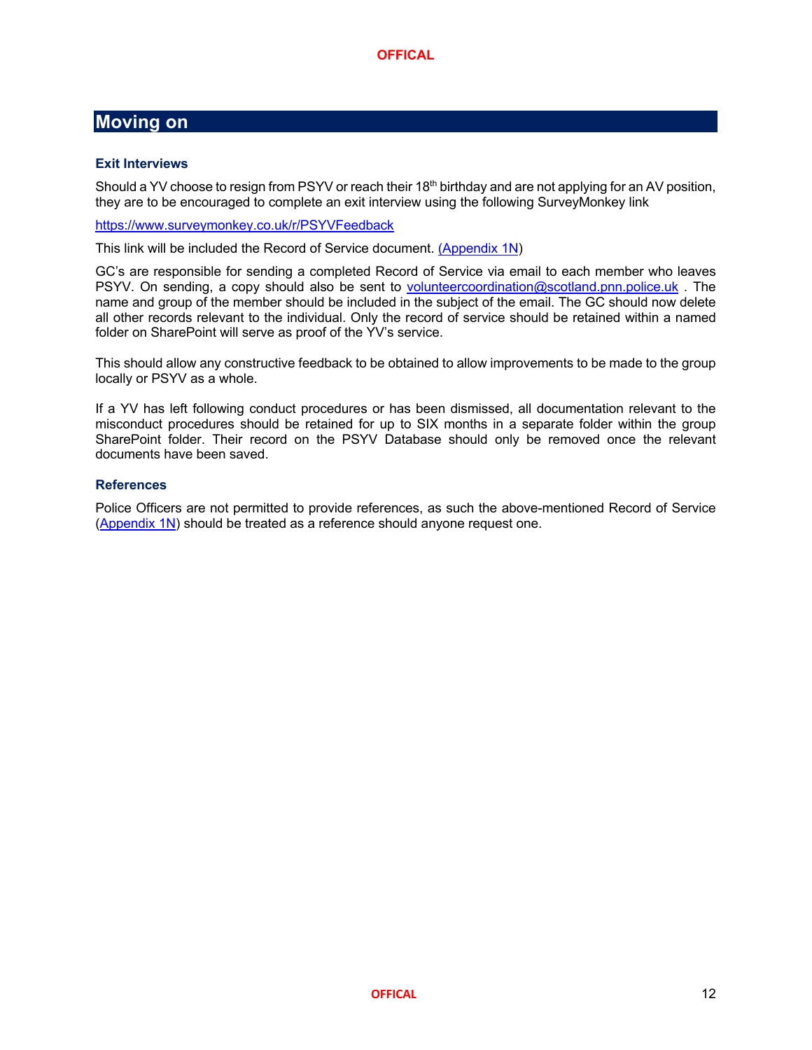# Moving on

### Exit Interviews

Should a YV choose to resign from PSYV or reach their 18th birthday and are not applying for an AV position, they are to be encouraged to complete an exit interview using the following SurveyMonkey link

https://www.surveymonkey.co.uk/r/PSYVFeedback

This link will be included the Record of Service document. (Appendix 1N)

GC's are responsible for sending a completed Record of Service via email to each member who leaves PSYV. On sending, a copy should also be sent to volunteercoordination@scotland.pnn.police.uk . The name and group of the member should be included in the subject of the email. The GC should now delete all other records relevant to the individual. Only the record of service should be retained within a named folder on SharePoint will serve as proof of the YV's service.

This should allow any constructive feedback to be obtained to allow improvements to be made to the group locally or PSYV as a whole.

If a YV has left following conduct procedures or has been dismissed, all documentation relevant to the misconduct procedures should be retained for up to SIX months in a separate folder within the group SharePoint folder. Their record on the PSYV Database should only be removed once the relevant documents have been saved.

### References

Police Officers are not permitted to provide references, as such the above-mentioned Record of Service (Appendix 1N) should be treated as a reference should anyone request one.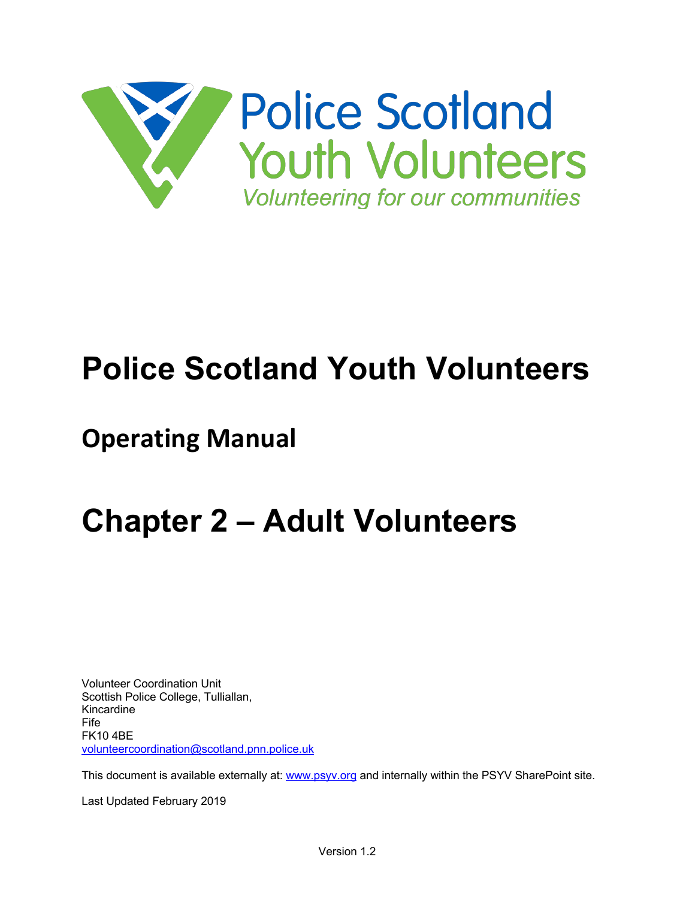Police Scotland
Youth Volunteers
*Volunteering for our communities*

# Police Scotland Youth Volunteers

## Operating Manual

# Chapter 2 – Adult Volunteers

Volunteer Coordination Unit
Scottish Police College, Tulliallan,
Kincardine
Fife
FK10 4BE
volunteercoordination@scotland.pnn.police.uk

This document is available externally at: www.psyv.org and internally within the PSYV SharePoint site.

Last Updated February 2019

Version 1.2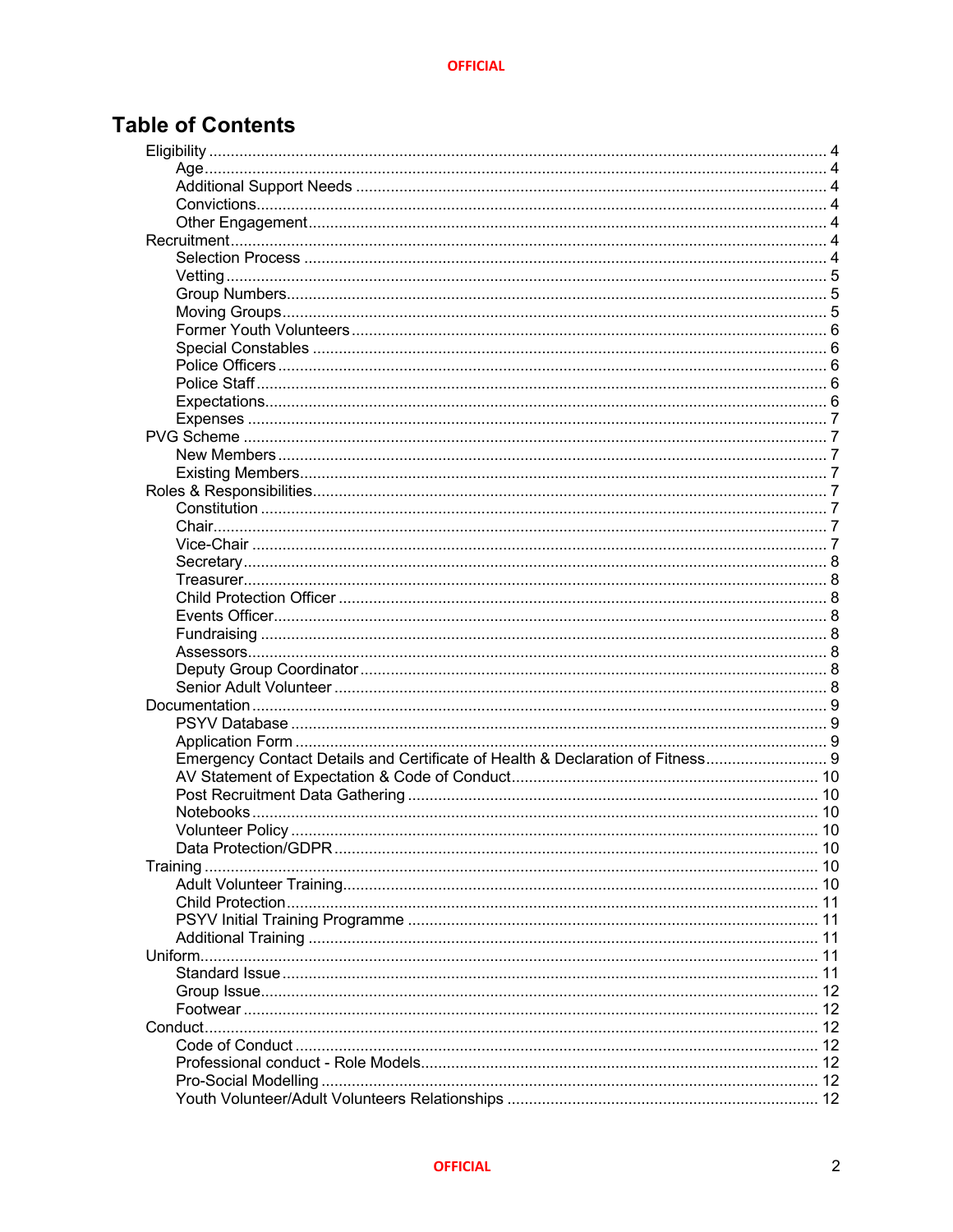# Table of Contents

- Eligibility ..... 4
  - Age ..... 4
  - Additional Support Needs ..... 4
  - Convictions ..... 4
  - Other Engagement ..... 4
- Recruitment ..... 4
  - Selection Process ..... 4
  - Vetting ..... 5
  - Group Numbers ..... 5
  - Moving Groups ..... 5
  - Former Youth Volunteers ..... 6
  - Special Constables ..... 6
  - Police Officers ..... 6
  - Police Staff ..... 6
  - Expectations ..... 6
  - Expenses ..... 7
- PVG Scheme ..... 7
  - New Members ..... 7
  - Existing Members ..... 7
- Roles & Responsibilities ..... 7
  - Constitution ..... 7
  - Chair ..... 7
  - Vice-Chair ..... 7
  - Secretary ..... 8
  - Treasurer ..... 8
  - Child Protection Officer ..... 8
  - Events Officer ..... 8
  - Fundraising ..... 8
  - Assessors ..... 8
  - Deputy Group Coordinator ..... 8
  - Senior Adult Volunteer ..... 8
- Documentation ..... 9
  - PSYV Database ..... 9
  - Application Form ..... 9
  - Emergency Contact Details and Certificate of Health & Declaration of Fitness ..... 9
  - AV Statement of Expectation & Code of Conduct ..... 10
  - Post Recruitment Data Gathering ..... 10
  - Notebooks ..... 10
  - Volunteer Policy ..... 10
  - Data Protection/GDPR ..... 10
- Training ..... 10
  - Adult Volunteer Training ..... 10
  - Child Protection ..... 11
  - PSYV Initial Training Programme ..... 11
  - Additional Training ..... 11
- Uniform ..... 11
  - Standard Issue ..... 11
  - Group Issue ..... 12
  - Footwear ..... 12
- Conduct ..... 12
  - Code of Conduct ..... 12
  - Professional conduct - Role Models ..... 12
  - Pro-Social Modelling ..... 12
  - Youth Volunteer/Adult Volunteers Relationships ..... 12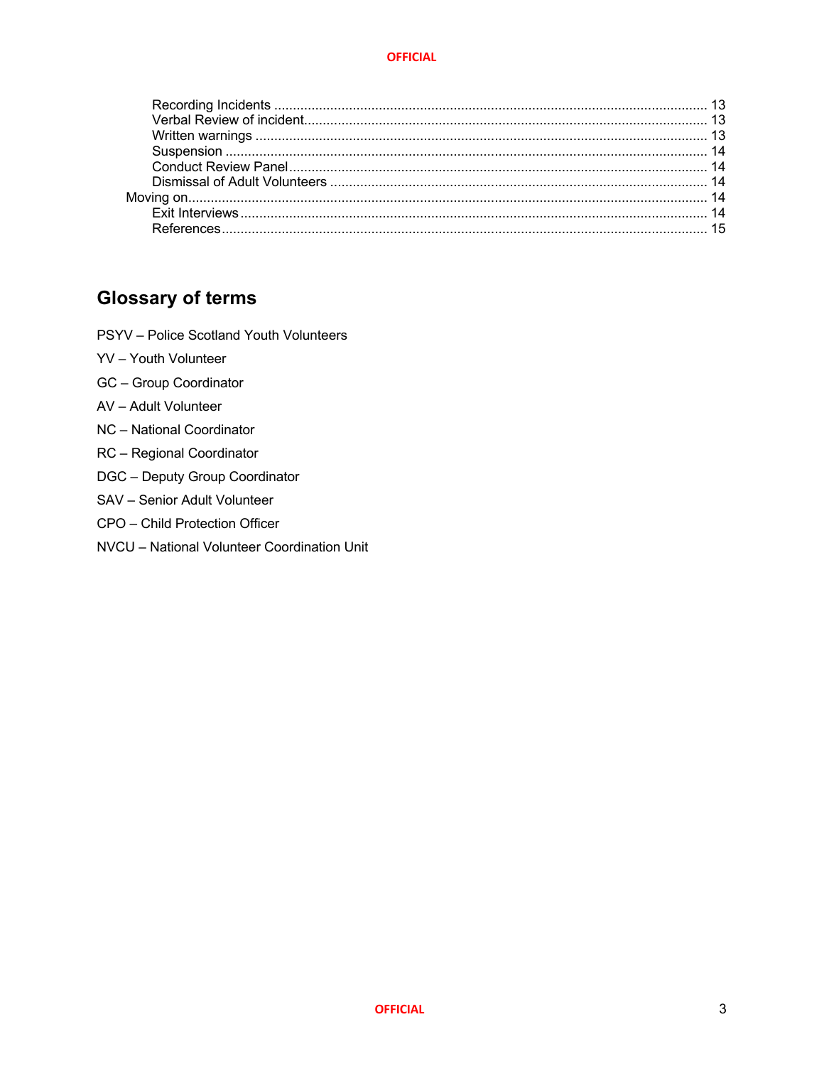Recording Incidents ..................................................................................................... 13
Verbal Review of incident................................................................................................ 13
Written warnings ........................................................................................................... 13
Suspension ................................................................................................................... 14
Conduct Review Panel.................................................................................................... 14
Dismissal of Adult Volunteers ......................................................................................... 14
Moving on.......................................................................................................................... 14
Exit Interviews ............................................................................................................... 14
References..................................................................................................................... 15

## Glossary of terms

PSYV – Police Scotland Youth Volunteers

YV – Youth Volunteer

GC – Group Coordinator

AV – Adult Volunteer

NC – National Coordinator

RC – Regional Coordinator

DGC – Deputy Group Coordinator

SAV – Senior Adult Volunteer

CPO – Child Protection Officer

NVCU – National Volunteer Coordination Unit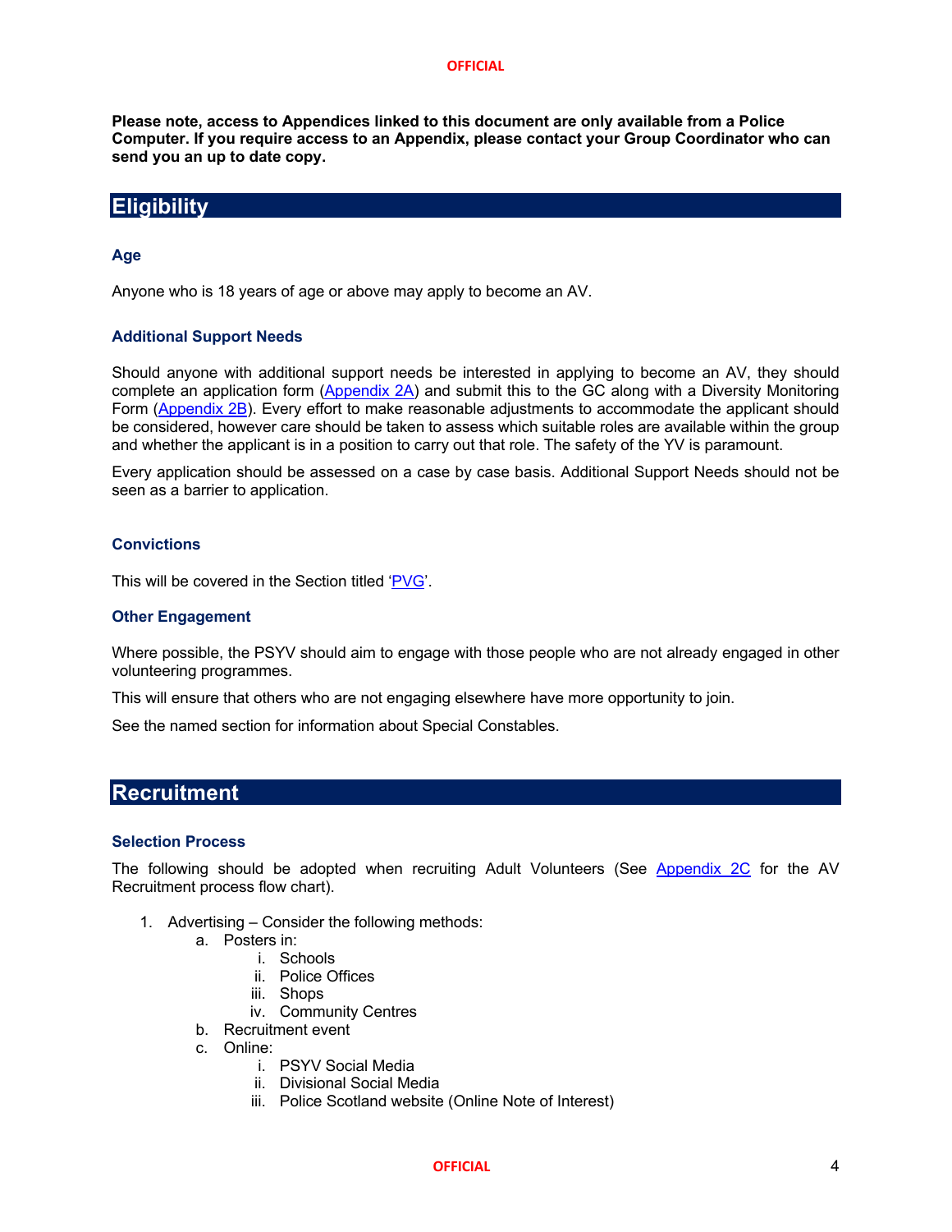**Please note, access to Appendices linked to this document are only available from a Police Computer. If you require access to an Appendix, please contact your Group Coordinator who can send you an up to date copy.**

## Eligibility

### Age

Anyone who is 18 years of age or above may apply to become an AV.

### Additional Support Needs

Should anyone with additional support needs be interested in applying to become an AV, they should complete an application form (Appendix 2A) and submit this to the GC along with a Diversity Monitoring Form (Appendix 2B). Every effort to make reasonable adjustments to accommodate the applicant should be considered, however care should be taken to assess which suitable roles are available within the group and whether the applicant is in a position to carry out that role. The safety of the YV is paramount.

Every application should be assessed on a case by case basis. Additional Support Needs should not be seen as a barrier to application.

### Convictions

This will be covered in the Section titled 'PVG'.

### Other Engagement

Where possible, the PSYV should aim to engage with those people who are not already engaged in other volunteering programmes.

This will ensure that others who are not engaging elsewhere have more opportunity to join.

See the named section for information about Special Constables.

## Recruitment

### Selection Process

The following should be adopted when recruiting Adult Volunteers (See Appendix 2C for the AV Recruitment process flow chart).

1. Advertising – Consider the following methods:
   a. Posters in:
      i. Schools
      ii. Police Offices
      iii. Shops
      iv. Community Centres
   b. Recruitment event
   c. Online:
      i. PSYV Social Media
      ii. Divisional Social Media
      iii. Police Scotland website (Online Note of Interest)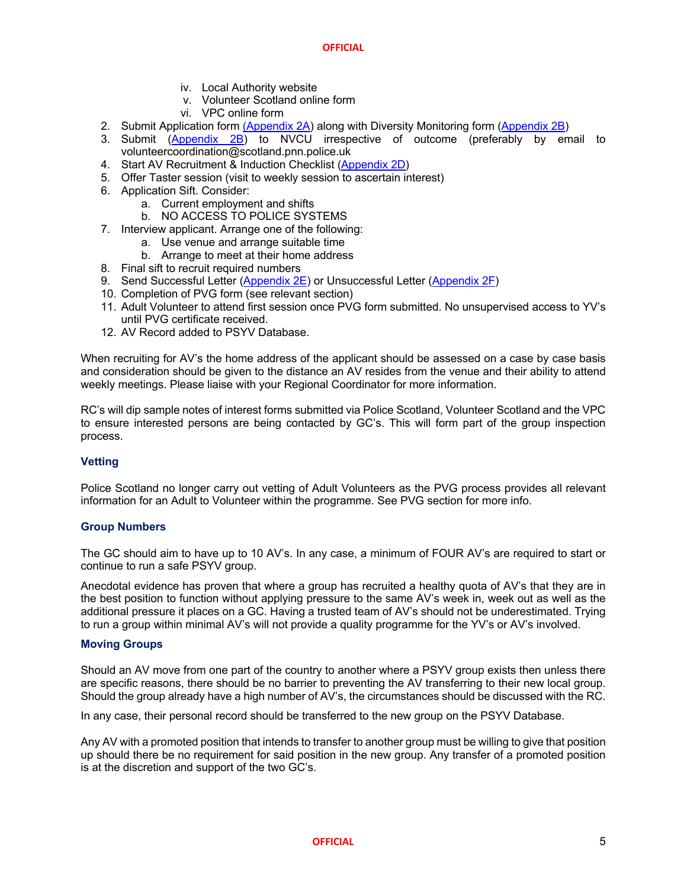iv. Local Authority website
    v. Volunteer Scotland online form
    vi. VPC online form

2. Submit Application form (Appendix 2A) along with Diversity Monitoring form (Appendix 2B)
3. Submit (Appendix 2B) to NVCU irrespective of outcome (preferably by email to volunteercoordination@scotland.pnn.police.uk
4. Start AV Recruitment & Induction Checklist (Appendix 2D)
5. Offer Taster session (visit to weekly session to ascertain interest)
6. Application Sift. Consider:
    a. Current employment and shifts
    b. NO ACCESS TO POLICE SYSTEMS
7. Interview applicant. Arrange one of the following:
    a. Use venue and arrange suitable time
    b. Arrange to meet at their home address
8. Final sift to recruit required numbers
9. Send Successful Letter (Appendix 2E) or Unsuccessful Letter (Appendix 2F)
10. Completion of PVG form (see relevant section)
11. Adult Volunteer to attend first session once PVG form submitted. No unsupervised access to YV's until PVG certificate received.
12. AV Record added to PSYV Database.

When recruiting for AV's the home address of the applicant should be assessed on a case by case basis and consideration should be given to the distance an AV resides from the venue and their ability to attend weekly meetings. Please liaise with your Regional Coordinator for more information.

RC's will dip sample notes of interest forms submitted via Police Scotland, Volunteer Scotland and the VPC to ensure interested persons are being contacted by GC's. This will form part of the group inspection process.

### Vetting

Police Scotland no longer carry out vetting of Adult Volunteers as the PVG process provides all relevant information for an Adult to Volunteer within the programme. See PVG section for more info.

### Group Numbers

The GC should aim to have up to 10 AV's. In any case, a minimum of FOUR AV's are required to start or continue to run a safe PSYV group.

Anecdotal evidence has proven that where a group has recruited a healthy quota of AV's that they are in the best position to function without applying pressure to the same AV's week in, week out as well as the additional pressure it places on a GC. Having a trusted team of AV's should not be underestimated. Trying to run a group within minimal AV's will not provide a quality programme for the YV's or AV's involved.

### Moving Groups

Should an AV move from one part of the country to another where a PSYV group exists then unless there are specific reasons, there should be no barrier to preventing the AV transferring to their new local group. Should the group already have a high number of AV's, the circumstances should be discussed with the RC.

In any case, their personal record should be transferred to the new group on the PSYV Database.

Any AV with a promoted position that intends to transfer to another group must be willing to give that position up should there be no requirement for said position in the new group. Any transfer of a promoted position is at the discretion and support of the two GC's.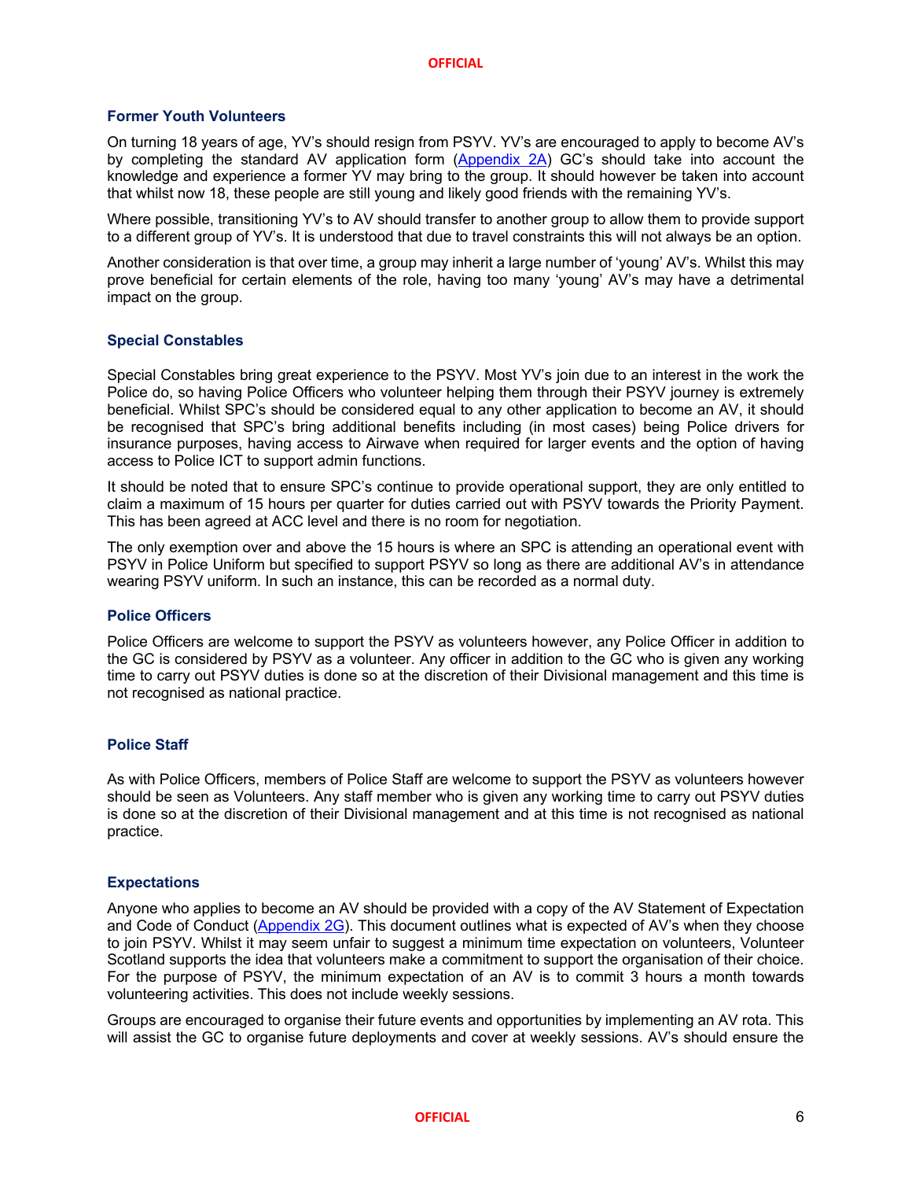### Former Youth Volunteers

On turning 18 years of age, YV's should resign from PSYV. YV's are encouraged to apply to become AV's by completing the standard AV application form (Appendix 2A) GC's should take into account the knowledge and experience a former YV may bring to the group. It should however be taken into account that whilst now 18, these people are still young and likely good friends with the remaining YV's.

Where possible, transitioning YV's to AV should transfer to another group to allow them to provide support to a different group of YV's. It is understood that due to travel constraints this will not always be an option.

Another consideration is that over time, a group may inherit a large number of 'young' AV's. Whilst this may prove beneficial for certain elements of the role, having too many 'young' AV's may have a detrimental impact on the group.

### Special Constables

Special Constables bring great experience to the PSYV. Most YV's join due to an interest in the work the Police do, so having Police Officers who volunteer helping them through their PSYV journey is extremely beneficial. Whilst SPC's should be considered equal to any other application to become an AV, it should be recognised that SPC's bring additional benefits including (in most cases) being Police drivers for insurance purposes, having access to Airwave when required for larger events and the option of having access to Police ICT to support admin functions.

It should be noted that to ensure SPC's continue to provide operational support, they are only entitled to claim a maximum of 15 hours per quarter for duties carried out with PSYV towards the Priority Payment. This has been agreed at ACC level and there is no room for negotiation.

The only exemption over and above the 15 hours is where an SPC is attending an operational event with PSYV in Police Uniform but specified to support PSYV so long as there are additional AV's in attendance wearing PSYV uniform. In such an instance, this can be recorded as a normal duty.

### Police Officers

Police Officers are welcome to support the PSYV as volunteers however, any Police Officer in addition to the GC is considered by PSYV as a volunteer. Any officer in addition to the GC who is given any working time to carry out PSYV duties is done so at the discretion of their Divisional management and this time is not recognised as national practice.

### Police Staff

As with Police Officers, members of Police Staff are welcome to support the PSYV as volunteers however should be seen as Volunteers. Any staff member who is given any working time to carry out PSYV duties is done so at the discretion of their Divisional management and at this time is not recognised as national practice.

### Expectations

Anyone who applies to become an AV should be provided with a copy of the AV Statement of Expectation and Code of Conduct (Appendix 2G). This document outlines what is expected of AV's when they choose to join PSYV. Whilst it may seem unfair to suggest a minimum time expectation on volunteers, Volunteer Scotland supports the idea that volunteers make a commitment to support the organisation of their choice. For the purpose of PSYV, the minimum expectation of an AV is to commit 3 hours a month towards volunteering activities. This does not include weekly sessions.

Groups are encouraged to organise their future events and opportunities by implementing an AV rota. This will assist the GC to organise future deployments and cover at weekly sessions. AV's should ensure the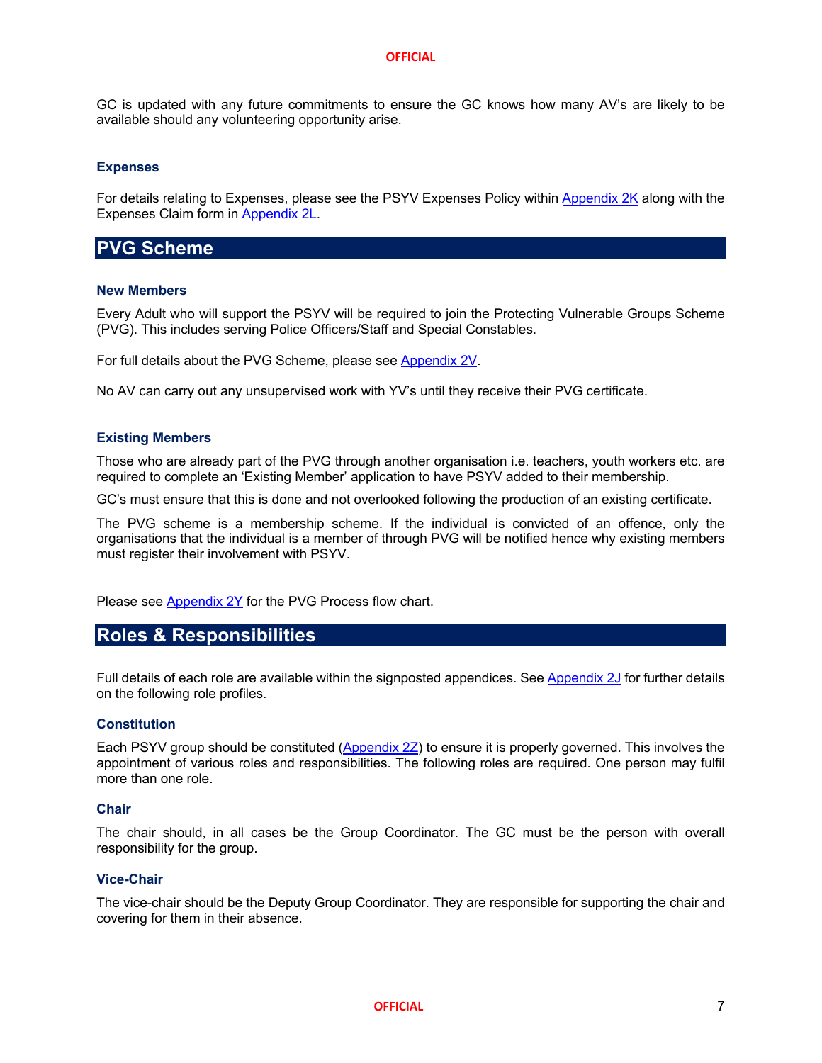GC is updated with any future commitments to ensure the GC knows how many AV's are likely to be available should any volunteering opportunity arise.

### Expenses

For details relating to Expenses, please see the PSYV Expenses Policy within Appendix 2K along with the Expenses Claim form in Appendix 2L.

## PVG Scheme

### New Members

Every Adult who will support the PSYV will be required to join the Protecting Vulnerable Groups Scheme (PVG). This includes serving Police Officers/Staff and Special Constables.

For full details about the PVG Scheme, please see Appendix 2V.

No AV can carry out any unsupervised work with YV's until they receive their PVG certificate.

### Existing Members

Those who are already part of the PVG through another organisation i.e. teachers, youth workers etc. are required to complete an 'Existing Member' application to have PSYV added to their membership.

GC's must ensure that this is done and not overlooked following the production of an existing certificate.

The PVG scheme is a membership scheme. If the individual is convicted of an offence, only the organisations that the individual is a member of through PVG will be notified hence why existing members must register their involvement with PSYV.

Please see Appendix 2Y for the PVG Process flow chart.

## Roles & Responsibilities

Full details of each role are available within the signposted appendices. See Appendix 2J for further details on the following role profiles.

### Constitution

Each PSYV group should be constituted (Appendix 2Z) to ensure it is properly governed. This involves the appointment of various roles and responsibilities. The following roles are required. One person may fulfil more than one role.

### Chair

The chair should, in all cases be the Group Coordinator. The GC must be the person with overall responsibility for the group.

### Vice-Chair

The vice-chair should be the Deputy Group Coordinator. They are responsible for supporting the chair and covering for them in their absence.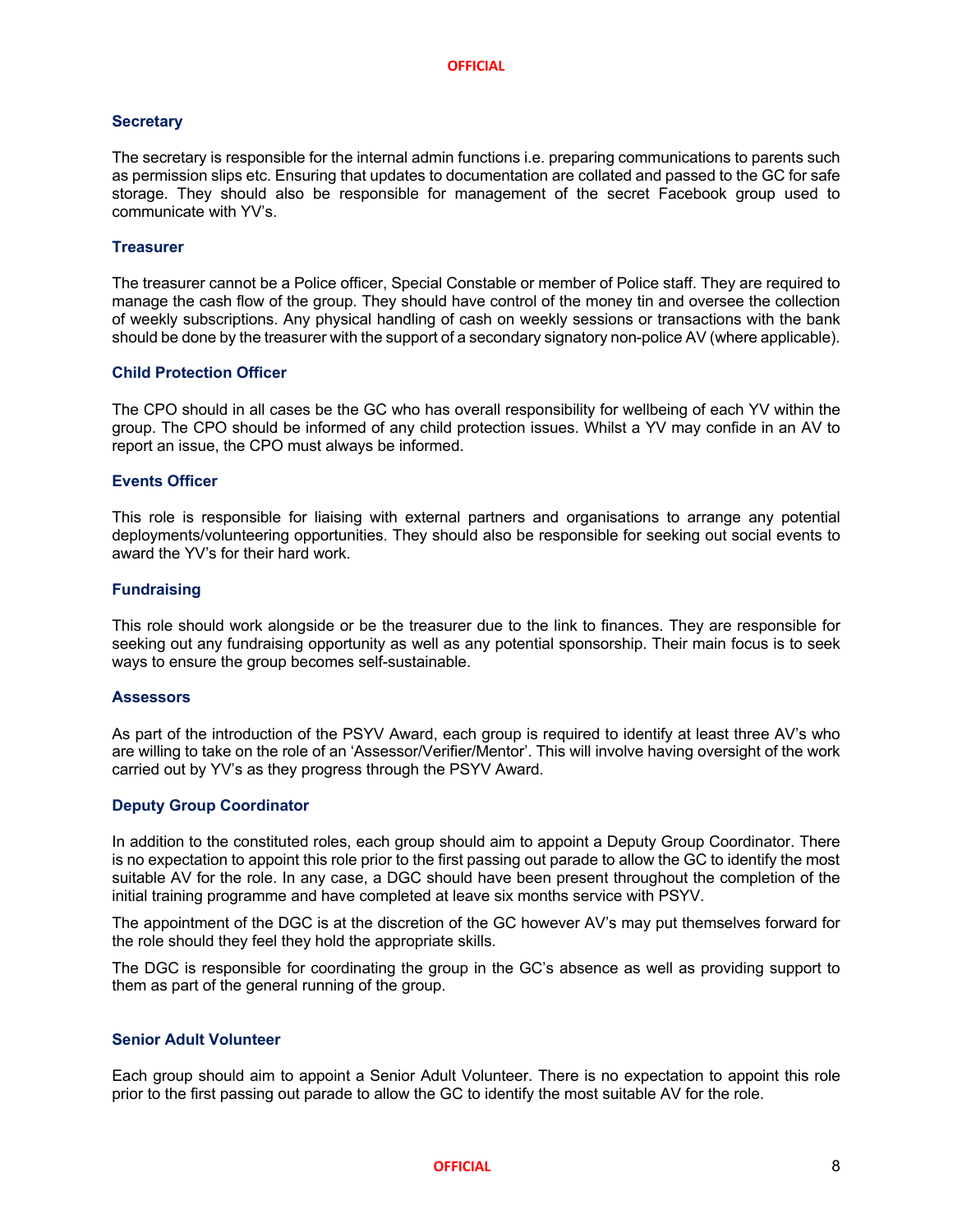### Secretary

The secretary is responsible for the internal admin functions i.e. preparing communications to parents such as permission slips etc. Ensuring that updates to documentation are collated and passed to the GC for safe storage. They should also be responsible for management of the secret Facebook group used to communicate with YV's.

### Treasurer

The treasurer cannot be a Police officer, Special Constable or member of Police staff. They are required to manage the cash flow of the group. They should have control of the money tin and oversee the collection of weekly subscriptions. Any physical handling of cash on weekly sessions or transactions with the bank should be done by the treasurer with the support of a secondary signatory non-police AV (where applicable).

### Child Protection Officer

The CPO should in all cases be the GC who has overall responsibility for wellbeing of each YV within the group. The CPO should be informed of any child protection issues. Whilst a YV may confide in an AV to report an issue, the CPO must always be informed.

### Events Officer

This role is responsible for liaising with external partners and organisations to arrange any potential deployments/volunteering opportunities. They should also be responsible for seeking out social events to award the YV's for their hard work.

### Fundraising

This role should work alongside or be the treasurer due to the link to finances. They are responsible for seeking out any fundraising opportunity as well as any potential sponsorship. Their main focus is to seek ways to ensure the group becomes self-sustainable.

### Assessors

As part of the introduction of the PSYV Award, each group is required to identify at least three AV's who are willing to take on the role of an 'Assessor/Verifier/Mentor'. This will involve having oversight of the work carried out by YV's as they progress through the PSYV Award.

### Deputy Group Coordinator

In addition to the constituted roles, each group should aim to appoint a Deputy Group Coordinator. There is no expectation to appoint this role prior to the first passing out parade to allow the GC to identify the most suitable AV for the role. In any case, a DGC should have been present throughout the completion of the initial training programme and have completed at leave six months service with PSYV.

The appointment of the DGC is at the discretion of the GC however AV's may put themselves forward for the role should they feel they hold the appropriate skills.

The DGC is responsible for coordinating the group in the GC's absence as well as providing support to them as part of the general running of the group.

### Senior Adult Volunteer

Each group should aim to appoint a Senior Adult Volunteer. There is no expectation to appoint this role prior to the first passing out parade to allow the GC to identify the most suitable AV for the role.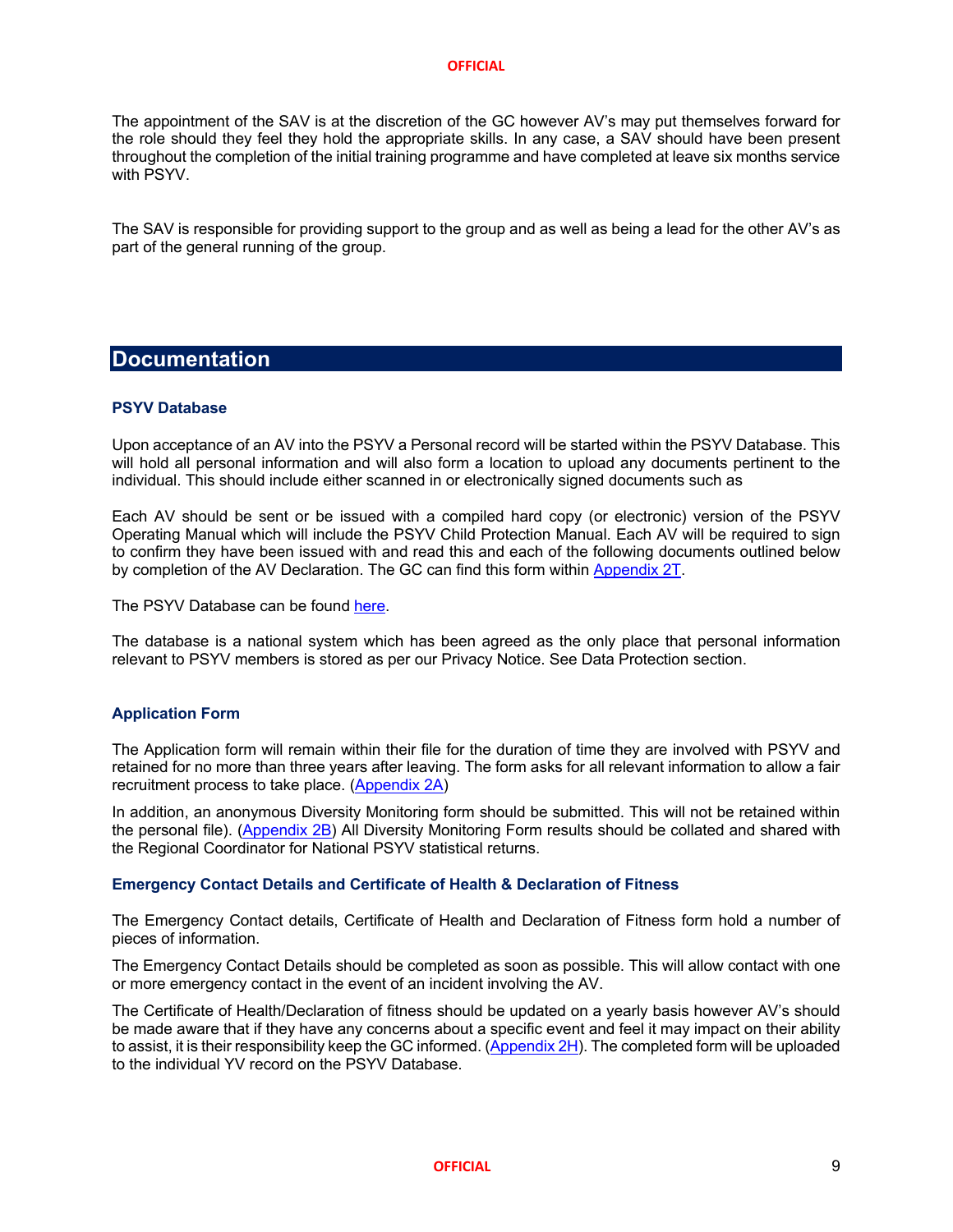The appointment of the SAV is at the discretion of the GC however AV's may put themselves forward for the role should they feel they hold the appropriate skills. In any case, a SAV should have been present throughout the completion of the initial training programme and have completed at leave six months service with PSYV.

The SAV is responsible for providing support to the group and as well as being a lead for the other AV's as part of the general running of the group.

## Documentation

### PSYV Database

Upon acceptance of an AV into the PSYV a Personal record will be started within the PSYV Database. This will hold all personal information and will also form a location to upload any documents pertinent to the individual. This should include either scanned in or electronically signed documents such as

Each AV should be sent or be issued with a compiled hard copy (or electronic) version of the PSYV Operating Manual which will include the PSYV Child Protection Manual. Each AV will be required to sign to confirm they have been issued with and read this and each of the following documents outlined below by completion of the AV Declaration. The GC can find this form within Appendix 2T.

The PSYV Database can be found here.

The database is a national system which has been agreed as the only place that personal information relevant to PSYV members is stored as per our Privacy Notice. See Data Protection section.

### Application Form

The Application form will remain within their file for the duration of time they are involved with PSYV and retained for no more than three years after leaving. The form asks for all relevant information to allow a fair recruitment process to take place. (Appendix 2A)

In addition, an anonymous Diversity Monitoring form should be submitted. This will not be retained within the personal file). (Appendix 2B) All Diversity Monitoring Form results should be collated and shared with the Regional Coordinator for National PSYV statistical returns.

### Emergency Contact Details and Certificate of Health & Declaration of Fitness

The Emergency Contact details, Certificate of Health and Declaration of Fitness form hold a number of pieces of information.

The Emergency Contact Details should be completed as soon as possible. This will allow contact with one or more emergency contact in the event of an incident involving the AV.

The Certificate of Health/Declaration of fitness should be updated on a yearly basis however AV's should be made aware that if they have any concerns about a specific event and feel it may impact on their ability to assist, it is their responsibility keep the GC informed. (Appendix 2H). The completed form will be uploaded to the individual YV record on the PSYV Database.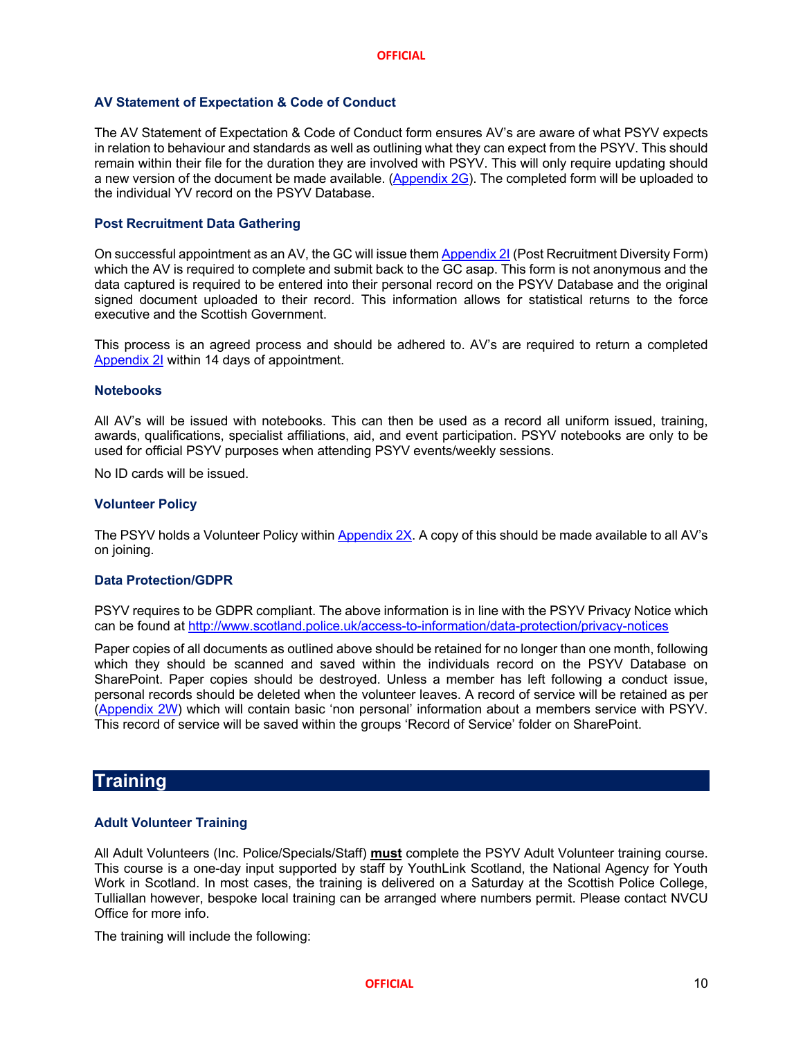### AV Statement of Expectation & Code of Conduct

The AV Statement of Expectation & Code of Conduct form ensures AV's are aware of what PSYV expects in relation to behaviour and standards as well as outlining what they can expect from the PSYV. This should remain within their file for the duration they are involved with PSYV. This will only require updating should a new version of the document be made available. (Appendix 2G). The completed form will be uploaded to the individual YV record on the PSYV Database.

### Post Recruitment Data Gathering

On successful appointment as an AV, the GC will issue them Appendix 2I (Post Recruitment Diversity Form) which the AV is required to complete and submit back to the GC asap. This form is not anonymous and the data captured is required to be entered into their personal record on the PSYV Database and the original signed document uploaded to their record. This information allows for statistical returns to the force executive and the Scottish Government.

This process is an agreed process and should be adhered to. AV's are required to return a completed Appendix 2I within 14 days of appointment.

### Notebooks

All AV's will be issued with notebooks. This can then be used as a record all uniform issued, training, awards, qualifications, specialist affiliations, aid, and event participation. PSYV notebooks are only to be used for official PSYV purposes when attending PSYV events/weekly sessions.

No ID cards will be issued.

### Volunteer Policy

The PSYV holds a Volunteer Policy within Appendix 2X. A copy of this should be made available to all AV's on joining.

### Data Protection/GDPR

PSYV requires to be GDPR compliant. The above information is in line with the PSYV Privacy Notice which can be found at http://www.scotland.police.uk/access-to-information/data-protection/privacy-notices

Paper copies of all documents as outlined above should be retained for no longer than one month, following which they should be scanned and saved within the individuals record on the PSYV Database on SharePoint. Paper copies should be destroyed. Unless a member has left following a conduct issue, personal records should be deleted when the volunteer leaves. A record of service will be retained as per (Appendix 2W) which will contain basic 'non personal' information about a members service with PSYV. This record of service will be saved within the groups 'Record of Service' folder on SharePoint.

## Training

### Adult Volunteer Training

All Adult Volunteers (Inc. Police/Specials/Staff) **must** complete the PSYV Adult Volunteer training course. This course is a one-day input supported by staff by YouthLink Scotland, the National Agency for Youth Work in Scotland. In most cases, the training is delivered on a Saturday at the Scottish Police College, Tulliallan however, bespoke local training can be arranged where numbers permit. Please contact NVCU Office for more info.

The training will include the following: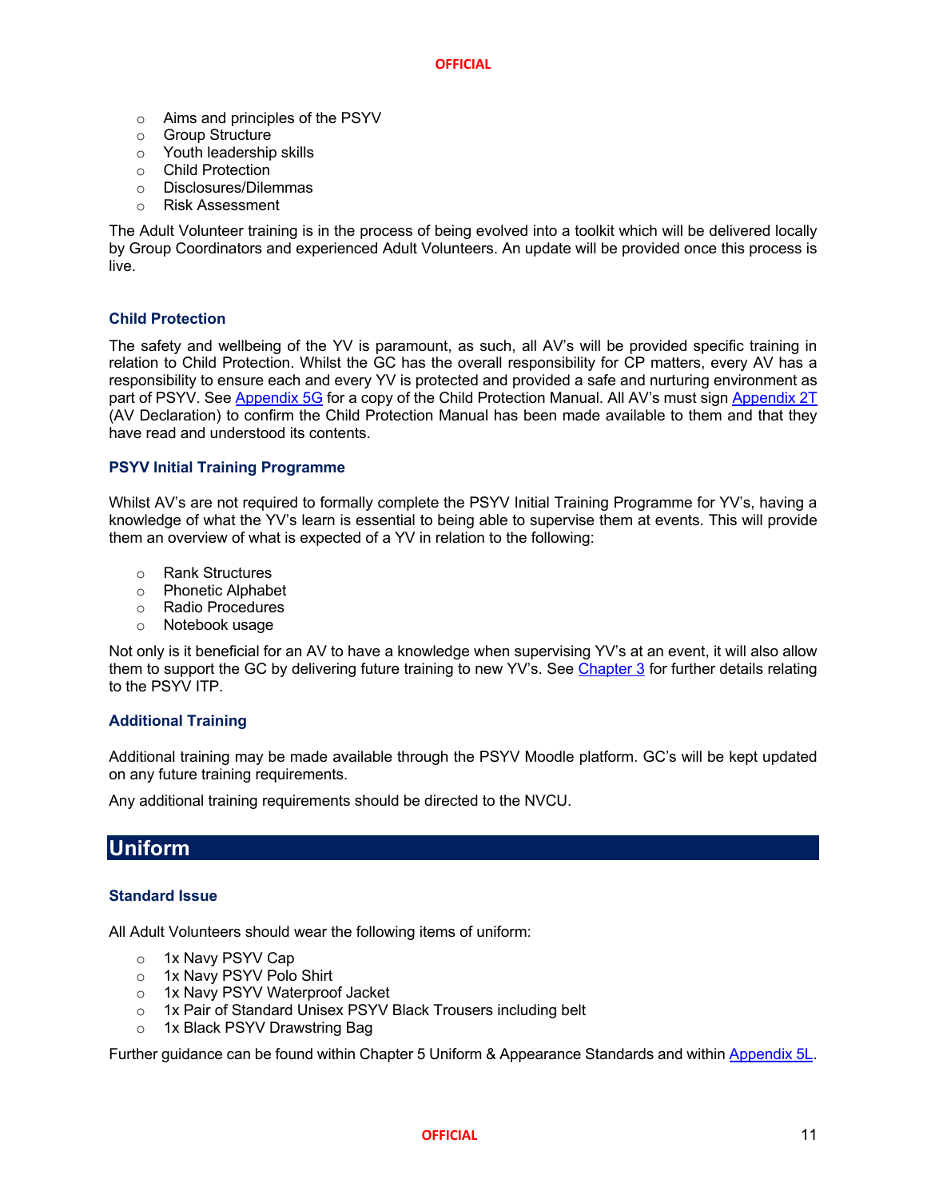- Aims and principles of the PSYV
- Group Structure
- Youth leadership skills
- Child Protection
- Disclosures/Dilemmas
- Risk Assessment

The Adult Volunteer training is in the process of being evolved into a toolkit which will be delivered locally by Group Coordinators and experienced Adult Volunteers. An update will be provided once this process is live.

### Child Protection

The safety and wellbeing of the YV is paramount, as such, all AV's will be provided specific training in relation to Child Protection. Whilst the GC has the overall responsibility for CP matters, every AV has a responsibility to ensure each and every YV is protected and provided a safe and nurturing environment as part of PSYV. See Appendix 5G for a copy of the Child Protection Manual. All AV's must sign Appendix 2T (AV Declaration) to confirm the Child Protection Manual has been made available to them and that they have read and understood its contents.

### PSYV Initial Training Programme

Whilst AV's are not required to formally complete the PSYV Initial Training Programme for YV's, having a knowledge of what the YV's learn is essential to being able to supervise them at events. This will provide them an overview of what is expected of a YV in relation to the following:

- Rank Structures
- Phonetic Alphabet
- Radio Procedures
- Notebook usage

Not only is it beneficial for an AV to have a knowledge when supervising YV's at an event, it will also allow them to support the GC by delivering future training to new YV's. See Chapter 3 for further details relating to the PSYV ITP.

### Additional Training

Additional training may be made available through the PSYV Moodle platform. GC's will be kept updated on any future training requirements.

Any additional training requirements should be directed to the NVCU.

## Uniform

### Standard Issue

All Adult Volunteers should wear the following items of uniform:

- 1x Navy PSYV Cap
- 1x Navy PSYV Polo Shirt
- 1x Navy PSYV Waterproof Jacket
- 1x Pair of Standard Unisex PSYV Black Trousers including belt
- 1x Black PSYV Drawstring Bag

Further guidance can be found within Chapter 5 Uniform & Appearance Standards and within Appendix 5L.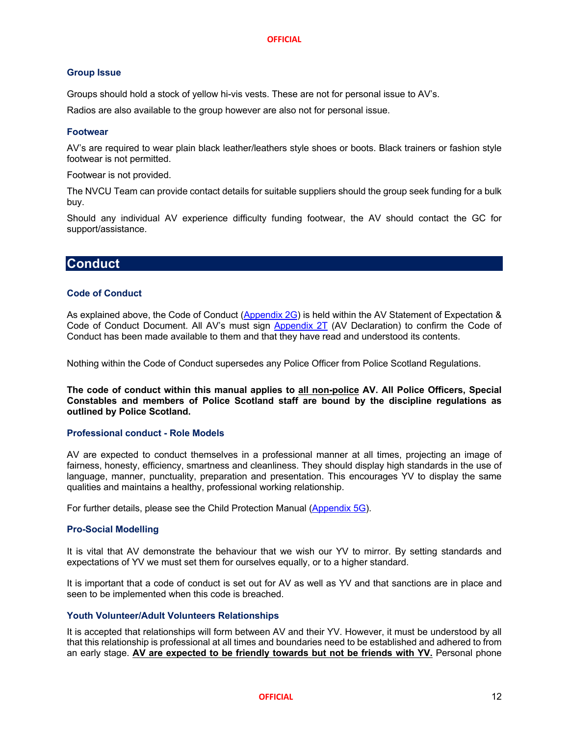### Group Issue

Groups should hold a stock of yellow hi-vis vests. These are not for personal issue to AV's.

Radios are also available to the group however are also not for personal issue.

### Footwear

AV's are required to wear plain black leather/leathers style shoes or boots. Black trainers or fashion style footwear is not permitted.

Footwear is not provided.

The NVCU Team can provide contact details for suitable suppliers should the group seek funding for a bulk buy.

Should any individual AV experience difficulty funding footwear, the AV should contact the GC for support/assistance.

## Conduct

### Code of Conduct

As explained above, the Code of Conduct (Appendix 2G) is held within the AV Statement of Expectation & Code of Conduct Document. All AV's must sign Appendix 2T (AV Declaration) to confirm the Code of Conduct has been made available to them and that they have read and understood its contents.

Nothing within the Code of Conduct supersedes any Police Officer from Police Scotland Regulations.

**The code of conduct within this manual applies to <u>all non-police</u> AV. All Police Officers, Special Constables and members of Police Scotland staff are bound by the discipline regulations as outlined by Police Scotland.**

### Professional conduct - Role Models

AV are expected to conduct themselves in a professional manner at all times, projecting an image of fairness, honesty, efficiency, smartness and cleanliness. They should display high standards in the use of language, manner, punctuality, preparation and presentation. This encourages YV to display the same qualities and maintains a healthy, professional working relationship.

For further details, please see the Child Protection Manual (Appendix 5G).

### Pro-Social Modelling

It is vital that AV demonstrate the behaviour that we wish our YV to mirror. By setting standards and expectations of YV we must set them for ourselves equally, or to a higher standard.

It is important that a code of conduct is set out for AV as well as YV and that sanctions are in place and seen to be implemented when this code is breached.

### Youth Volunteer/Adult Volunteers Relationships

It is accepted that relationships will form between AV and their YV. However, it must be understood by all that this relationship is professional at all times and boundaries need to be established and adhered to from an early stage. **<u>AV are expected to be friendly towards but not be friends with YV.</u>** Personal phone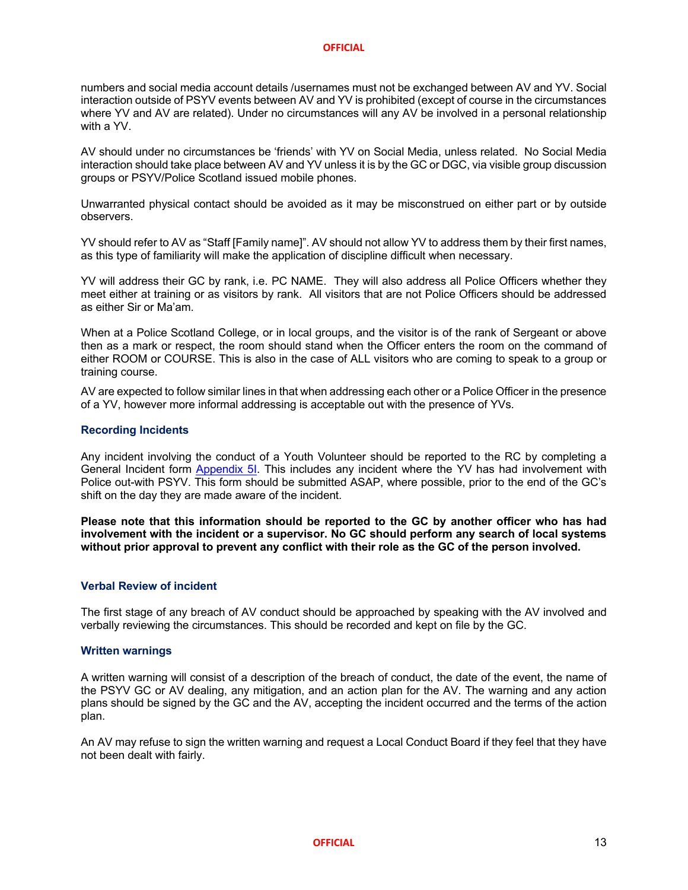numbers and social media account details /usernames must not be exchanged between AV and YV. Social interaction outside of PSYV events between AV and YV is prohibited (except of course in the circumstances where YV and AV are related). Under no circumstances will any AV be involved in a personal relationship with a YV.

AV should under no circumstances be 'friends' with YV on Social Media, unless related. No Social Media interaction should take place between AV and YV unless it is by the GC or DGC, via visible group discussion groups or PSYV/Police Scotland issued mobile phones.

Unwarranted physical contact should be avoided as it may be misconstrued on either part or by outside observers.

YV should refer to AV as "Staff [Family name]". AV should not allow YV to address them by their first names, as this type of familiarity will make the application of discipline difficult when necessary.

YV will address their GC by rank, i.e. PC NAME. They will also address all Police Officers whether they meet either at training or as visitors by rank. All visitors that are not Police Officers should be addressed as either Sir or Ma'am.

When at a Police Scotland College, or in local groups, and the visitor is of the rank of Sergeant or above then as a mark or respect, the room should stand when the Officer enters the room on the command of either ROOM or COURSE. This is also in the case of ALL visitors who are coming to speak to a group or training course.

AV are expected to follow similar lines in that when addressing each other or a Police Officer in the presence of a YV, however more informal addressing is acceptable out with the presence of YVs.

### Recording Incidents

Any incident involving the conduct of a Youth Volunteer should be reported to the RC by completing a General Incident form Appendix 5I. This includes any incident where the YV has had involvement with Police out-with PSYV. This form should be submitted ASAP, where possible, prior to the end of the GC's shift on the day they are made aware of the incident.

**Please note that this information should be reported to the GC by another officer who has had involvement with the incident or a supervisor. No GC should perform any search of local systems without prior approval to prevent any conflict with their role as the GC of the person involved.**

### Verbal Review of incident

The first stage of any breach of AV conduct should be approached by speaking with the AV involved and verbally reviewing the circumstances. This should be recorded and kept on file by the GC.

### Written warnings

A written warning will consist of a description of the breach of conduct, the date of the event, the name of the PSYV GC or AV dealing, any mitigation, and an action plan for the AV. The warning and any action plans should be signed by the GC and the AV, accepting the incident occurred and the terms of the action plan.

An AV may refuse to sign the written warning and request a Local Conduct Board if they feel that they have not been dealt with fairly.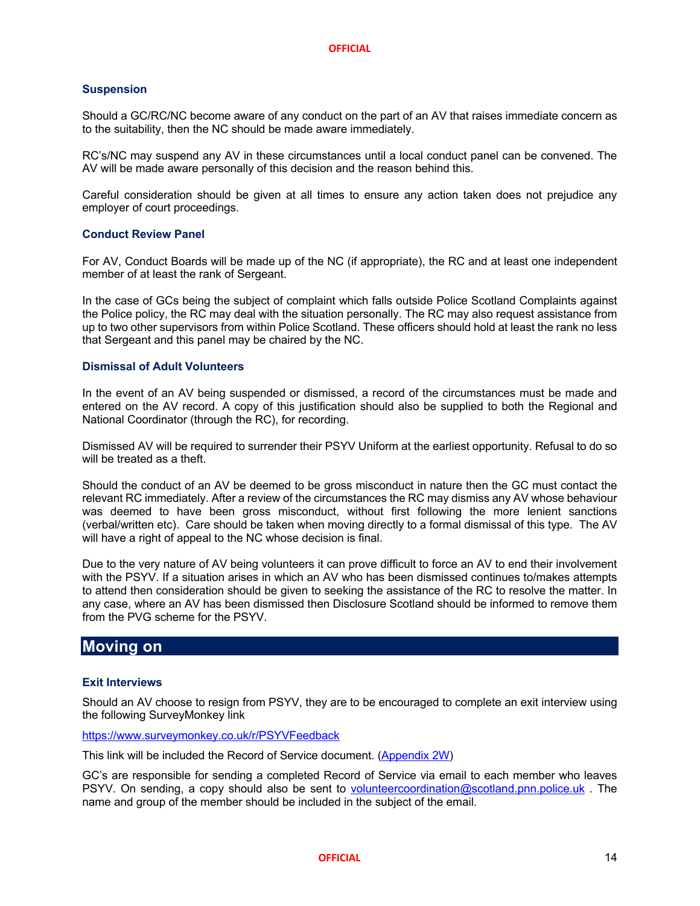### Suspension

Should a GC/RC/NC become aware of any conduct on the part of an AV that raises immediate concern as to the suitability, then the NC should be made aware immediately.

RC's/NC may suspend any AV in these circumstances until a local conduct panel can be convened. The AV will be made aware personally of this decision and the reason behind this.

Careful consideration should be given at all times to ensure any action taken does not prejudice any employer of court proceedings.

### Conduct Review Panel

For AV, Conduct Boards will be made up of the NC (if appropriate), the RC and at least one independent member of at least the rank of Sergeant.

In the case of GCs being the subject of complaint which falls outside Police Scotland Complaints against the Police policy, the RC may deal with the situation personally. The RC may also request assistance from up to two other supervisors from within Police Scotland. These officers should hold at least the rank no less that Sergeant and this panel may be chaired by the NC.

### Dismissal of Adult Volunteers

In the event of an AV being suspended or dismissed, a record of the circumstances must be made and entered on the AV record. A copy of this justification should also be supplied to both the Regional and National Coordinator (through the RC), for recording.

Dismissed AV will be required to surrender their PSYV Uniform at the earliest opportunity. Refusal to do so will be treated as a theft.

Should the conduct of an AV be deemed to be gross misconduct in nature then the GC must contact the relevant RC immediately. After a review of the circumstances the RC may dismiss any AV whose behaviour was deemed to have been gross misconduct, without first following the more lenient sanctions (verbal/written etc). Care should be taken when moving directly to a formal dismissal of this type. The AV will have a right of appeal to the NC whose decision is final.

Due to the very nature of AV being volunteers it can prove difficult to force an AV to end their involvement with the PSYV. If a situation arises in which an AV who has been dismissed continues to/makes attempts to attend then consideration should be given to seeking the assistance of the RC to resolve the matter. In any case, where an AV has been dismissed then Disclosure Scotland should be informed to remove them from the PVG scheme for the PSYV.

## Moving on

### Exit Interviews

Should an AV choose to resign from PSYV, they are to be encouraged to complete an exit interview using the following SurveyMonkey link

https://www.surveymonkey.co.uk/r/PSYVFeedback

This link will be included the Record of Service document. (Appendix 2W)

GC's are responsible for sending a completed Record of Service via email to each member who leaves PSYV. On sending, a copy should also be sent to volunteercoordination@scotland.pnn.police.uk . The name and group of the member should be included in the subject of the email.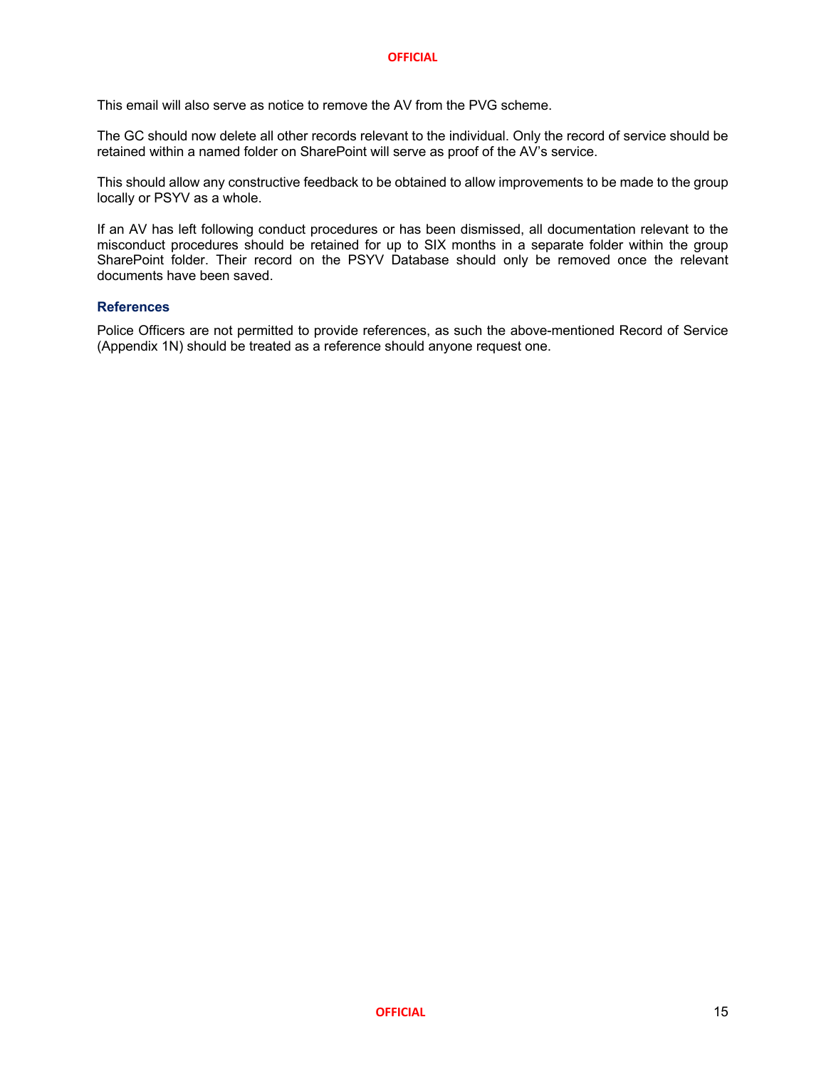This email will also serve as notice to remove the AV from the PVG scheme.

The GC should now delete all other records relevant to the individual. Only the record of service should be retained within a named folder on SharePoint will serve as proof of the AV's service.

This should allow any constructive feedback to be obtained to allow improvements to be made to the group locally or PSYV as a whole.

If an AV has left following conduct procedures or has been dismissed, all documentation relevant to the misconduct procedures should be retained for up to SIX months in a separate folder within the group SharePoint folder. Their record on the PSYV Database should only be removed once the relevant documents have been saved.

### References

Police Officers are not permitted to provide references, as such the above-mentioned Record of Service (Appendix 1N) should be treated as a reference should anyone request one.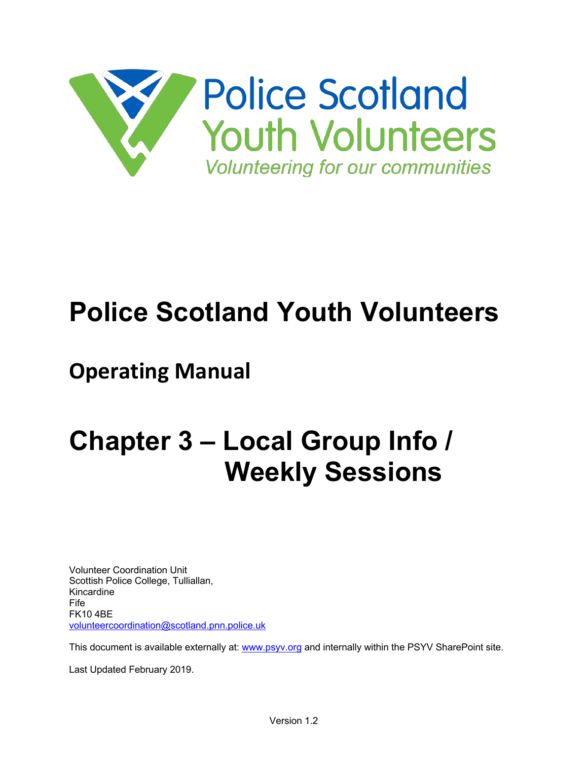Police Scotland
Youth Volunteers
*Volunteering for our communities*

# Police Scotland Youth Volunteers

## Operating Manual

# Chapter 3 – Local Group Info / Weekly Sessions

Volunteer Coordination Unit
Scottish Police College, Tulliallan,
Kincardine
Fife
FK10 4BE
volunteercoordination@scotland.pnn.police.uk

This document is available externally at: www.psyv.org and internally within the PSYV SharePoint site.

Last Updated February 2019.

Version 1.2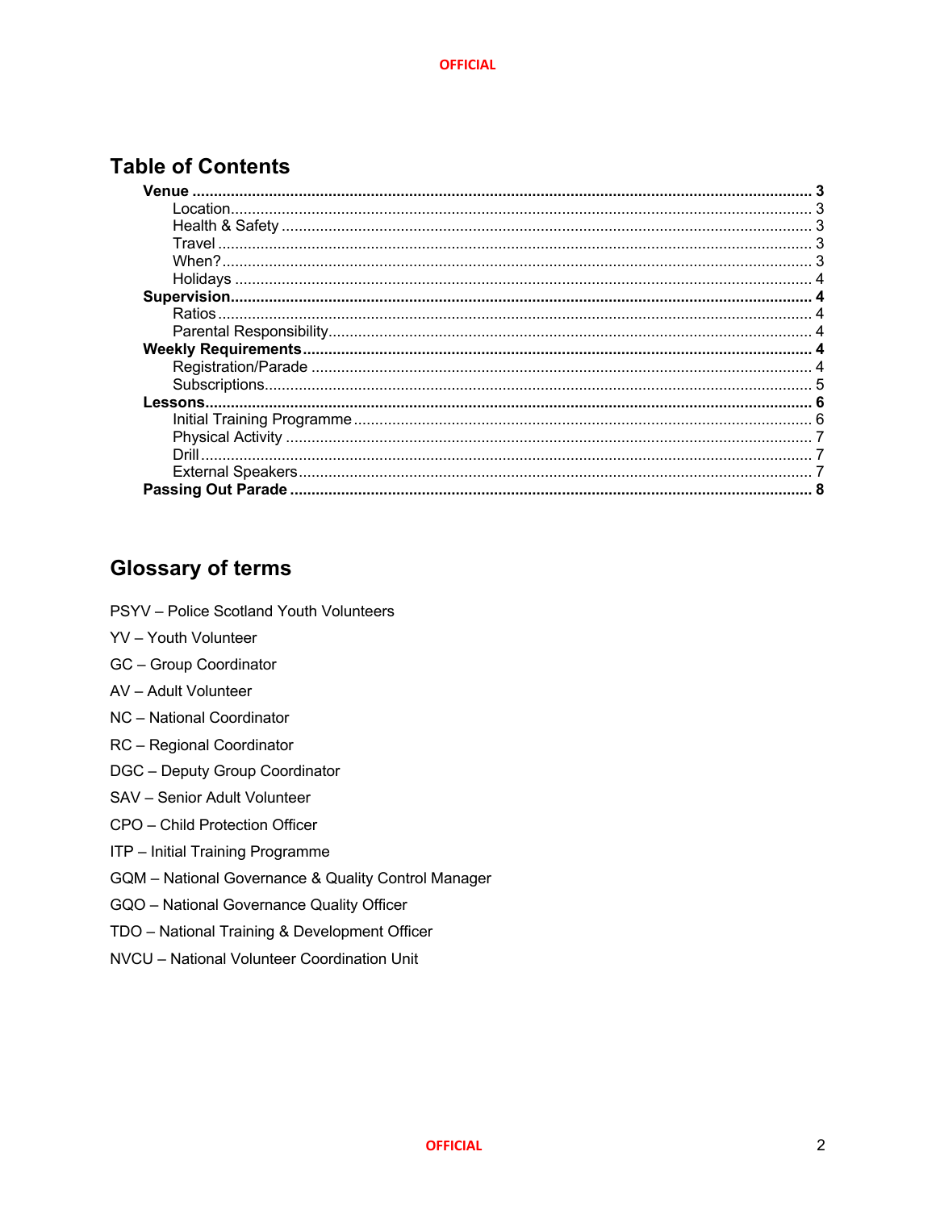## Table of Contents

- **Venue** ..... **3**
  - Location ..... 3
  - Health & Safety ..... 3
  - Travel ..... 3
  - When? ..... 3
  - Holidays ..... 4
- **Supervision** ..... **4**
  - Ratios ..... 4
  - Parental Responsibility ..... 4
- **Weekly Requirements** ..... **4**
  - Registration/Parade ..... 4
  - Subscriptions ..... 5
- **Lessons** ..... **6**
  - Initial Training Programme ..... 6
  - Physical Activity ..... 7
  - Drill ..... 7
  - External Speakers ..... 7
- **Passing Out Parade** ..... **8**

## Glossary of terms

PSYV – Police Scotland Youth Volunteers

YV – Youth Volunteer

GC – Group Coordinator

AV – Adult Volunteer

NC – National Coordinator

RC – Regional Coordinator

DGC – Deputy Group Coordinator

SAV – Senior Adult Volunteer

CPO – Child Protection Officer

ITP – Initial Training Programme

GQM – National Governance & Quality Control Manager

GQO – National Governance Quality Officer

TDO – National Training & Development Officer

NVCU – National Volunteer Coordination Unit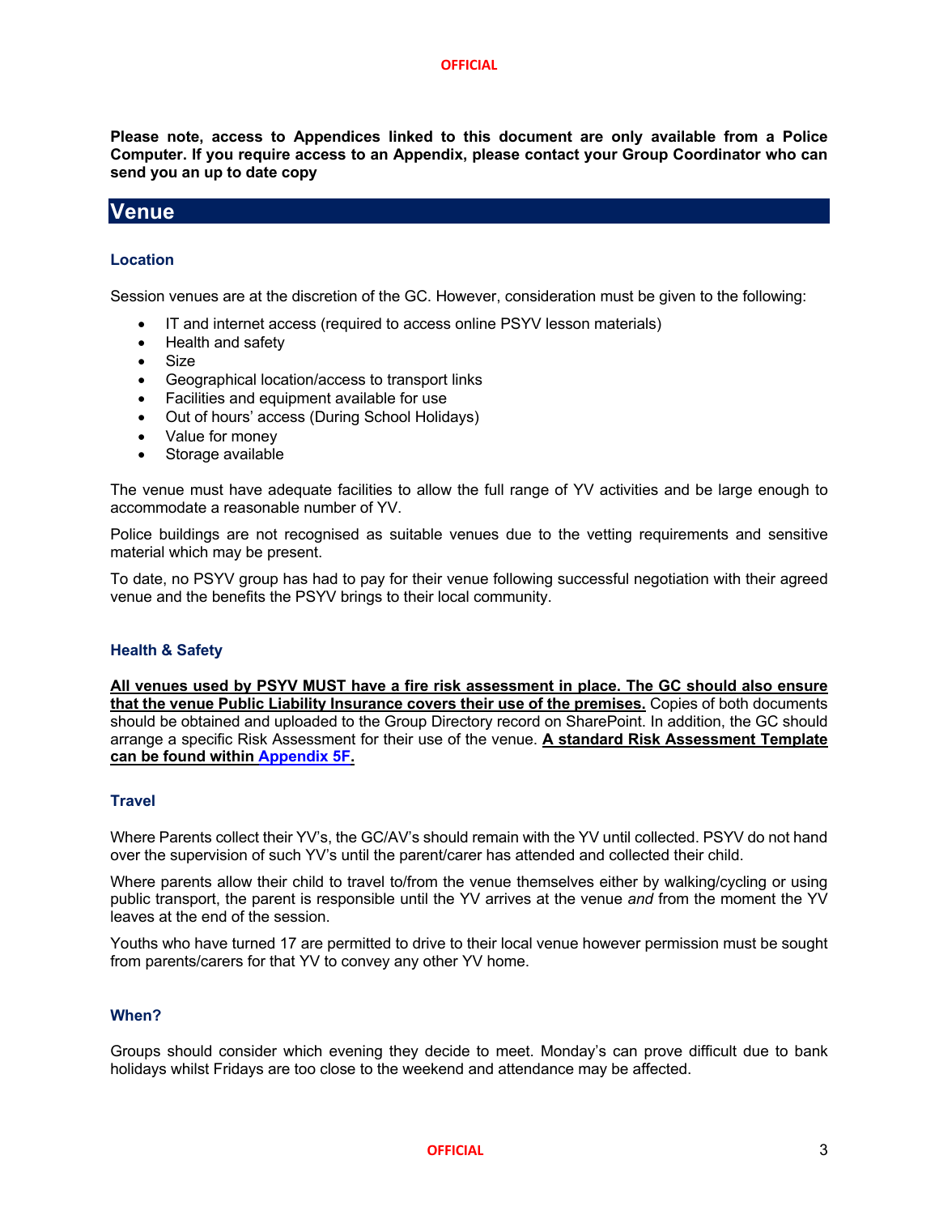**Please note, access to Appendices linked to this document are only available from a Police Computer. If you require access to an Appendix, please contact your Group Coordinator who can send you an up to date copy**

# Venue

### Location

Session venues are at the discretion of the GC. However, consideration must be given to the following:

- IT and internet access (required to access online PSYV lesson materials)
- Health and safety
- Size
- Geographical location/access to transport links
- Facilities and equipment available for use
- Out of hours' access (During School Holidays)
- Value for money
- Storage available

The venue must have adequate facilities to allow the full range of YV activities and be large enough to accommodate a reasonable number of YV.

Police buildings are not recognised as suitable venues due to the vetting requirements and sensitive material which may be present.

To date, no PSYV group has had to pay for their venue following successful negotiation with their agreed venue and the benefits the PSYV brings to their local community.

### Health & Safety

**All venues used by PSYV MUST have a fire risk assessment in place. The GC should also ensure that the venue Public Liability Insurance covers their use of the premises.** Copies of both documents should be obtained and uploaded to the Group Directory record on SharePoint. In addition, the GC should arrange a specific Risk Assessment for their use of the venue. **A standard Risk Assessment Template can be found within Appendix 5F.**

### Travel

Where Parents collect their YV's, the GC/AV's should remain with the YV until collected. PSYV do not hand over the supervision of such YV's until the parent/carer has attended and collected their child.

Where parents allow their child to travel to/from the venue themselves either by walking/cycling or using public transport, the parent is responsible until the YV arrives at the venue *and* from the moment the YV leaves at the end of the session.

Youths who have turned 17 are permitted to drive to their local venue however permission must be sought from parents/carers for that YV to convey any other YV home.

### When?

Groups should consider which evening they decide to meet. Monday's can prove difficult due to bank holidays whilst Fridays are too close to the weekend and attendance may be affected.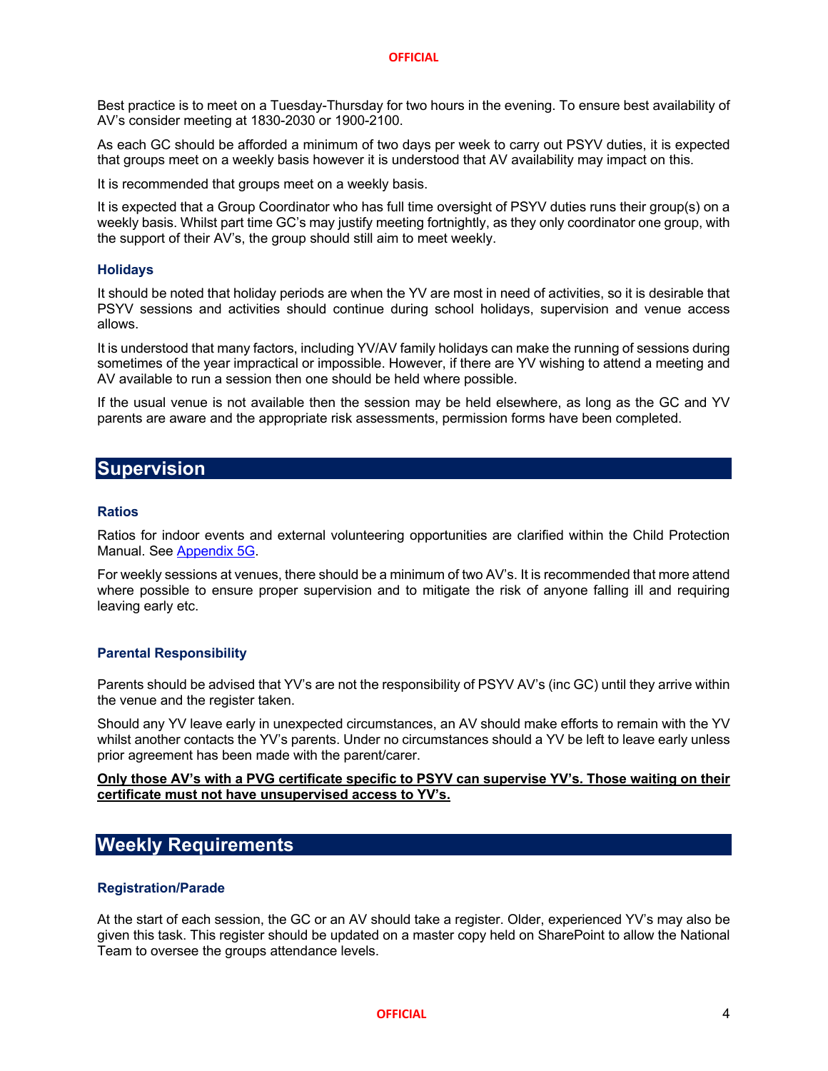Best practice is to meet on a Tuesday-Thursday for two hours in the evening. To ensure best availability of AV's consider meeting at 1830-2030 or 1900-2100.

As each GC should be afforded a minimum of two days per week to carry out PSYV duties, it is expected that groups meet on a weekly basis however it is understood that AV availability may impact on this.

It is recommended that groups meet on a weekly basis.

It is expected that a Group Coordinator who has full time oversight of PSYV duties runs their group(s) on a weekly basis. Whilst part time GC's may justify meeting fortnightly, as they only coordinator one group, with the support of their AV's, the group should still aim to meet weekly.

### Holidays

It should be noted that holiday periods are when the YV are most in need of activities, so it is desirable that PSYV sessions and activities should continue during school holidays, supervision and venue access allows.

It is understood that many factors, including YV/AV family holidays can make the running of sessions during sometimes of the year impractical or impossible. However, if there are YV wishing to attend a meeting and AV available to run a session then one should be held where possible.

If the usual venue is not available then the session may be held elsewhere, as long as the GC and YV parents are aware and the appropriate risk assessments, permission forms have been completed.

## Supervision

### Ratios

Ratios for indoor events and external volunteering opportunities are clarified within the Child Protection Manual. See Appendix 5G.

For weekly sessions at venues, there should be a minimum of two AV's. It is recommended that more attend where possible to ensure proper supervision and to mitigate the risk of anyone falling ill and requiring leaving early etc.

### Parental Responsibility

Parents should be advised that YV's are not the responsibility of PSYV AV's (inc GC) until they arrive within the venue and the register taken.

Should any YV leave early in unexpected circumstances, an AV should make efforts to remain with the YV whilst another contacts the YV's parents. Under no circumstances should a YV be left to leave early unless prior agreement has been made with the parent/carer.

**Only those AV's with a PVG certificate specific to PSYV can supervise YV's. Those waiting on their certificate must not have unsupervised access to YV's.**

## Weekly Requirements

### Registration/Parade

At the start of each session, the GC or an AV should take a register. Older, experienced YV's may also be given this task. This register should be updated on a master copy held on SharePoint to allow the National Team to oversee the groups attendance levels.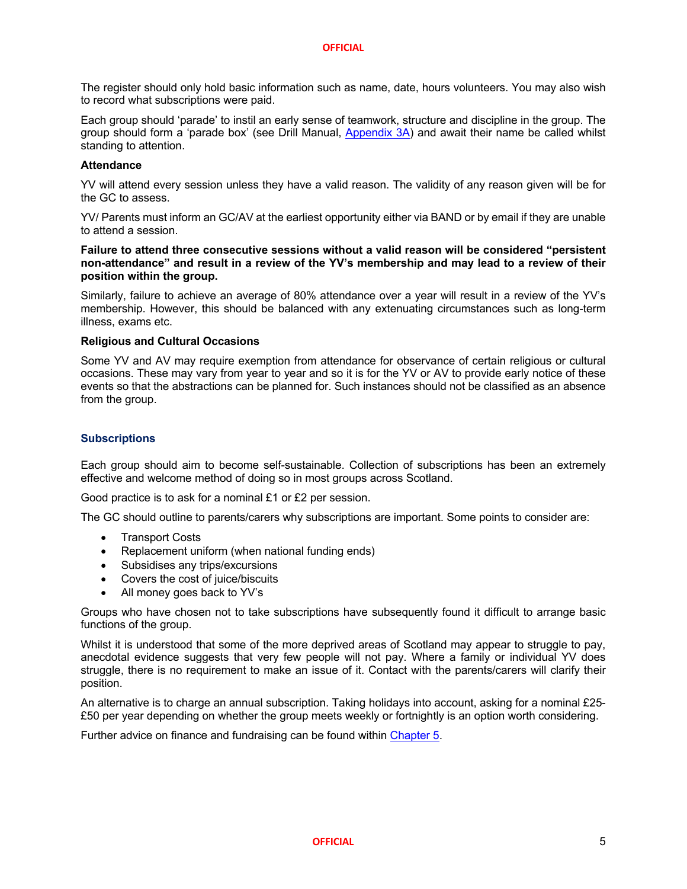The register should only hold basic information such as name, date, hours volunteers. You may also wish to record what subscriptions were paid.

Each group should 'parade' to instil an early sense of teamwork, structure and discipline in the group. The group should form a 'parade box' (see Drill Manual, [Appendix 3A](#)) and await their name be called whilst standing to attention.

**Attendance**

YV will attend every session unless they have a valid reason. The validity of any reason given will be for the GC to assess.

YV/ Parents must inform an GC/AV at the earliest opportunity either via BAND or by email if they are unable to attend a session.

**Failure to attend three consecutive sessions without a valid reason will be considered "persistent non-attendance" and result in a review of the YV's membership and may lead to a review of their position within the group.**

Similarly, failure to achieve an average of 80% attendance over a year will result in a review of the YV's membership. However, this should be balanced with any extenuating circumstances such as long-term illness, exams etc.

**Religious and Cultural Occasions**

Some YV and AV may require exemption from attendance for observance of certain religious or cultural occasions. These may vary from year to year and so it is for the YV or AV to provide early notice of these events so that the abstractions can be planned for. Such instances should not be classified as an absence from the group.

### Subscriptions

Each group should aim to become self-sustainable. Collection of subscriptions has been an extremely effective and welcome method of doing so in most groups across Scotland.

Good practice is to ask for a nominal £1 or £2 per session.

The GC should outline to parents/carers why subscriptions are important. Some points to consider are:

- Transport Costs
- Replacement uniform (when national funding ends)
- Subsidises any trips/excursions
- Covers the cost of juice/biscuits
- All money goes back to YV's

Groups who have chosen not to take subscriptions have subsequently found it difficult to arrange basic functions of the group.

Whilst it is understood that some of the more deprived areas of Scotland may appear to struggle to pay, anecdotal evidence suggests that very few people will not pay. Where a family or individual YV does struggle, there is no requirement to make an issue of it. Contact with the parents/carers will clarify their position.

An alternative is to charge an annual subscription. Taking holidays into account, asking for a nominal £25-£50 per year depending on whether the group meets weekly or fortnightly is an option worth considering.

Further advice on finance and fundraising can be found within [Chapter 5](#).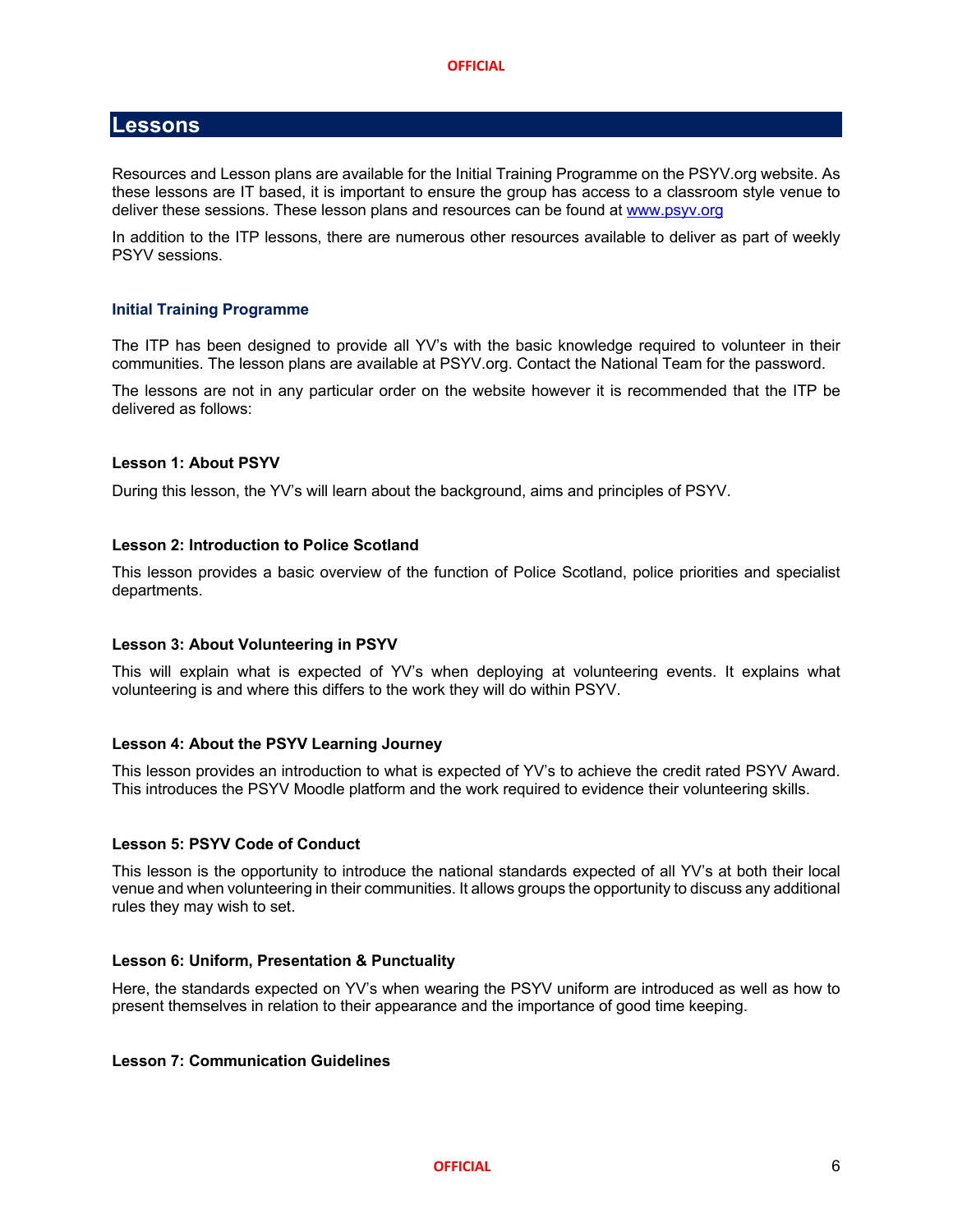## Lessons

Resources and Lesson plans are available for the Initial Training Programme on the PSYV.org website. As these lessons are IT based, it is important to ensure the group has access to a classroom style venue to deliver these sessions. These lesson plans and resources can be found at www.psyv.org

In addition to the ITP lessons, there are numerous other resources available to deliver as part of weekly PSYV sessions.

### Initial Training Programme

The ITP has been designed to provide all YV's with the basic knowledge required to volunteer in their communities. The lesson plans are available at PSYV.org. Contact the National Team for the password.

The lessons are not in any particular order on the website however it is recommended that the ITP be delivered as follows:

**Lesson 1: About PSYV**

During this lesson, the YV's will learn about the background, aims and principles of PSYV.

**Lesson 2: Introduction to Police Scotland**

This lesson provides a basic overview of the function of Police Scotland, police priorities and specialist departments.

**Lesson 3: About Volunteering in PSYV**

This will explain what is expected of YV's when deploying at volunteering events. It explains what volunteering is and where this differs to the work they will do within PSYV.

**Lesson 4: About the PSYV Learning Journey**

This lesson provides an introduction to what is expected of YV's to achieve the credit rated PSYV Award. This introduces the PSYV Moodle platform and the work required to evidence their volunteering skills.

**Lesson 5: PSYV Code of Conduct**

This lesson is the opportunity to introduce the national standards expected of all YV's at both their local venue and when volunteering in their communities. It allows groups the opportunity to discuss any additional rules they may wish to set.

**Lesson 6: Uniform, Presentation & Punctuality**

Here, the standards expected on YV's when wearing the PSYV uniform are introduced as well as how to present themselves in relation to their appearance and the importance of good time keeping.

**Lesson 7: Communication Guidelines**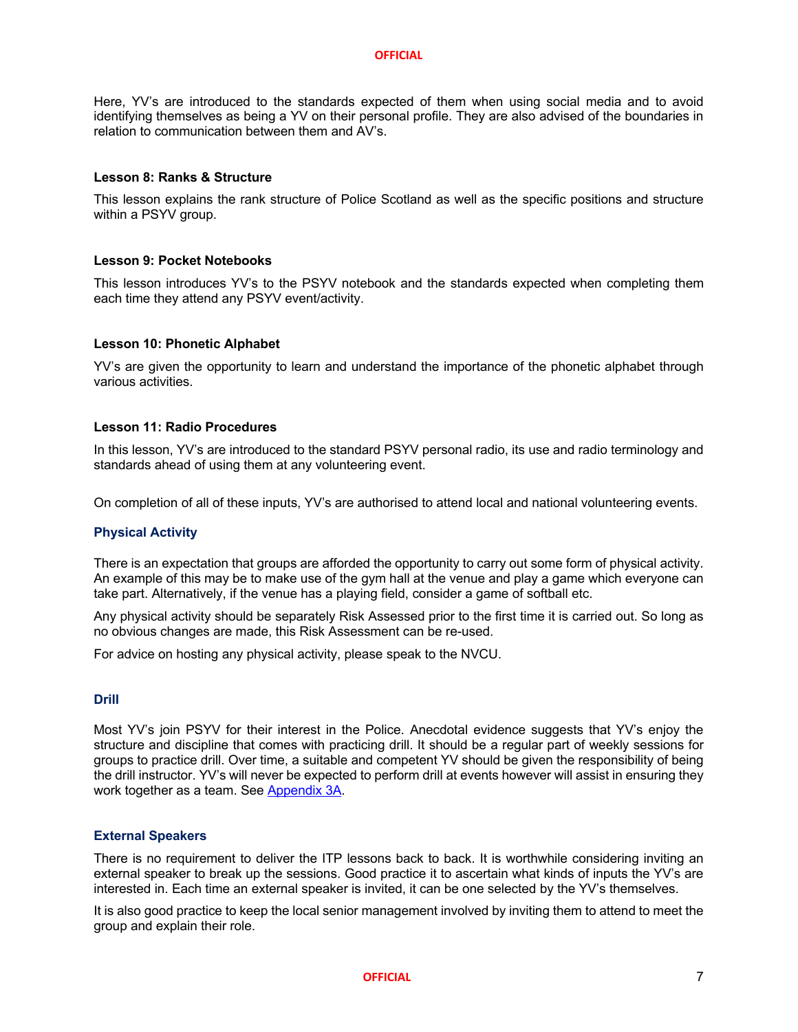Here, YV's are introduced to the standards expected of them when using social media and to avoid identifying themselves as being a YV on their personal profile. They are also advised of the boundaries in relation to communication between them and AV's.

**Lesson 8: Ranks & Structure**

This lesson explains the rank structure of Police Scotland as well as the specific positions and structure within a PSYV group.

**Lesson 9: Pocket Notebooks**

This lesson introduces YV's to the PSYV notebook and the standards expected when completing them each time they attend any PSYV event/activity.

**Lesson 10: Phonetic Alphabet**

YV's are given the opportunity to learn and understand the importance of the phonetic alphabet through various activities.

**Lesson 11: Radio Procedures**

In this lesson, YV's are introduced to the standard PSYV personal radio, its use and radio terminology and standards ahead of using them at any volunteering event.

On completion of all of these inputs, YV's are authorised to attend local and national volunteering events.

### Physical Activity

There is an expectation that groups are afforded the opportunity to carry out some form of physical activity. An example of this may be to make use of the gym hall at the venue and play a game which everyone can take part. Alternatively, if the venue has a playing field, consider a game of softball etc.

Any physical activity should be separately Risk Assessed prior to the first time it is carried out. So long as no obvious changes are made, this Risk Assessment can be re-used.

For advice on hosting any physical activity, please speak to the NVCU.

### Drill

Most YV's join PSYV for their interest in the Police. Anecdotal evidence suggests that YV's enjoy the structure and discipline that comes with practicing drill. It should be a regular part of weekly sessions for groups to practice drill. Over time, a suitable and competent YV should be given the responsibility of being the drill instructor. YV's will never be expected to perform drill at events however will assist in ensuring they work together as a team. See Appendix 3A.

### External Speakers

There is no requirement to deliver the ITP lessons back to back. It is worthwhile considering inviting an external speaker to break up the sessions. Good practice it to ascertain what kinds of inputs the YV's are interested in. Each time an external speaker is invited, it can be one selected by the YV's themselves.

It is also good practice to keep the local senior management involved by inviting them to attend to meet the group and explain their role.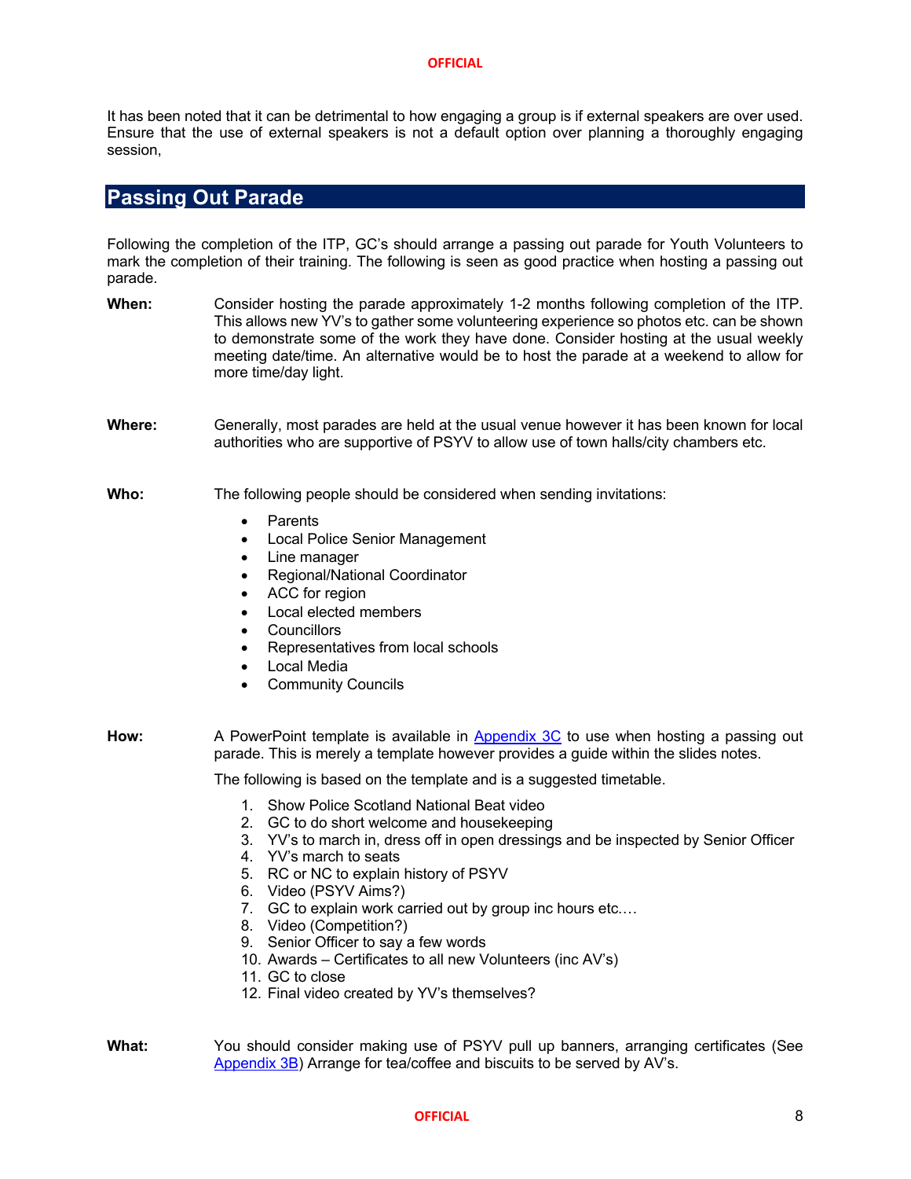It has been noted that it can be detrimental to how engaging a group is if external speakers are over used. Ensure that the use of external speakers is not a default option over planning a thoroughly engaging session,

## Passing Out Parade

Following the completion of the ITP, GC's should arrange a passing out parade for Youth Volunteers to mark the completion of their training. The following is seen as good practice when hosting a passing out parade.

**When:** Consider hosting the parade approximately 1-2 months following completion of the ITP. This allows new YV's to gather some volunteering experience so photos etc. can be shown to demonstrate some of the work they have done. Consider hosting at the usual weekly meeting date/time. An alternative would be to host the parade at a weekend to allow for more time/day light.

**Where:** Generally, most parades are held at the usual venue however it has been known for local authorities who are supportive of PSYV to allow use of town halls/city chambers etc.

**Who:** The following people should be considered when sending invitations:

- Parents
- Local Police Senior Management
- Line manager
- Regional/National Coordinator
- ACC for region
- Local elected members
- Councillors
- Representatives from local schools
- Local Media
- Community Councils

**How:** A PowerPoint template is available in [Appendix 3C] to use when hosting a passing out parade. This is merely a template however provides a guide within the slides notes.

The following is based on the template and is a suggested timetable.

1. Show Police Scotland National Beat video
2. GC to do short welcome and housekeeping
3. YV's to march in, dress off in open dressings and be inspected by Senior Officer
4. YV's march to seats
5. RC or NC to explain history of PSYV
6. Video (PSYV Aims?)
7. GC to explain work carried out by group inc hours etc.…
8. Video (Competition?)
9. Senior Officer to say a few words
10. Awards – Certificates to all new Volunteers (inc AV's)
11. GC to close
12. Final video created by YV's themselves?

**What:** You should consider making use of PSYV pull up banners, arranging certificates (See [Appendix 3B]) Arrange for tea/coffee and biscuits to be served by AV's.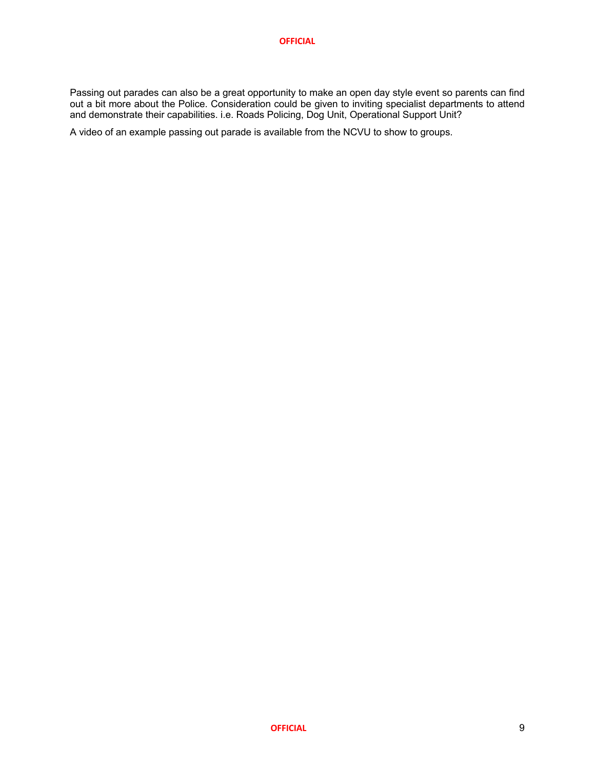Passing out parades can also be a great opportunity to make an open day style event so parents can find out a bit more about the Police. Consideration could be given to inviting specialist departments to attend and demonstrate their capabilities. i.e. Roads Policing, Dog Unit, Operational Support Unit?

A video of an example passing out parade is available from the NCVU to show to groups.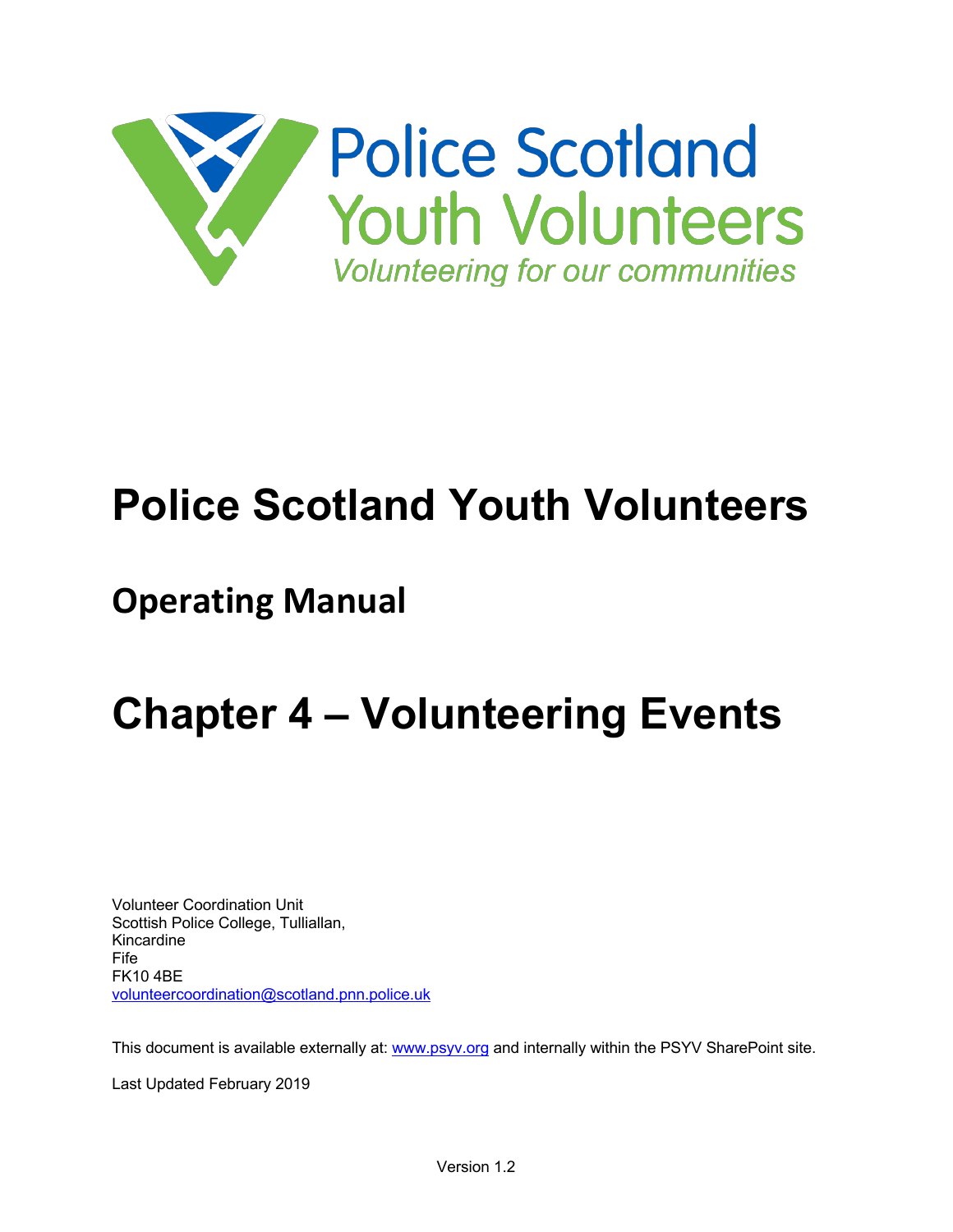Police Scotland
Youth Volunteers
*Volunteering for our communities*

# Police Scotland Youth Volunteers

## Operating Manual

# Chapter 4 – Volunteering Events

Volunteer Coordination Unit
Scottish Police College, Tulliallan,
Kincardine
Fife
FK10 4BE
volunteercoordination@scotland.pnn.police.uk

This document is available externally at: www.psyv.org and internally within the PSYV SharePoint site.

Last Updated February 2019

Version 1.2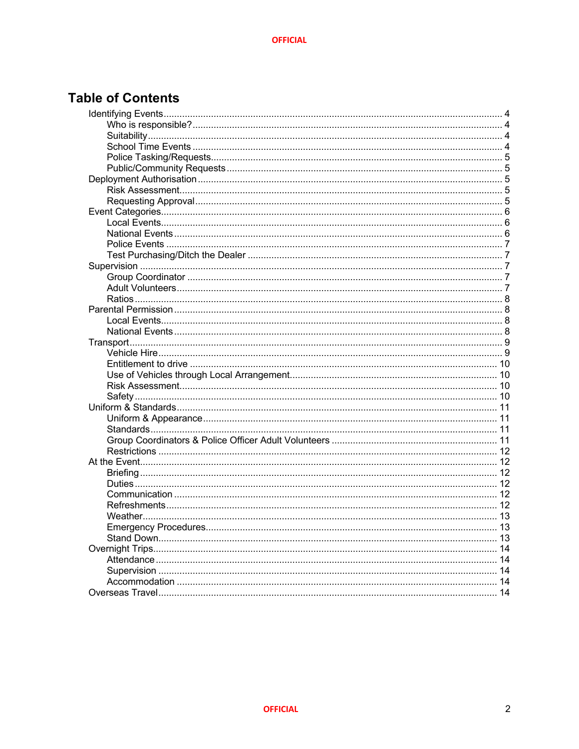# Table of Contents

- Identifying Events ... 4
  - Who is responsible? ... 4
  - Suitability ... 4
  - School Time Events ... 4
  - Police Tasking/Requests ... 5
  - Public/Community Requests ... 5
- Deployment Authorisation ... 5
  - Risk Assessment ... 5
  - Requesting Approval ... 5
- Event Categories ... 6
  - Local Events ... 6
  - National Events ... 6
  - Police Events ... 7
  - Test Purchasing/Ditch the Dealer ... 7
- Supervision ... 7
  - Group Coordinator ... 7
  - Adult Volunteers ... 7
  - Ratios ... 8
- Parental Permission ... 8
  - Local Events ... 8
  - National Events ... 8
- Transport ... 9
  - Vehicle Hire ... 9
  - Entitlement to drive ... 10
  - Use of Vehicles through Local Arrangement ... 10
  - Risk Assessment ... 10
  - Safety ... 10
- Uniform & Standards ... 11
  - Uniform & Appearance ... 11
  - Standards ... 11
  - Group Coordinators & Police Officer Adult Volunteers ... 11
  - Restrictions ... 12
- At the Event ... 12
  - Briefing ... 12
  - Duties ... 12
  - Communication ... 12
  - Refreshments ... 12
  - Weather ... 13
  - Emergency Procedures ... 13
  - Stand Down ... 13
- Overnight Trips ... 14
  - Attendance ... 14
  - Supervision ... 14
  - Accommodation ... 14
- Overseas Travel ... 14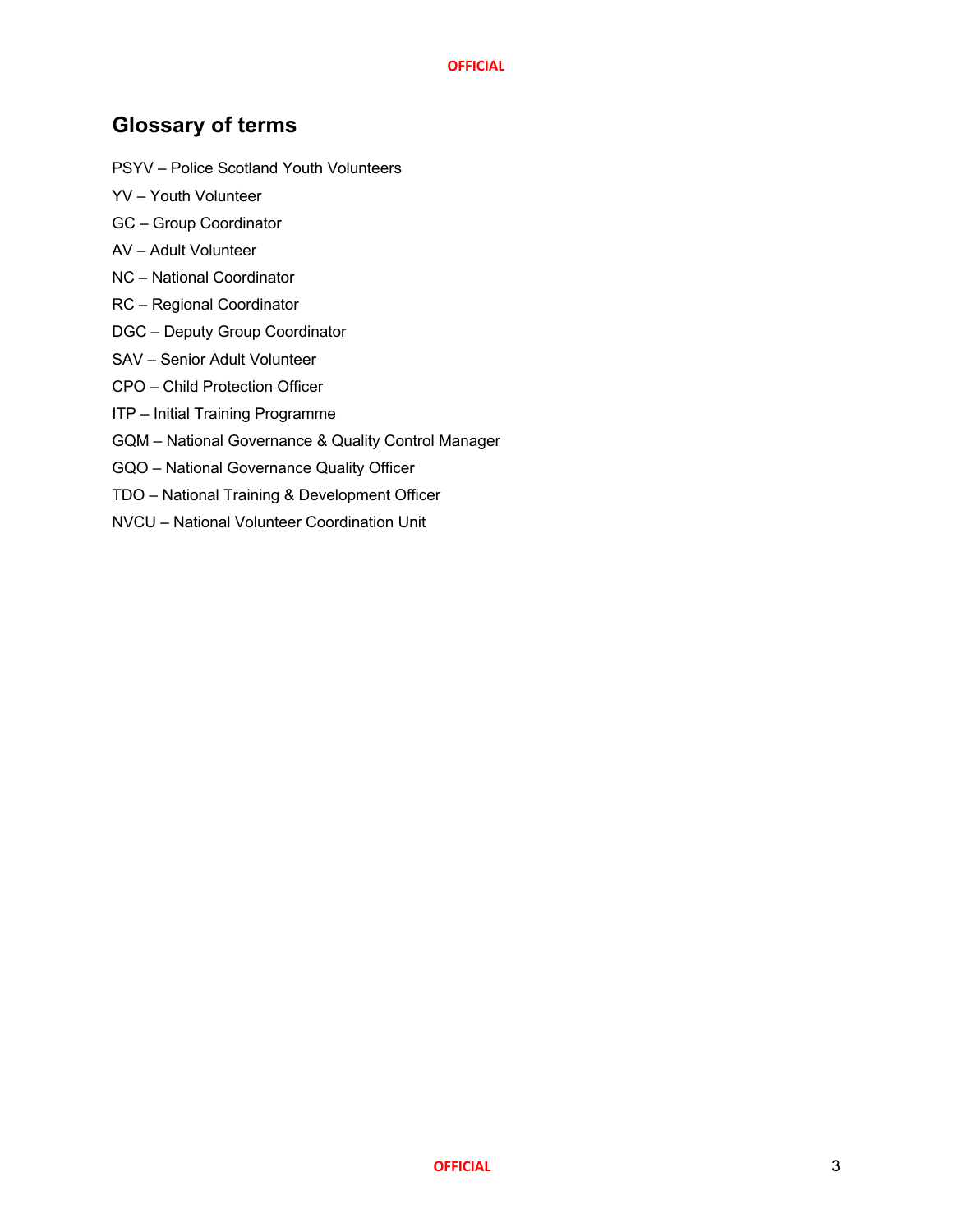## Glossary of terms

PSYV – Police Scotland Youth Volunteers

YV – Youth Volunteer

GC – Group Coordinator

AV – Adult Volunteer

NC – National Coordinator

RC – Regional Coordinator

DGC – Deputy Group Coordinator

SAV – Senior Adult Volunteer

CPO – Child Protection Officer

ITP – Initial Training Programme

GQM – National Governance & Quality Control Manager

GQO – National Governance Quality Officer

TDO – National Training & Development Officer

NVCU – National Volunteer Coordination Unit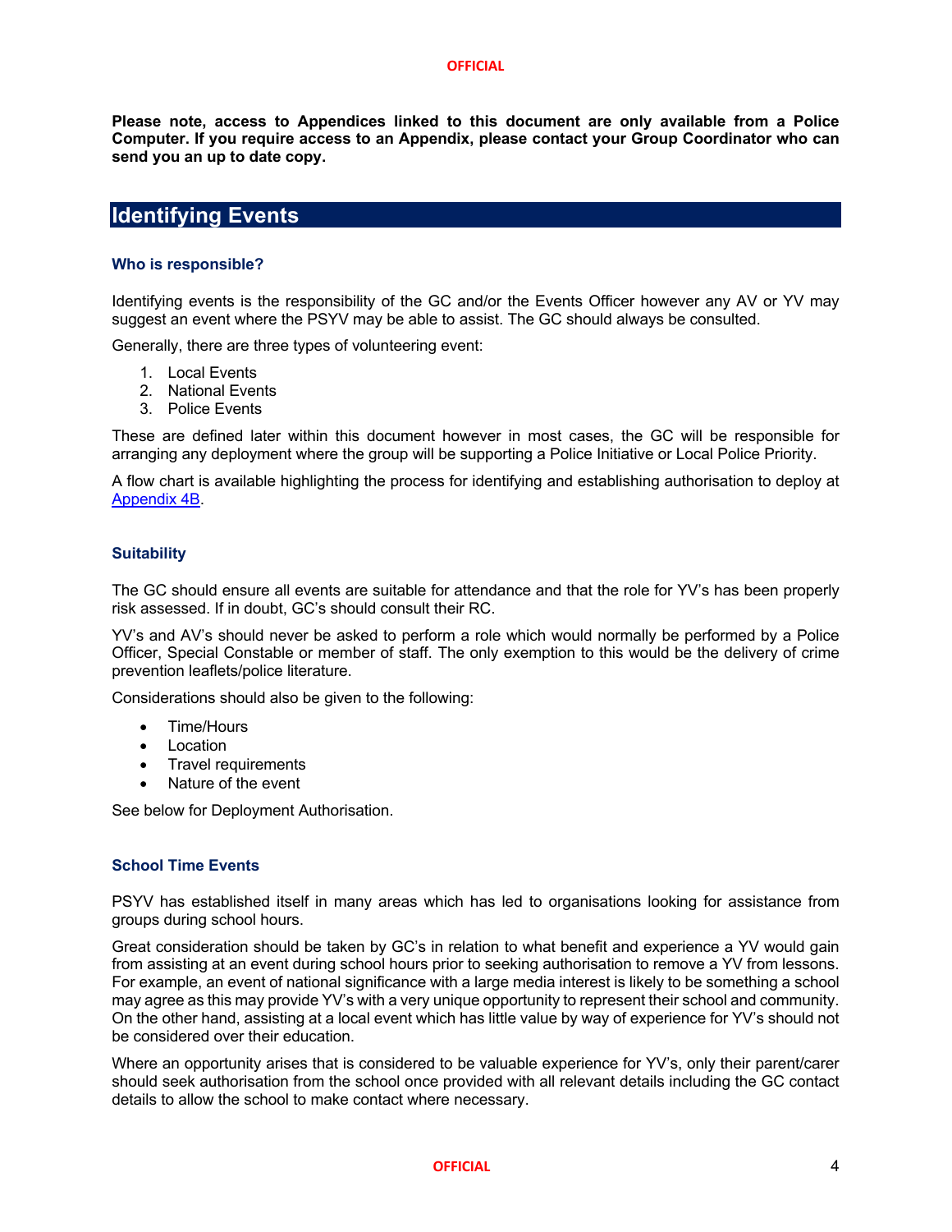**Please note, access to Appendices linked to this document are only available from a Police Computer. If you require access to an Appendix, please contact your Group Coordinator who can send you an up to date copy.**

## Identifying Events

### Who is responsible?

Identifying events is the responsibility of the GC and/or the Events Officer however any AV or YV may suggest an event where the PSYV may be able to assist. The GC should always be consulted.

Generally, there are three types of volunteering event:

1. Local Events
2. National Events
3. Police Events

These are defined later within this document however in most cases, the GC will be responsible for arranging any deployment where the group will be supporting a Police Initiative or Local Police Priority.

A flow chart is available highlighting the process for identifying and establishing authorisation to deploy at Appendix 4B.

### Suitability

The GC should ensure all events are suitable for attendance and that the role for YV's has been properly risk assessed. If in doubt, GC's should consult their RC.

YV's and AV's should never be asked to perform a role which would normally be performed by a Police Officer, Special Constable or member of staff. The only exemption to this would be the delivery of crime prevention leaflets/police literature.

Considerations should also be given to the following:

- Time/Hours
- Location
- Travel requirements
- Nature of the event

See below for Deployment Authorisation.

### School Time Events

PSYV has established itself in many areas which has led to organisations looking for assistance from groups during school hours.

Great consideration should be taken by GC's in relation to what benefit and experience a YV would gain from assisting at an event during school hours prior to seeking authorisation to remove a YV from lessons. For example, an event of national significance with a large media interest is likely to be something a school may agree as this may provide YV's with a very unique opportunity to represent their school and community. On the other hand, assisting at a local event which has little value by way of experience for YV's should not be considered over their education.

Where an opportunity arises that is considered to be valuable experience for YV's, only their parent/carer should seek authorisation from the school once provided with all relevant details including the GC contact details to allow the school to make contact where necessary.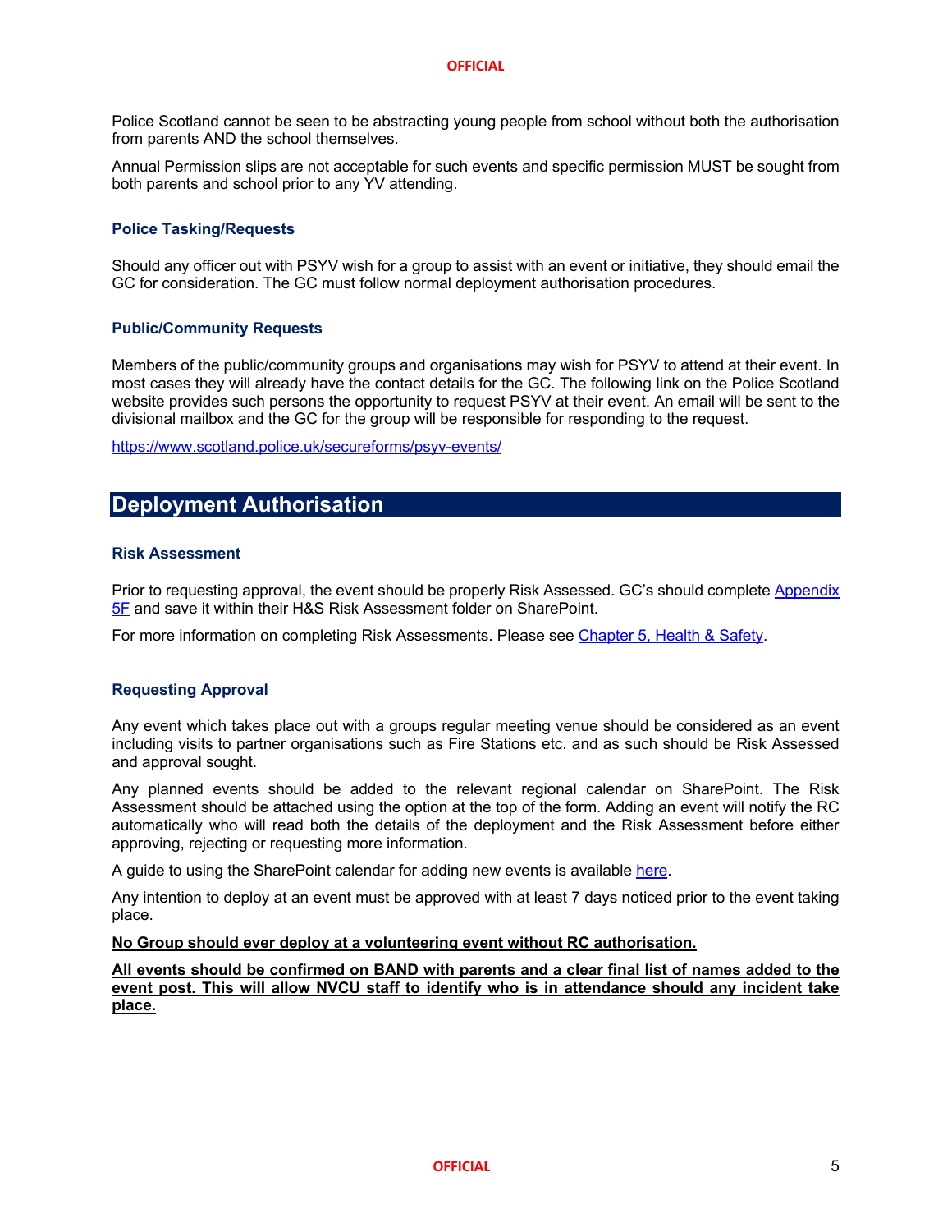Police Scotland cannot be seen to be abstracting young people from school without both the authorisation from parents AND the school themselves.

Annual Permission slips are not acceptable for such events and specific permission MUST be sought from both parents and school prior to any YV attending.

### Police Tasking/Requests

Should any officer out with PSYV wish for a group to assist with an event or initiative, they should email the GC for consideration. The GC must follow normal deployment authorisation procedures.

### Public/Community Requests

Members of the public/community groups and organisations may wish for PSYV to attend at their event. In most cases they will already have the contact details for the GC. The following link on the Police Scotland website provides such persons the opportunity to request PSYV at their event. An email will be sent to the divisional mailbox and the GC for the group will be responsible for responding to the request.

https://www.scotland.police.uk/secureforms/psyv-events/

## Deployment Authorisation

### Risk Assessment

Prior to requesting approval, the event should be properly Risk Assessed. GC's should complete Appendix 5F and save it within their H&S Risk Assessment folder on SharePoint.

For more information on completing Risk Assessments. Please see Chapter 5, Health & Safety.

### Requesting Approval

Any event which takes place out with a groups regular meeting venue should be considered as an event including visits to partner organisations such as Fire Stations etc. and as such should be Risk Assessed and approval sought.

Any planned events should be added to the relevant regional calendar on SharePoint. The Risk Assessment should be attached using the option at the top of the form. Adding an event will notify the RC automatically who will read both the details of the deployment and the Risk Assessment before either approving, rejecting or requesting more information.

A guide to using the SharePoint calendar for adding new events is available here.

Any intention to deploy at an event must be approved with at least 7 days noticed prior to the event taking place.

**No Group should ever deploy at a volunteering event without RC authorisation.**

**All events should be confirmed on BAND with parents and a clear final list of names added to the event post. This will allow NVCU staff to identify who is in attendance should any incident take place.**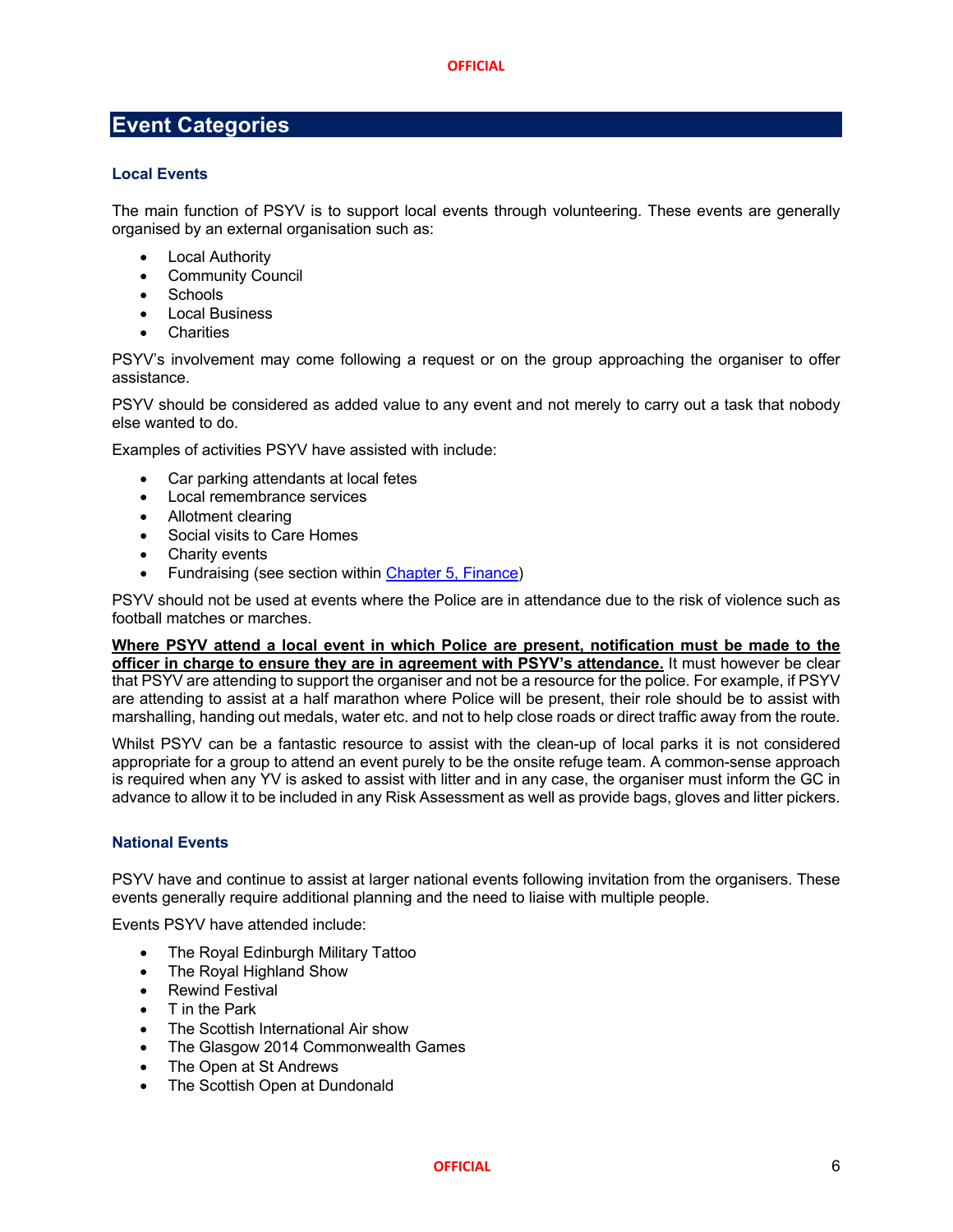## Event Categories

### Local Events

The main function of PSYV is to support local events through volunteering. These events are generally organised by an external organisation such as:

- Local Authority
- Community Council
- Schools
- Local Business
- Charities

PSYV's involvement may come following a request or on the group approaching the organiser to offer assistance.

PSYV should be considered as added value to any event and not merely to carry out a task that nobody else wanted to do.

Examples of activities PSYV have assisted with include:

- Car parking attendants at local fetes
- Local remembrance services
- Allotment clearing
- Social visits to Care Homes
- Charity events
- Fundraising (see section within [Chapter 5, Finance])

PSYV should not be used at events where the Police are in attendance due to the risk of violence such as football matches or marches.

**Where PSYV attend a local event in which Police are present, notification must be made to the officer in charge to ensure they are in agreement with PSYV's attendance.** It must however be clear that PSYV are attending to support the organiser and not be a resource for the police. For example, if PSYV are attending to assist at a half marathon where Police will be present, their role should be to assist with marshalling, handing out medals, water etc. and not to help close roads or direct traffic away from the route.

Whilst PSYV can be a fantastic resource to assist with the clean-up of local parks it is not considered appropriate for a group to attend an event purely to be the onsite refuge team. A common-sense approach is required when any YV is asked to assist with litter and in any case, the organiser must inform the GC in advance to allow it to be included in any Risk Assessment as well as provide bags, gloves and litter pickers.

### National Events

PSYV have and continue to assist at larger national events following invitation from the organisers. These events generally require additional planning and the need to liaise with multiple people.

Events PSYV have attended include:

- The Royal Edinburgh Military Tattoo
- The Royal Highland Show
- Rewind Festival
- T in the Park
- The Scottish International Air show
- The Glasgow 2014 Commonwealth Games
- The Open at St Andrews
- The Scottish Open at Dundonald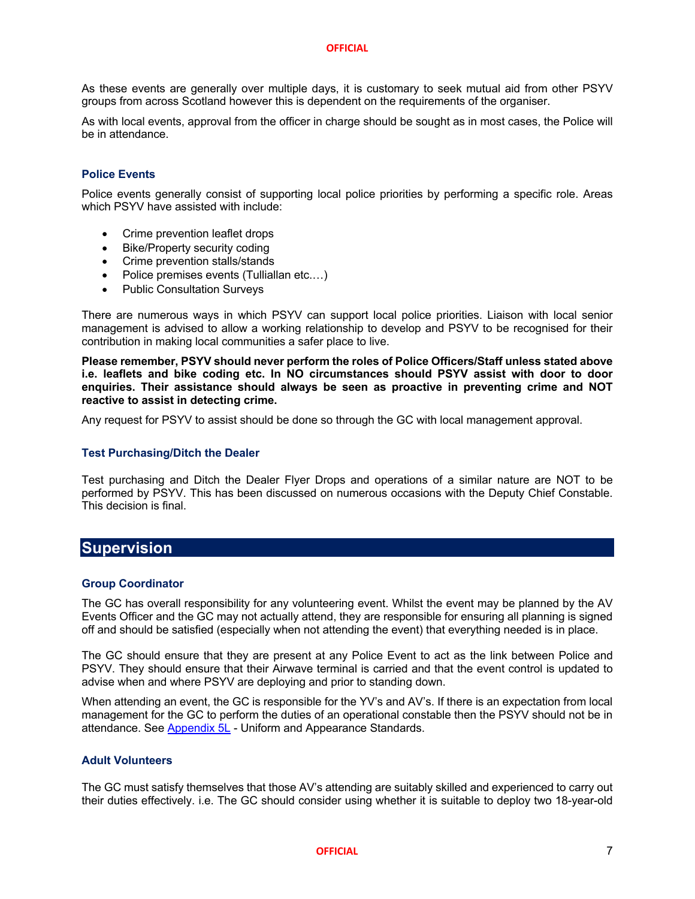As these events are generally over multiple days, it is customary to seek mutual aid from other PSYV groups from across Scotland however this is dependent on the requirements of the organiser.

As with local events, approval from the officer in charge should be sought as in most cases, the Police will be in attendance.

### Police Events

Police events generally consist of supporting local police priorities by performing a specific role. Areas which PSYV have assisted with include:

- Crime prevention leaflet drops
- Bike/Property security coding
- Crime prevention stalls/stands
- Police premises events (Tulliallan etc.…)
- Public Consultation Surveys

There are numerous ways in which PSYV can support local police priorities. Liaison with local senior management is advised to allow a working relationship to develop and PSYV to be recognised for their contribution in making local communities a safer place to live.

**Please remember, PSYV should never perform the roles of Police Officers/Staff unless stated above i.e. leaflets and bike coding etc. In NO circumstances should PSYV assist with door to door enquiries. Their assistance should always be seen as proactive in preventing crime and NOT reactive to assist in detecting crime.**

Any request for PSYV to assist should be done so through the GC with local management approval.

### Test Purchasing/Ditch the Dealer

Test purchasing and Ditch the Dealer Flyer Drops and operations of a similar nature are NOT to be performed by PSYV. This has been discussed on numerous occasions with the Deputy Chief Constable. This decision is final.

## Supervision

### Group Coordinator

The GC has overall responsibility for any volunteering event. Whilst the event may be planned by the AV Events Officer and the GC may not actually attend, they are responsible for ensuring all planning is signed off and should be satisfied (especially when not attending the event) that everything needed is in place.

The GC should ensure that they are present at any Police Event to act as the link between Police and PSYV. They should ensure that their Airwave terminal is carried and that the event control is updated to advise when and where PSYV are deploying and prior to standing down.

When attending an event, the GC is responsible for the YV's and AV's. If there is an expectation from local management for the GC to perform the duties of an operational constable then the PSYV should not be in attendance. See Appendix 5L - Uniform and Appearance Standards.

### Adult Volunteers

The GC must satisfy themselves that those AV's attending are suitably skilled and experienced to carry out their duties effectively. i.e. The GC should consider using whether it is suitable to deploy two 18-year-old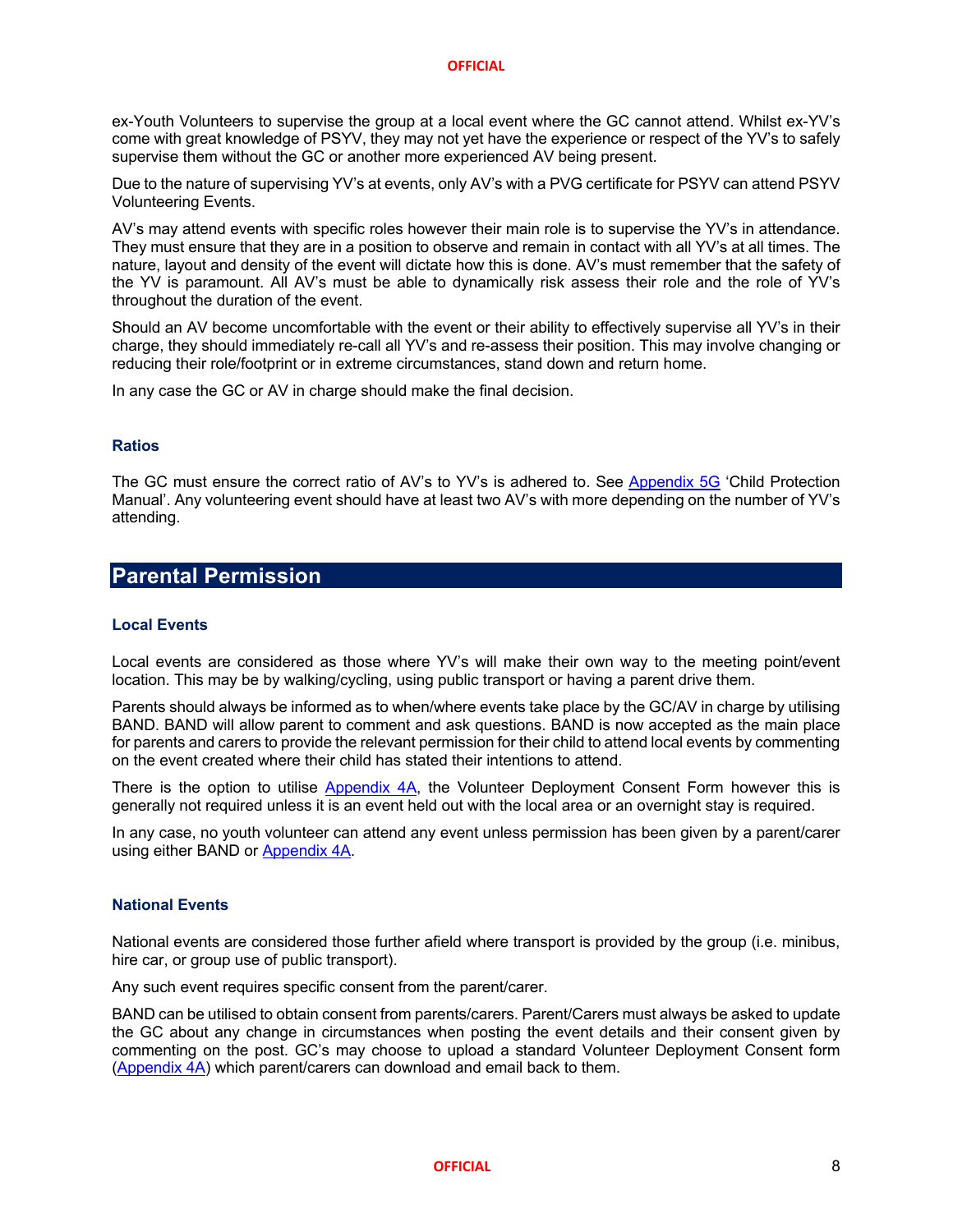ex-Youth Volunteers to supervise the group at a local event where the GC cannot attend. Whilst ex-YV's come with great knowledge of PSYV, they may not yet have the experience or respect of the YV's to safely supervise them without the GC or another more experienced AV being present.

Due to the nature of supervising YV's at events, only AV's with a PVG certificate for PSYV can attend PSYV Volunteering Events.

AV's may attend events with specific roles however their main role is to supervise the YV's in attendance. They must ensure that they are in a position to observe and remain in contact with all YV's at all times. The nature, layout and density of the event will dictate how this is done. AV's must remember that the safety of the YV is paramount. All AV's must be able to dynamically risk assess their role and the role of YV's throughout the duration of the event.

Should an AV become uncomfortable with the event or their ability to effectively supervise all YV's in their charge, they should immediately re-call all YV's and re-assess their position. This may involve changing or reducing their role/footprint or in extreme circumstances, stand down and return home.

In any case the GC or AV in charge should make the final decision.

### Ratios

The GC must ensure the correct ratio of AV's to YV's is adhered to. See Appendix 5G 'Child Protection Manual'. Any volunteering event should have at least two AV's with more depending on the number of YV's attending.

## Parental Permission

### Local Events

Local events are considered as those where YV's will make their own way to the meeting point/event location. This may be by walking/cycling, using public transport or having a parent drive them.

Parents should always be informed as to when/where events take place by the GC/AV in charge by utilising BAND. BAND will allow parent to comment and ask questions. BAND is now accepted as the main place for parents and carers to provide the relevant permission for their child to attend local events by commenting on the event created where their child has stated their intentions to attend.

There is the option to utilise Appendix 4A, the Volunteer Deployment Consent Form however this is generally not required unless it is an event held out with the local area or an overnight stay is required.

In any case, no youth volunteer can attend any event unless permission has been given by a parent/carer using either BAND or Appendix 4A.

### National Events

National events are considered those further afield where transport is provided by the group (i.e. minibus, hire car, or group use of public transport).

Any such event requires specific consent from the parent/carer.

BAND can be utilised to obtain consent from parents/carers. Parent/Carers must always be asked to update the GC about any change in circumstances when posting the event details and their consent given by commenting on the post. GC's may choose to upload a standard Volunteer Deployment Consent form (Appendix 4A) which parent/carers can download and email back to them.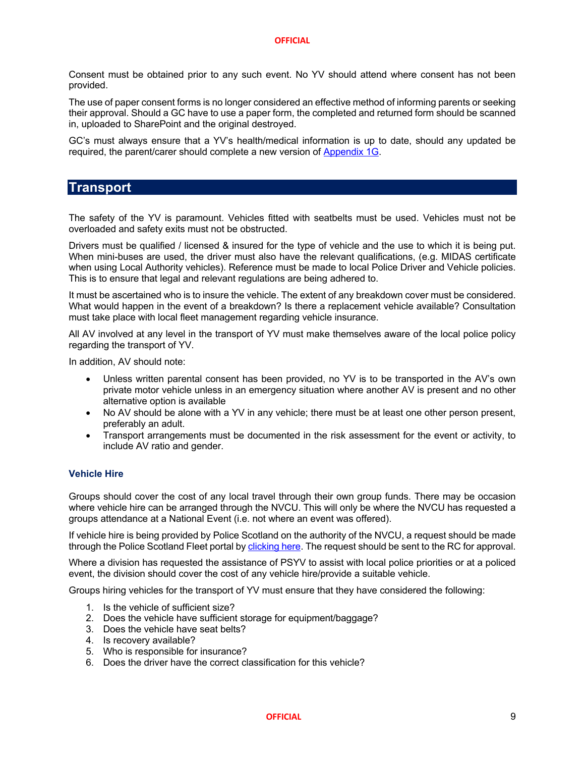Consent must be obtained prior to any such event. No YV should attend where consent has not been provided.

The use of paper consent forms is no longer considered an effective method of informing parents or seeking their approval. Should a GC have to use a paper form, the completed and returned form should be scanned in, uploaded to SharePoint and the original destroyed.

GC's must always ensure that a YV's health/medical information is up to date, should any updated be required, the parent/carer should complete a new version of [Appendix 1G](#).

## Transport

The safety of the YV is paramount. Vehicles fitted with seatbelts must be used. Vehicles must not be overloaded and safety exits must not be obstructed.

Drivers must be qualified / licensed & insured for the type of vehicle and the use to which it is being put. When mini-buses are used, the driver must also have the relevant qualifications, (e.g. MIDAS certificate when using Local Authority vehicles). Reference must be made to local Police Driver and Vehicle policies. This is to ensure that legal and relevant regulations are being adhered to.

It must be ascertained who is to insure the vehicle. The extent of any breakdown cover must be considered. What would happen in the event of a breakdown? Is there a replacement vehicle available? Consultation must take place with local fleet management regarding vehicle insurance.

All AV involved at any level in the transport of YV must make themselves aware of the local police policy regarding the transport of YV.

In addition, AV should note:

- Unless written parental consent has been provided, no YV is to be transported in the AV's own private motor vehicle unless in an emergency situation where another AV is present and no other alternative option is available
- No AV should be alone with a YV in any vehicle; there must be at least one other person present, preferably an adult.
- Transport arrangements must be documented in the risk assessment for the event or activity, to include AV ratio and gender.

### Vehicle Hire

Groups should cover the cost of any local travel through their own group funds. There may be occasion where vehicle hire can be arranged through the NVCU. This will only be where the NVCU has requested a groups attendance at a National Event (i.e. not where an event was offered).

If vehicle hire is being provided by Police Scotland on the authority of the NVCU, a request should be made through the Police Scotland Fleet portal by [clicking here](#). The request should be sent to the RC for approval.

Where a division has requested the assistance of PSYV to assist with local police priorities or at a policed event, the division should cover the cost of any vehicle hire/provide a suitable vehicle.

Groups hiring vehicles for the transport of YV must ensure that they have considered the following:

1. Is the vehicle of sufficient size?
2. Does the vehicle have sufficient storage for equipment/baggage?
3. Does the vehicle have seat belts?
4. Is recovery available?
5. Who is responsible for insurance?
6. Does the driver have the correct classification for this vehicle?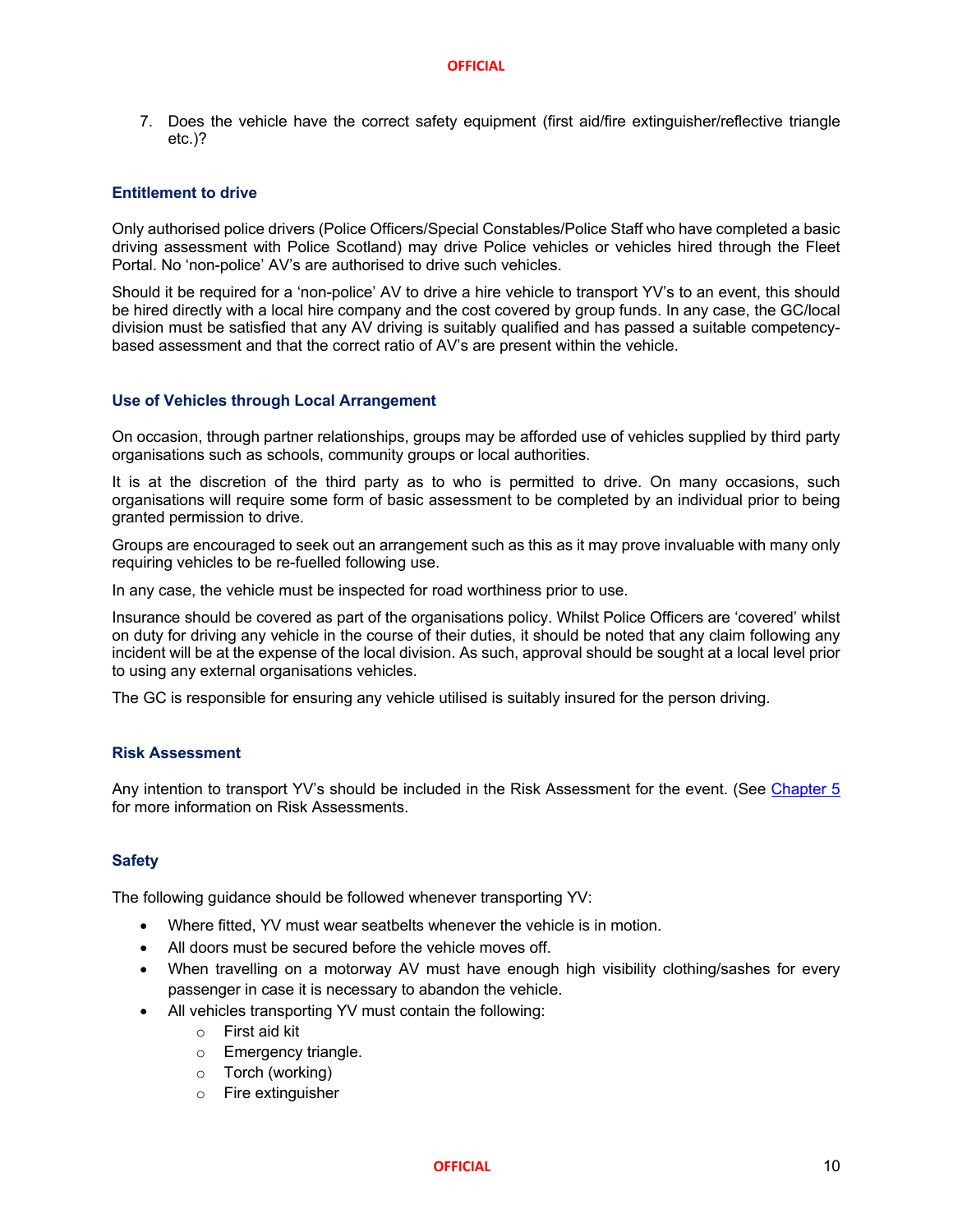7. Does the vehicle have the correct safety equipment (first aid/fire extinguisher/reflective triangle etc.)?

### Entitlement to drive

Only authorised police drivers (Police Officers/Special Constables/Police Staff who have completed a basic driving assessment with Police Scotland) may drive Police vehicles or vehicles hired through the Fleet Portal. No 'non-police' AV's are authorised to drive such vehicles.

Should it be required for a 'non-police' AV to drive a hire vehicle to transport YV's to an event, this should be hired directly with a local hire company and the cost covered by group funds. In any case, the GC/local division must be satisfied that any AV driving is suitably qualified and has passed a suitable competency-based assessment and that the correct ratio of AV's are present within the vehicle.

### Use of Vehicles through Local Arrangement

On occasion, through partner relationships, groups may be afforded use of vehicles supplied by third party organisations such as schools, community groups or local authorities.

It is at the discretion of the third party as to who is permitted to drive. On many occasions, such organisations will require some form of basic assessment to be completed by an individual prior to being granted permission to drive.

Groups are encouraged to seek out an arrangement such as this as it may prove invaluable with many only requiring vehicles to be re-fuelled following use.

In any case, the vehicle must be inspected for road worthiness prior to use.

Insurance should be covered as part of the organisations policy. Whilst Police Officers are 'covered' whilst on duty for driving any vehicle in the course of their duties, it should be noted that any claim following any incident will be at the expense of the local division. As such, approval should be sought at a local level prior to using any external organisations vehicles.

The GC is responsible for ensuring any vehicle utilised is suitably insured for the person driving.

### Risk Assessment

Any intention to transport YV's should be included in the Risk Assessment for the event. (See Chapter 5 for more information on Risk Assessments.

### Safety

The following guidance should be followed whenever transporting YV:

- Where fitted, YV must wear seatbelts whenever the vehicle is in motion.
- All doors must be secured before the vehicle moves off.
- When travelling on a motorway AV must have enough high visibility clothing/sashes for every passenger in case it is necessary to abandon the vehicle.
- All vehicles transporting YV must contain the following:
  - First aid kit
  - Emergency triangle.
  - Torch (working)
  - Fire extinguisher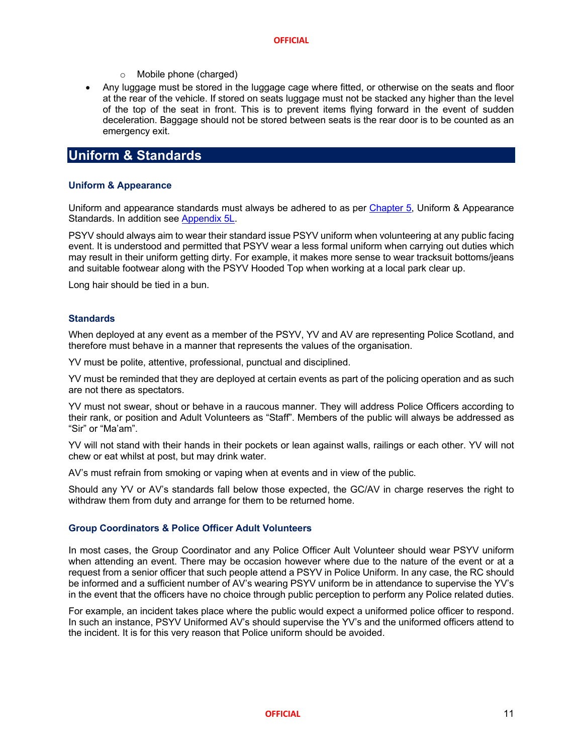- Mobile phone (charged)

- Any luggage must be stored in the luggage cage where fitted, or otherwise on the seats and floor at the rear of the vehicle. If stored on seats luggage must not be stacked any higher than the level of the top of the seat in front. This is to prevent items flying forward in the event of sudden deceleration. Baggage should not be stored between seats is the rear door is to be counted as an emergency exit.

## Uniform & Standards

### Uniform & Appearance

Uniform and appearance standards must always be adhered to as per Chapter 5, Uniform & Appearance Standards. In addition see Appendix 5L.

PSYV should always aim to wear their standard issue PSYV uniform when volunteering at any public facing event. It is understood and permitted that PSYV wear a less formal uniform when carrying out duties which may result in their uniform getting dirty. For example, it makes more sense to wear tracksuit bottoms/jeans and suitable footwear along with the PSYV Hooded Top when working at a local park clear up.

Long hair should be tied in a bun.

### Standards

When deployed at any event as a member of the PSYV, YV and AV are representing Police Scotland, and therefore must behave in a manner that represents the values of the organisation.

YV must be polite, attentive, professional, punctual and disciplined.

YV must be reminded that they are deployed at certain events as part of the policing operation and as such are not there as spectators.

YV must not swear, shout or behave in a raucous manner. They will address Police Officers according to their rank, or position and Adult Volunteers as "Staff". Members of the public will always be addressed as "Sir" or "Ma'am".

YV will not stand with their hands in their pockets or lean against walls, railings or each other. YV will not chew or eat whilst at post, but may drink water.

AV's must refrain from smoking or vaping when at events and in view of the public.

Should any YV or AV's standards fall below those expected, the GC/AV in charge reserves the right to withdraw them from duty and arrange for them to be returned home.

### Group Coordinators & Police Officer Adult Volunteers

In most cases, the Group Coordinator and any Police Officer Ault Volunteer should wear PSYV uniform when attending an event. There may be occasion however where due to the nature of the event or at a request from a senior officer that such people attend a PSYV in Police Uniform. In any case, the RC should be informed and a sufficient number of AV's wearing PSYV uniform be in attendance to supervise the YV's in the event that the officers have no choice through public perception to perform any Police related duties.

For example, an incident takes place where the public would expect a uniformed police officer to respond. In such an instance, PSYV Uniformed AV's should supervise the YV's and the uniformed officers attend to the incident. It is for this very reason that Police uniform should be avoided.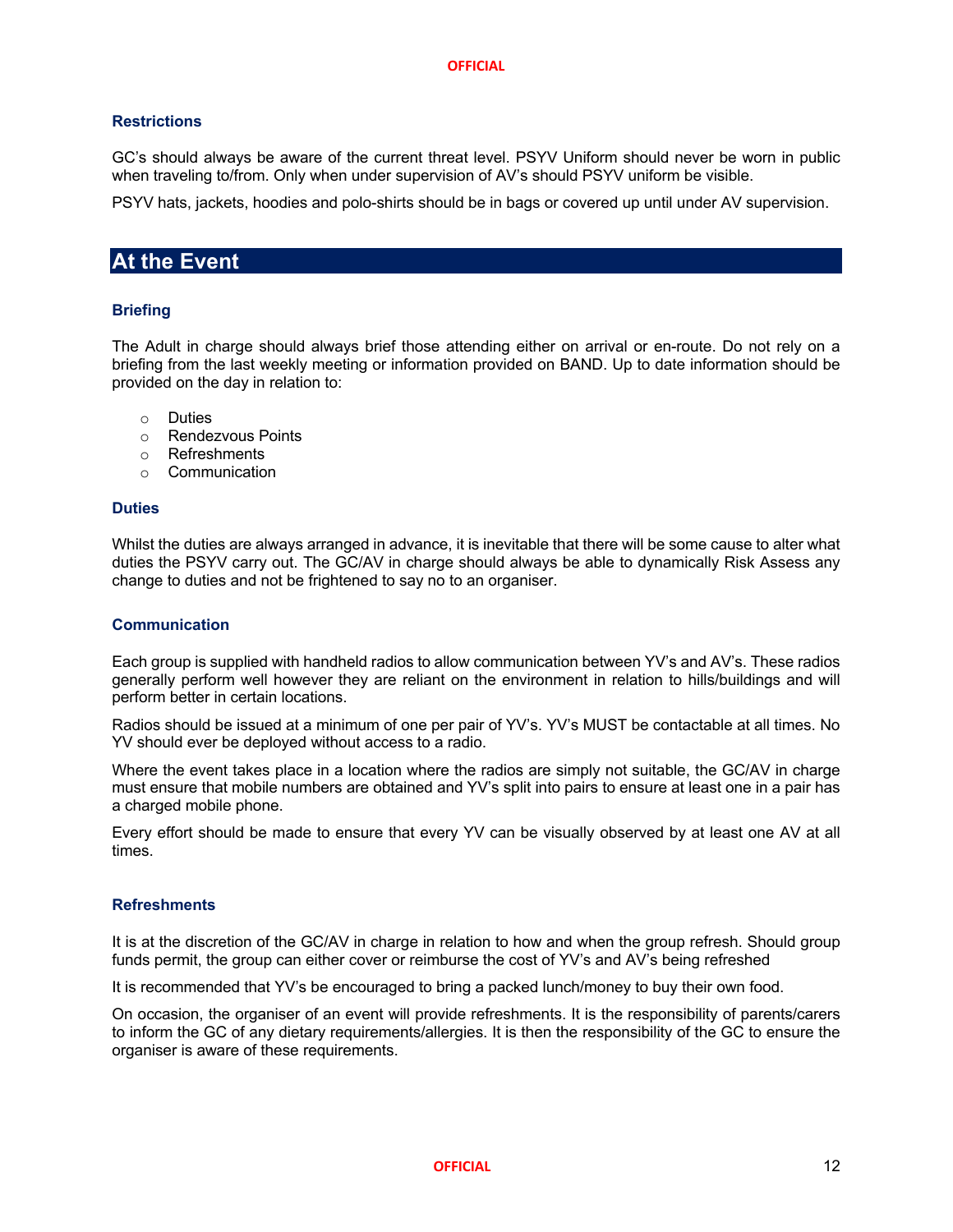### Restrictions

GC's should always be aware of the current threat level. PSYV Uniform should never be worn in public when traveling to/from. Only when under supervision of AV's should PSYV uniform be visible.

PSYV hats, jackets, hoodies and polo-shirts should be in bags or covered up until under AV supervision.

## At the Event

### Briefing

The Adult in charge should always brief those attending either on arrival or en-route. Do not rely on a briefing from the last weekly meeting or information provided on BAND. Up to date information should be provided on the day in relation to:

- Duties
- Rendezvous Points
- Refreshments
- Communication

### Duties

Whilst the duties are always arranged in advance, it is inevitable that there will be some cause to alter what duties the PSYV carry out. The GC/AV in charge should always be able to dynamically Risk Assess any change to duties and not be frightened to say no to an organiser.

### Communication

Each group is supplied with handheld radios to allow communication between YV's and AV's. These radios generally perform well however they are reliant on the environment in relation to hills/buildings and will perform better in certain locations.

Radios should be issued at a minimum of one per pair of YV's. YV's MUST be contactable at all times. No YV should ever be deployed without access to a radio.

Where the event takes place in a location where the radios are simply not suitable, the GC/AV in charge must ensure that mobile numbers are obtained and YV's split into pairs to ensure at least one in a pair has a charged mobile phone.

Every effort should be made to ensure that every YV can be visually observed by at least one AV at all times.

### Refreshments

It is at the discretion of the GC/AV in charge in relation to how and when the group refresh. Should group funds permit, the group can either cover or reimburse the cost of YV's and AV's being refreshed

It is recommended that YV's be encouraged to bring a packed lunch/money to buy their own food.

On occasion, the organiser of an event will provide refreshments. It is the responsibility of parents/carers to inform the GC of any dietary requirements/allergies. It is then the responsibility of the GC to ensure the organiser is aware of these requirements.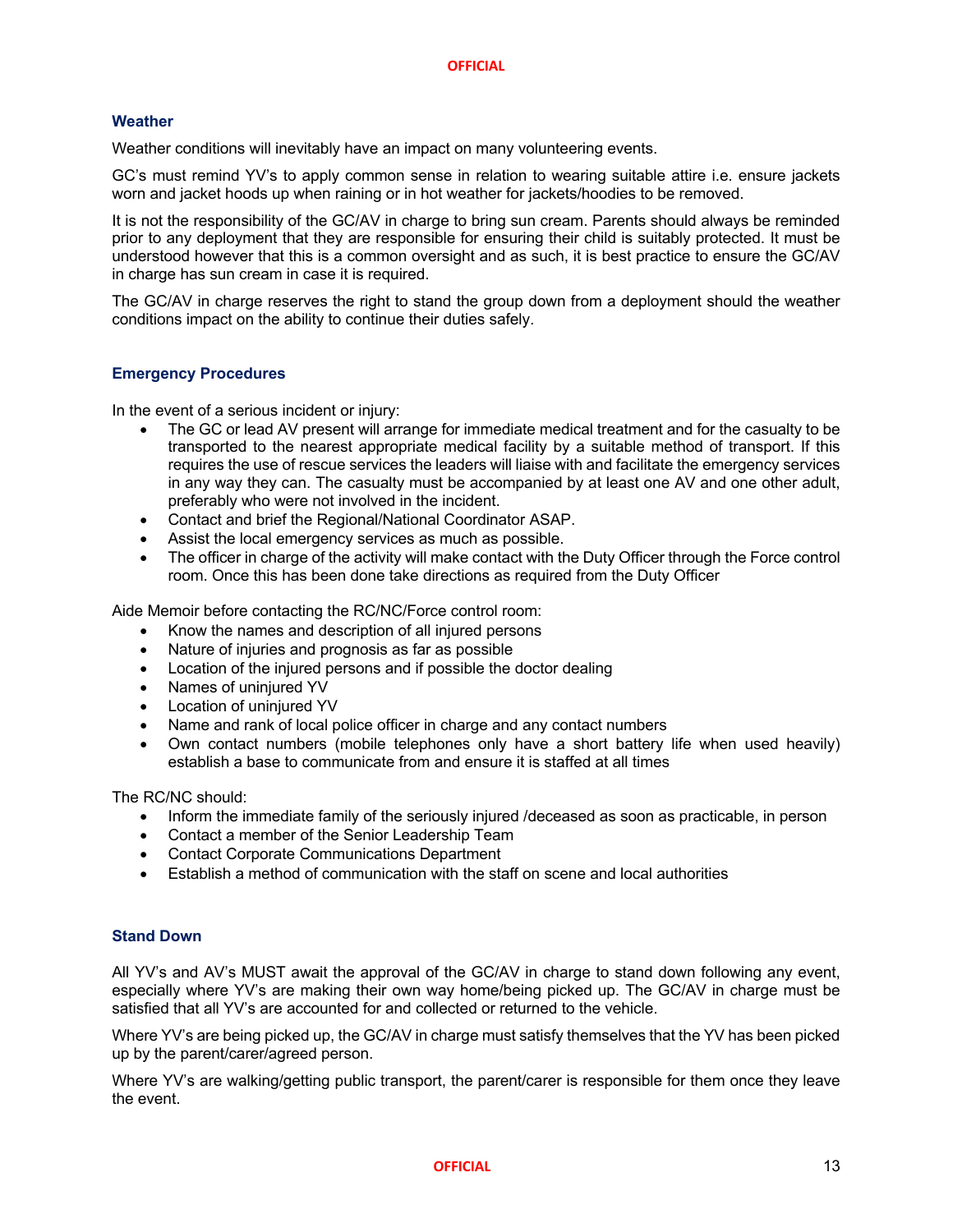## Weather

Weather conditions will inevitably have an impact on many volunteering events.

GC's must remind YV's to apply common sense in relation to wearing suitable attire i.e. ensure jackets worn and jacket hoods up when raining or in hot weather for jackets/hoodies to be removed.

It is not the responsibility of the GC/AV in charge to bring sun cream. Parents should always be reminded prior to any deployment that they are responsible for ensuring their child is suitably protected. It must be understood however that this is a common oversight and as such, it is best practice to ensure the GC/AV in charge has sun cream in case it is required.

The GC/AV in charge reserves the right to stand the group down from a deployment should the weather conditions impact on the ability to continue their duties safely.

## Emergency Procedures

In the event of a serious incident or injury:

- The GC or lead AV present will arrange for immediate medical treatment and for the casualty to be transported to the nearest appropriate medical facility by a suitable method of transport. If this requires the use of rescue services the leaders will liaise with and facilitate the emergency services in any way they can. The casualty must be accompanied by at least one AV and one other adult, preferably who were not involved in the incident.
- Contact and brief the Regional/National Coordinator ASAP.
- Assist the local emergency services as much as possible.
- The officer in charge of the activity will make contact with the Duty Officer through the Force control room. Once this has been done take directions as required from the Duty Officer

Aide Memoir before contacting the RC/NC/Force control room:

- Know the names and description of all injured persons
- Nature of injuries and prognosis as far as possible
- Location of the injured persons and if possible the doctor dealing
- Names of uninjured YV
- Location of uninjured YV
- Name and rank of local police officer in charge and any contact numbers
- Own contact numbers (mobile telephones only have a short battery life when used heavily) establish a base to communicate from and ensure it is staffed at all times

The RC/NC should:

- Inform the immediate family of the seriously injured /deceased as soon as practicable, in person
- Contact a member of the Senior Leadership Team
- Contact Corporate Communications Department
- Establish a method of communication with the staff on scene and local authorities

## Stand Down

All YV's and AV's MUST await the approval of the GC/AV in charge to stand down following any event, especially where YV's are making their own way home/being picked up. The GC/AV in charge must be satisfied that all YV's are accounted for and collected or returned to the vehicle.

Where YV's are being picked up, the GC/AV in charge must satisfy themselves that the YV has been picked up by the parent/carer/agreed person.

Where YV's are walking/getting public transport, the parent/carer is responsible for them once they leave the event.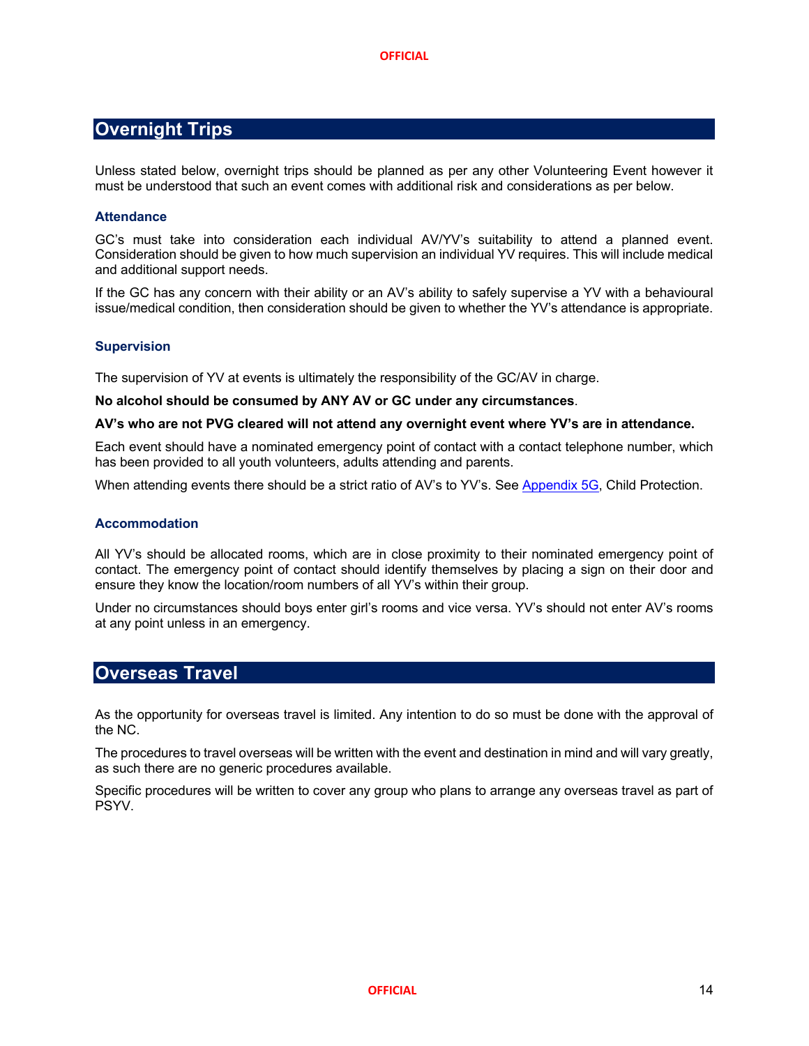## Overnight Trips

Unless stated below, overnight trips should be planned as per any other Volunteering Event however it must be understood that such an event comes with additional risk and considerations as per below.

### Attendance

GC's must take into consideration each individual AV/YV's suitability to attend a planned event. Consideration should be given to how much supervision an individual YV requires. This will include medical and additional support needs.

If the GC has any concern with their ability or an AV's ability to safely supervise a YV with a behavioural issue/medical condition, then consideration should be given to whether the YV's attendance is appropriate.

### Supervision

The supervision of YV at events is ultimately the responsibility of the GC/AV in charge.

**No alcohol should be consumed by ANY AV or GC under any circumstances**.

**AV's who are not PVG cleared will not attend any overnight event where YV's are in attendance.**

Each event should have a nominated emergency point of contact with a contact telephone number, which has been provided to all youth volunteers, adults attending and parents.

When attending events there should be a strict ratio of AV's to YV's. See Appendix 5G, Child Protection.

### Accommodation

All YV's should be allocated rooms, which are in close proximity to their nominated emergency point of contact. The emergency point of contact should identify themselves by placing a sign on their door and ensure they know the location/room numbers of all YV's within their group.

Under no circumstances should boys enter girl's rooms and vice versa. YV's should not enter AV's rooms at any point unless in an emergency.

## Overseas Travel

As the opportunity for overseas travel is limited. Any intention to do so must be done with the approval of the NC.

The procedures to travel overseas will be written with the event and destination in mind and will vary greatly, as such there are no generic procedures available.

Specific procedures will be written to cover any group who plans to arrange any overseas travel as part of PSYV.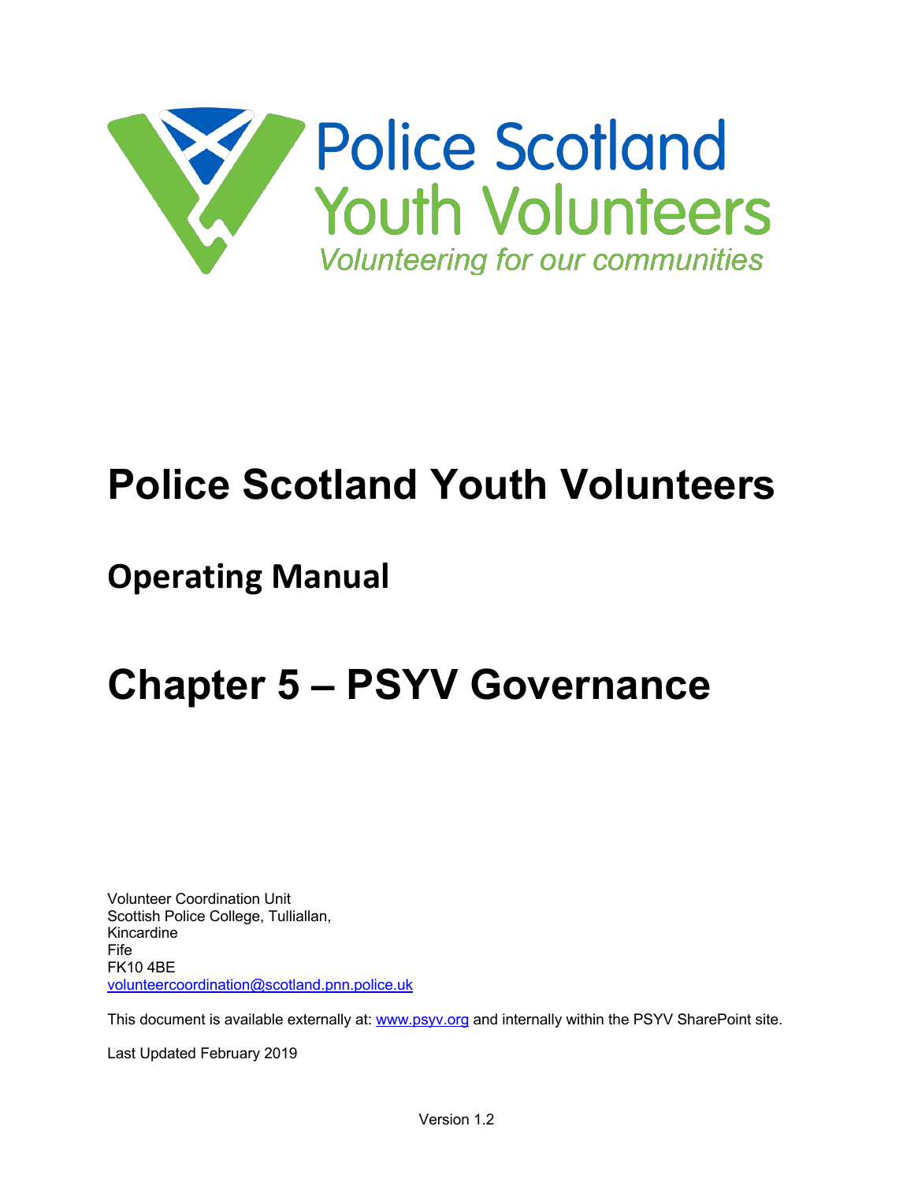Police Scotland
Youth Volunteers
*Volunteering for our communities*

# Police Scotland Youth Volunteers

## Operating Manual

# Chapter 5 – PSYV Governance

Volunteer Coordination Unit
Scottish Police College, Tulliallan,
Kincardine
Fife
FK10 4BE
volunteercoordination@scotland.pnn.police.uk

This document is available externally at: www.psyv.org and internally within the PSYV SharePoint site.

Last Updated February 2019

Version 1.2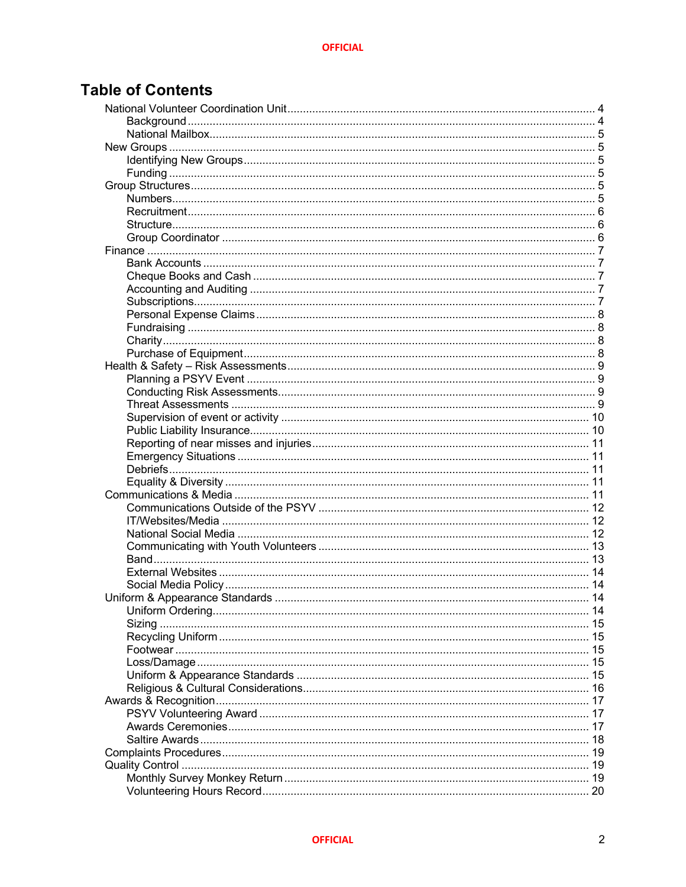# Table of Contents

- National Volunteer Coordination Unit ..... 4
  - Background ..... 4
  - National Mailbox ..... 5
- New Groups ..... 5
  - Identifying New Groups ..... 5
  - Funding ..... 5
- Group Structures ..... 5
  - Numbers ..... 5
  - Recruitment ..... 6
  - Structure ..... 6
  - Group Coordinator ..... 6
- Finance ..... 7
  - Bank Accounts ..... 7
  - Cheque Books and Cash ..... 7
  - Accounting and Auditing ..... 7
  - Subscriptions ..... 7
  - Personal Expense Claims ..... 8
  - Fundraising ..... 8
  - Charity ..... 8
  - Purchase of Equipment ..... 8
- Health & Safety – Risk Assessments ..... 9
  - Planning a PSYV Event ..... 9
  - Conducting Risk Assessments ..... 9
  - Threat Assessments ..... 9
  - Supervision of event or activity ..... 10
  - Public Liability Insurance ..... 10
  - Reporting of near misses and injuries ..... 11
  - Emergency Situations ..... 11
  - Debriefs ..... 11
  - Equality & Diversity ..... 11
- Communications & Media ..... 11
  - Communications Outside of the PSYV ..... 12
  - IT/Websites/Media ..... 12
  - National Social Media ..... 12
  - Communicating with Youth Volunteers ..... 13
  - Band ..... 13
  - External Websites ..... 14
  - Social Media Policy ..... 14
- Uniform & Appearance Standards ..... 14
  - Uniform Ordering ..... 14
  - Sizing ..... 15
  - Recycling Uniform ..... 15
  - Footwear ..... 15
  - Loss/Damage ..... 15
  - Uniform & Appearance Standards ..... 15
  - Religious & Cultural Considerations ..... 16
- Awards & Recognition ..... 17
  - PSYV Volunteering Award ..... 17
  - Awards Ceremonies ..... 17
  - Saltire Awards ..... 18
- Complaints Procedures ..... 19
- Quality Control ..... 19
  - Monthly Survey Monkey Return ..... 19
  - Volunteering Hours Record ..... 20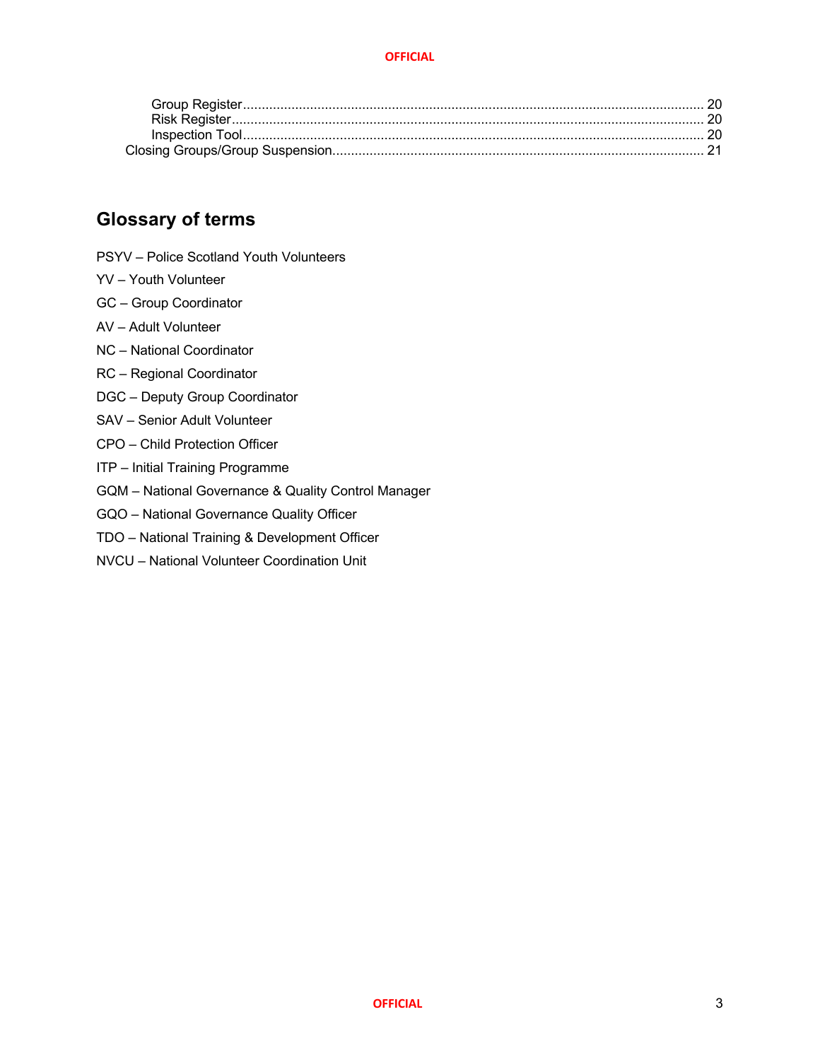Group Register ........................................................................................................................ 20
Risk Register ........................................................................................................................... 20
Inspection Tool ........................................................................................................................ 20
Closing Groups/Group Suspension ................................................................................................. 21

## Glossary of terms

PSYV – Police Scotland Youth Volunteers

YV – Youth Volunteer

GC – Group Coordinator

AV – Adult Volunteer

NC – National Coordinator

RC – Regional Coordinator

DGC – Deputy Group Coordinator

SAV – Senior Adult Volunteer

CPO – Child Protection Officer

ITP – Initial Training Programme

GQM – National Governance & Quality Control Manager

GQO – National Governance Quality Officer

TDO – National Training & Development Officer

NVCU – National Volunteer Coordination Unit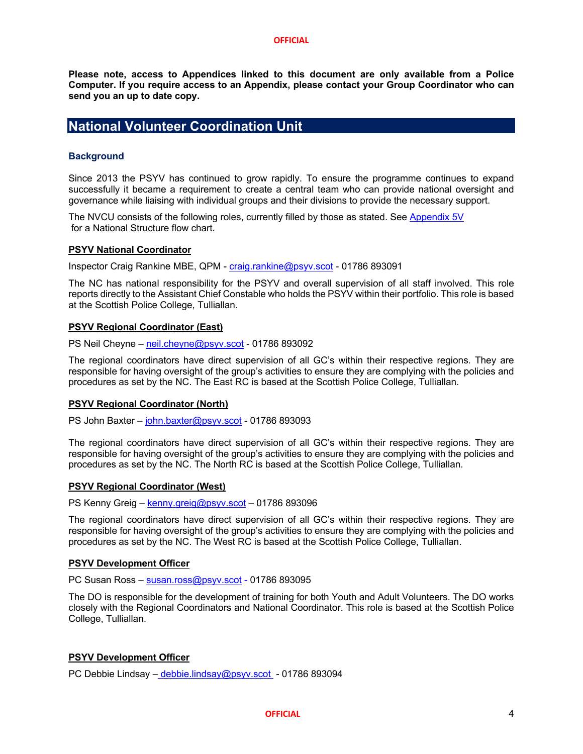**Please note, access to Appendices linked to this document are only available from a Police Computer. If you require access to an Appendix, please contact your Group Coordinator who can send you an up to date copy.**

## National Volunteer Coordination Unit

### Background

Since 2013 the PSYV has continued to grow rapidly. To ensure the programme continues to expand successfully it became a requirement to create a central team who can provide national oversight and governance while liaising with individual groups and their divisions to provide the necessary support.

The NVCU consists of the following roles, currently filled by those as stated. See Appendix 5V for a National Structure flow chart.

#### PSYV National Coordinator

Inspector Craig Rankine MBE, QPM - craig.rankine@psyv.scot - 01786 893091

The NC has national responsibility for the PSYV and overall supervision of all staff involved. This role reports directly to the Assistant Chief Constable who holds the PSYV within their portfolio. This role is based at the Scottish Police College, Tulliallan.

#### PSYV Regional Coordinator (East)

PS Neil Cheyne – neil.cheyne@psyv.scot - 01786 893092

The regional coordinators have direct supervision of all GC's within their respective regions. They are responsible for having oversight of the group's activities to ensure they are complying with the policies and procedures as set by the NC. The East RC is based at the Scottish Police College, Tulliallan.

#### PSYV Regional Coordinator (North)

PS John Baxter – john.baxter@psyv.scot - 01786 893093

The regional coordinators have direct supervision of all GC's within their respective regions. They are responsible for having oversight of the group's activities to ensure they are complying with the policies and procedures as set by the NC. The North RC is based at the Scottish Police College, Tulliallan.

#### PSYV Regional Coordinator (West)

PS Kenny Greig – kenny.greig@psyv.scot – 01786 893096

The regional coordinators have direct supervision of all GC's within their respective regions. They are responsible for having oversight of the group's activities to ensure they are complying with the policies and procedures as set by the NC. The West RC is based at the Scottish Police College, Tulliallan.

#### PSYV Development Officer

PC Susan Ross – susan.ross@psyv.scot - 01786 893095

The DO is responsible for the development of training for both Youth and Adult Volunteers. The DO works closely with the Regional Coordinators and National Coordinator. This role is based at the Scottish Police College, Tulliallan.

#### PSYV Development Officer

PC Debbie Lindsay – debbie.lindsay@psyv.scot - 01786 893094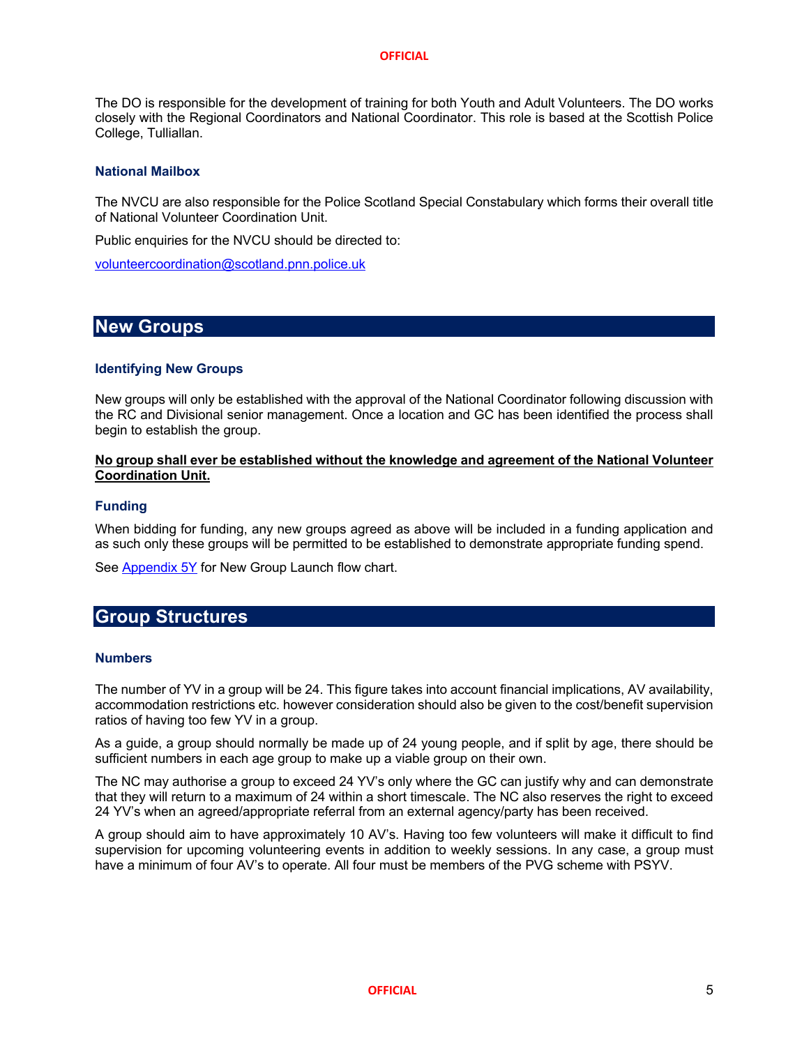The DO is responsible for the development of training for both Youth and Adult Volunteers. The DO works closely with the Regional Coordinators and National Coordinator. This role is based at the Scottish Police College, Tulliallan.

### National Mailbox

The NVCU are also responsible for the Police Scotland Special Constabulary which forms their overall title of National Volunteer Coordination Unit.

Public enquiries for the NVCU should be directed to:

[volunteercoordination@scotland.pnn.police.uk](mailto:volunteercoordination@scotland.pnn.police.uk)

## New Groups

### Identifying New Groups

New groups will only be established with the approval of the National Coordinator following discussion with the RC and Divisional senior management. Once a location and GC has been identified the process shall begin to establish the group.

**No group shall ever be established without the knowledge and agreement of the National Volunteer Coordination Unit.**

### Funding

When bidding for funding, any new groups agreed as above will be included in a funding application and as such only these groups will be permitted to be established to demonstrate appropriate funding spend.

See Appendix 5Y for New Group Launch flow chart.

## Group Structures

### Numbers

The number of YV in a group will be 24. This figure takes into account financial implications, AV availability, accommodation restrictions etc. however consideration should also be given to the cost/benefit supervision ratios of having too few YV in a group.

As a guide, a group should normally be made up of 24 young people, and if split by age, there should be sufficient numbers in each age group to make up a viable group on their own.

The NC may authorise a group to exceed 24 YV's only where the GC can justify why and can demonstrate that they will return to a maximum of 24 within a short timescale. The NC also reserves the right to exceed 24 YV's when an agreed/appropriate referral from an external agency/party has been received.

A group should aim to have approximately 10 AV's. Having too few volunteers will make it difficult to find supervision for upcoming volunteering events in addition to weekly sessions. In any case, a group must have a minimum of four AV's to operate. All four must be members of the PVG scheme with PSYV.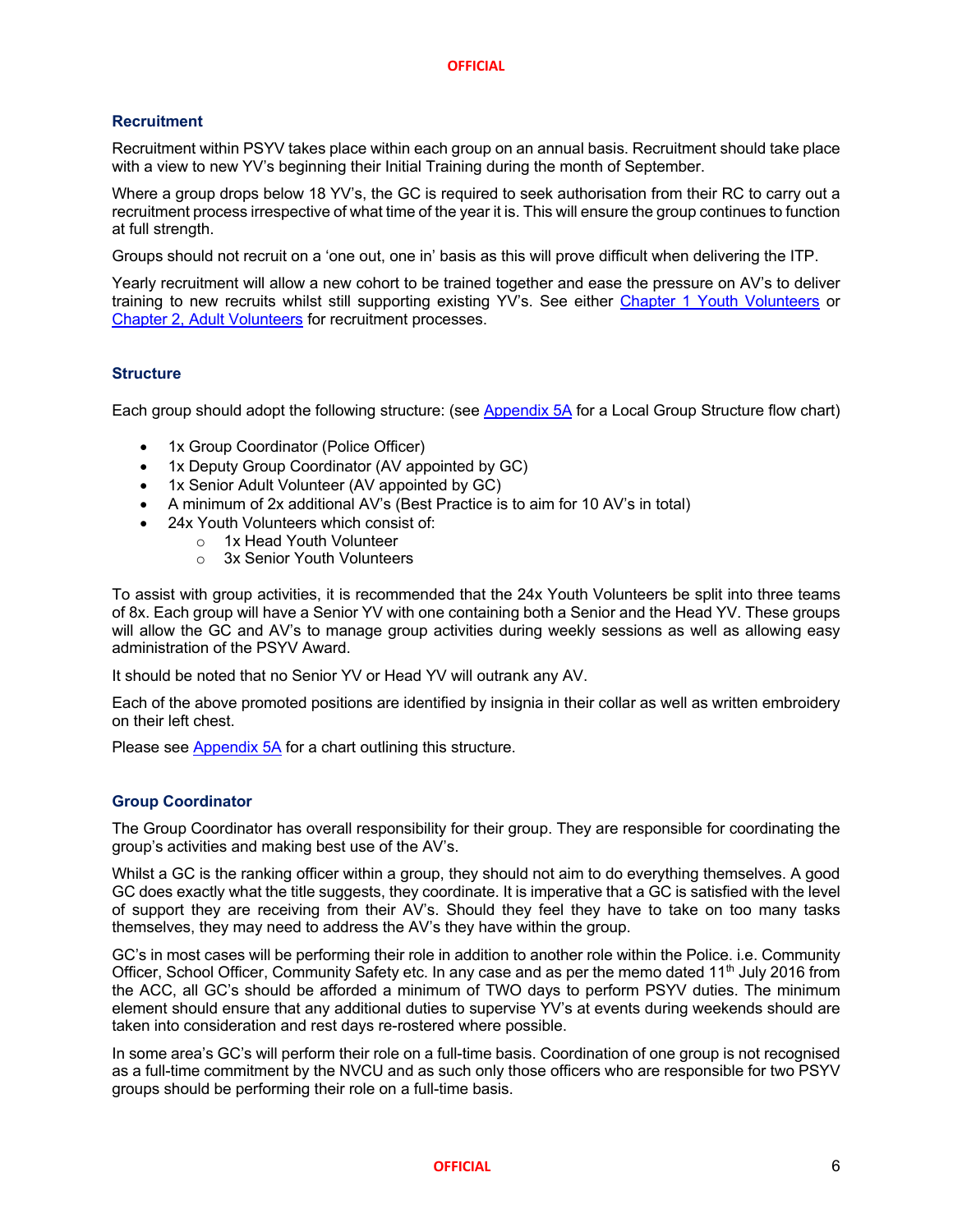### Recruitment

Recruitment within PSYV takes place within each group on an annual basis. Recruitment should take place with a view to new YV's beginning their Initial Training during the month of September.

Where a group drops below 18 YV's, the GC is required to seek authorisation from their RC to carry out a recruitment process irrespective of what time of the year it is. This will ensure the group continues to function at full strength.

Groups should not recruit on a 'one out, one in' basis as this will prove difficult when delivering the ITP.

Yearly recruitment will allow a new cohort to be trained together and ease the pressure on AV's to deliver training to new recruits whilst still supporting existing YV's. See either Chapter 1 Youth Volunteers or Chapter 2, Adult Volunteers for recruitment processes.

### Structure

Each group should adopt the following structure: (see Appendix 5A for a Local Group Structure flow chart)

- 1x Group Coordinator (Police Officer)
- 1x Deputy Group Coordinator (AV appointed by GC)
- 1x Senior Adult Volunteer (AV appointed by GC)
- A minimum of 2x additional AV's (Best Practice is to aim for 10 AV's in total)
- 24x Youth Volunteers which consist of:
  - 1x Head Youth Volunteer
  - 3x Senior Youth Volunteers

To assist with group activities, it is recommended that the 24x Youth Volunteers be split into three teams of 8x. Each group will have a Senior YV with one containing both a Senior and the Head YV. These groups will allow the GC and AV's to manage group activities during weekly sessions as well as allowing easy administration of the PSYV Award.

It should be noted that no Senior YV or Head YV will outrank any AV.

Each of the above promoted positions are identified by insignia in their collar as well as written embroidery on their left chest.

Please see Appendix 5A for a chart outlining this structure.

### Group Coordinator

The Group Coordinator has overall responsibility for their group. They are responsible for coordinating the group's activities and making best use of the AV's.

Whilst a GC is the ranking officer within a group, they should not aim to do everything themselves. A good GC does exactly what the title suggests, they coordinate. It is imperative that a GC is satisfied with the level of support they are receiving from their AV's. Should they feel they have to take on too many tasks themselves, they may need to address the AV's they have within the group.

GC's in most cases will be performing their role in addition to another role within the Police. i.e. Community Officer, School Officer, Community Safety etc. In any case and as per the memo dated 11th July 2016 from the ACC, all GC's should be afforded a minimum of TWO days to perform PSYV duties. The minimum element should ensure that any additional duties to supervise YV's at events during weekends should are taken into consideration and rest days re-rostered where possible.

In some area's GC's will perform their role on a full-time basis. Coordination of one group is not recognised as a full-time commitment by the NVCU and as such only those officers who are responsible for two PSYV groups should be performing their role on a full-time basis.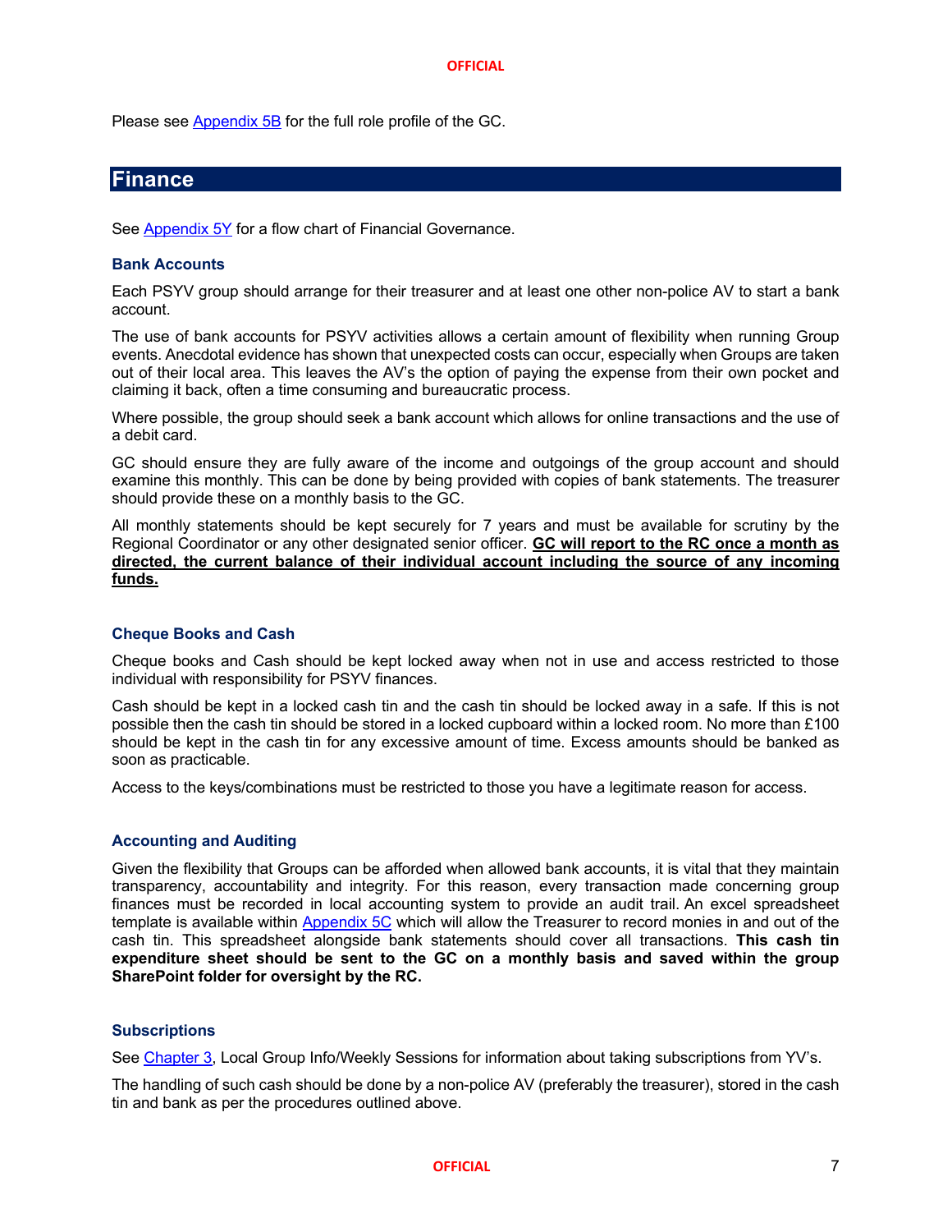Please see Appendix 5B for the full role profile of the GC.

## Finance

See Appendix 5Y for a flow chart of Financial Governance.

### Bank Accounts

Each PSYV group should arrange for their treasurer and at least one other non-police AV to start a bank account.

The use of bank accounts for PSYV activities allows a certain amount of flexibility when running Group events. Anecdotal evidence has shown that unexpected costs can occur, especially when Groups are taken out of their local area. This leaves the AV's the option of paying the expense from their own pocket and claiming it back, often a time consuming and bureaucratic process.

Where possible, the group should seek a bank account which allows for online transactions and the use of a debit card.

GC should ensure they are fully aware of the income and outgoings of the group account and should examine this monthly. This can be done by being provided with copies of bank statements. The treasurer should provide these on a monthly basis to the GC.

All monthly statements should be kept securely for 7 years and must be available for scrutiny by the Regional Coordinator or any other designated senior officer. **GC will report to the RC once a month as directed, the current balance of their individual account including the source of any incoming funds.**

### Cheque Books and Cash

Cheque books and Cash should be kept locked away when not in use and access restricted to those individual with responsibility for PSYV finances.

Cash should be kept in a locked cash tin and the cash tin should be locked away in a safe. If this is not possible then the cash tin should be stored in a locked cupboard within a locked room. No more than £100 should be kept in the cash tin for any excessive amount of time. Excess amounts should be banked as soon as practicable.

Access to the keys/combinations must be restricted to those you have a legitimate reason for access.

### Accounting and Auditing

Given the flexibility that Groups can be afforded when allowed bank accounts, it is vital that they maintain transparency, accountability and integrity. For this reason, every transaction made concerning group finances must be recorded in local accounting system to provide an audit trail. An excel spreadsheet template is available within Appendix 5C which will allow the Treasurer to record monies in and out of the cash tin. This spreadsheet alongside bank statements should cover all transactions. **This cash tin expenditure sheet should be sent to the GC on a monthly basis and saved within the group SharePoint folder for oversight by the RC.**

### Subscriptions

See Chapter 3, Local Group Info/Weekly Sessions for information about taking subscriptions from YV's.

The handling of such cash should be done by a non-police AV (preferably the treasurer), stored in the cash tin and bank as per the procedures outlined above.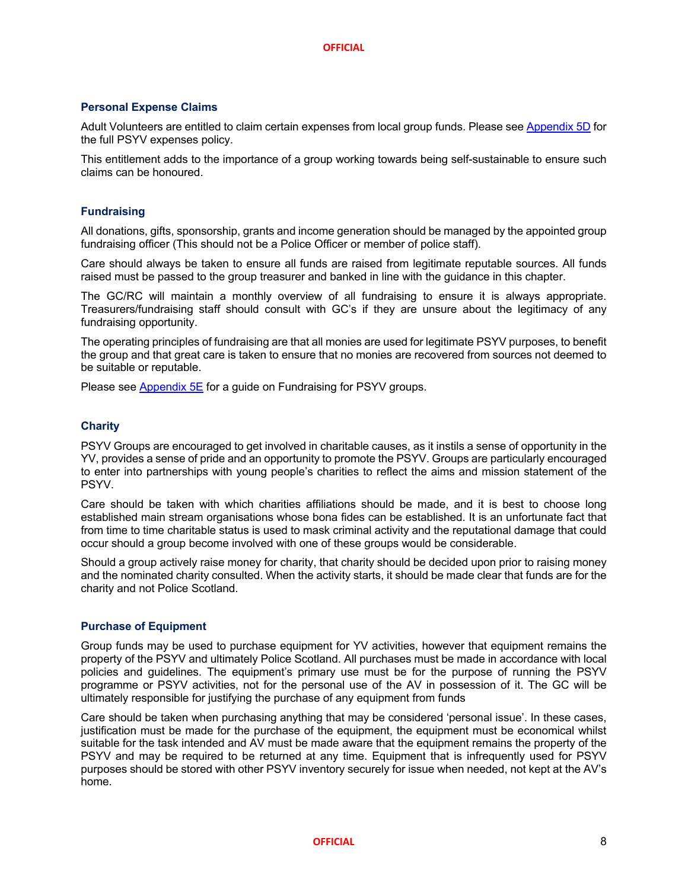### Personal Expense Claims

Adult Volunteers are entitled to claim certain expenses from local group funds. Please see [Appendix 5D](#) for the full PSYV expenses policy.

This entitlement adds to the importance of a group working towards being self-sustainable to ensure such claims can be honoured.

### Fundraising

All donations, gifts, sponsorship, grants and income generation should be managed by the appointed group fundraising officer (This should not be a Police Officer or member of police staff).

Care should always be taken to ensure all funds are raised from legitimate reputable sources. All funds raised must be passed to the group treasurer and banked in line with the guidance in this chapter.

The GC/RC will maintain a monthly overview of all fundraising to ensure it is always appropriate. Treasurers/fundraising staff should consult with GC's if they are unsure about the legitimacy of any fundraising opportunity.

The operating principles of fundraising are that all monies are used for legitimate PSYV purposes, to benefit the group and that great care is taken to ensure that no monies are recovered from sources not deemed to be suitable or reputable.

Please see [Appendix 5E](#) for a guide on Fundraising for PSYV groups.

### Charity

PSYV Groups are encouraged to get involved in charitable causes, as it instils a sense of opportunity in the YV, provides a sense of pride and an opportunity to promote the PSYV. Groups are particularly encouraged to enter into partnerships with young people's charities to reflect the aims and mission statement of the PSYV.

Care should be taken with which charities affiliations should be made, and it is best to choose long established main stream organisations whose bona fides can be established. It is an unfortunate fact that from time to time charitable status is used to mask criminal activity and the reputational damage that could occur should a group become involved with one of these groups would be considerable.

Should a group actively raise money for charity, that charity should be decided upon prior to raising money and the nominated charity consulted. When the activity starts, it should be made clear that funds are for the charity and not Police Scotland.

### Purchase of Equipment

Group funds may be used to purchase equipment for YV activities, however that equipment remains the property of the PSYV and ultimately Police Scotland. All purchases must be made in accordance with local policies and guidelines. The equipment's primary use must be for the purpose of running the PSYV programme or PSYV activities, not for the personal use of the AV in possession of it. The GC will be ultimately responsible for justifying the purchase of any equipment from funds

Care should be taken when purchasing anything that may be considered 'personal issue'. In these cases, justification must be made for the purchase of the equipment, the equipment must be economical whilst suitable for the task intended and AV must be made aware that the equipment remains the property of the PSYV and may be required to be returned at any time. Equipment that is infrequently used for PSYV purposes should be stored with other PSYV inventory securely for issue when needed, not kept at the AV's home.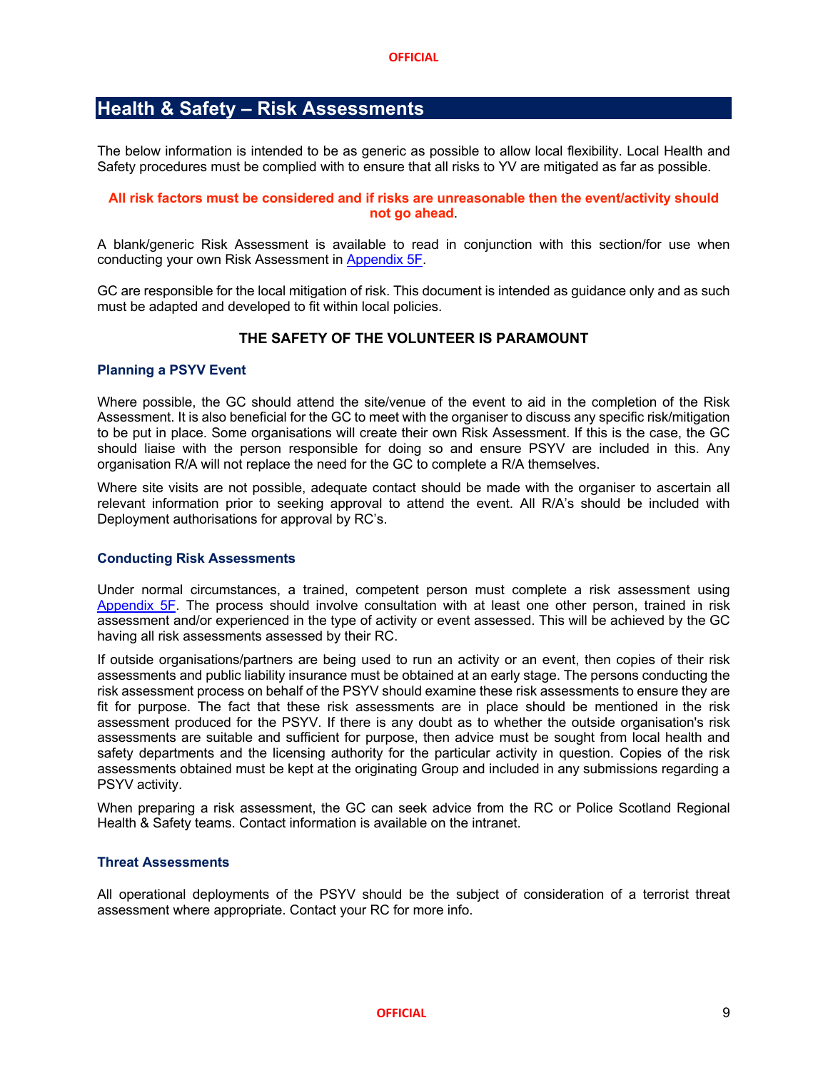## Health & Safety – Risk Assessments

The below information is intended to be as generic as possible to allow local flexibility. Local Health and Safety procedures must be complied with to ensure that all risks to YV are mitigated as far as possible.

**All risk factors must be considered and if risks are unreasonable then the event/activity should not go ahead**.

A blank/generic Risk Assessment is available to read in conjunction with this section/for use when conducting your own Risk Assessment in Appendix 5F.

GC are responsible for the local mitigation of risk. This document is intended as guidance only and as such must be adapted and developed to fit within local policies.

**THE SAFETY OF THE VOLUNTEER IS PARAMOUNT**

### Planning a PSYV Event

Where possible, the GC should attend the site/venue of the event to aid in the completion of the Risk Assessment. It is also beneficial for the GC to meet with the organiser to discuss any specific risk/mitigation to be put in place. Some organisations will create their own Risk Assessment. If this is the case, the GC should liaise with the person responsible for doing so and ensure PSYV are included in this. Any organisation R/A will not replace the need for the GC to complete a R/A themselves.

Where site visits are not possible, adequate contact should be made with the organiser to ascertain all relevant information prior to seeking approval to attend the event. All R/A's should be included with Deployment authorisations for approval by RC's.

### Conducting Risk Assessments

Under normal circumstances, a trained, competent person must complete a risk assessment using Appendix 5F. The process should involve consultation with at least one other person, trained in risk assessment and/or experienced in the type of activity or event assessed. This will be achieved by the GC having all risk assessments assessed by their RC.

If outside organisations/partners are being used to run an activity or an event, then copies of their risk assessments and public liability insurance must be obtained at an early stage. The persons conducting the risk assessment process on behalf of the PSYV should examine these risk assessments to ensure they are fit for purpose. The fact that these risk assessments are in place should be mentioned in the risk assessment produced for the PSYV. If there is any doubt as to whether the outside organisation's risk assessments are suitable and sufficient for purpose, then advice must be sought from local health and safety departments and the licensing authority for the particular activity in question. Copies of the risk assessments obtained must be kept at the originating Group and included in any submissions regarding a PSYV activity.

When preparing a risk assessment, the GC can seek advice from the RC or Police Scotland Regional Health & Safety teams. Contact information is available on the intranet.

### Threat Assessments

All operational deployments of the PSYV should be the subject of consideration of a terrorist threat assessment where appropriate. Contact your RC for more info.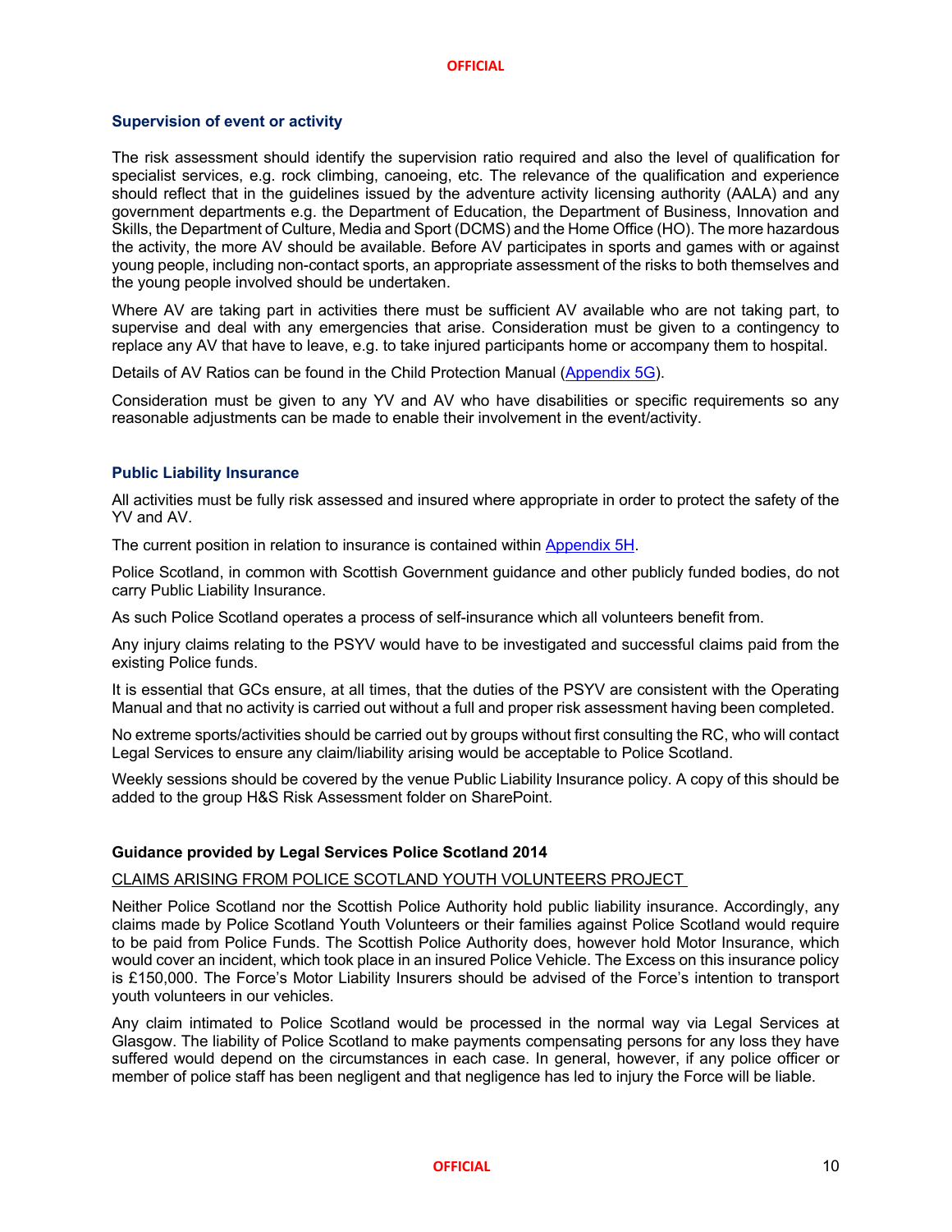### Supervision of event or activity

The risk assessment should identify the supervision ratio required and also the level of qualification for specialist services, e.g. rock climbing, canoeing, etc. The relevance of the qualification and experience should reflect that in the guidelines issued by the adventure activity licensing authority (AALA) and any government departments e.g. the Department of Education, the Department of Business, Innovation and Skills, the Department of Culture, Media and Sport (DCMS) and the Home Office (HO). The more hazardous the activity, the more AV should be available. Before AV participates in sports and games with or against young people, including non-contact sports, an appropriate assessment of the risks to both themselves and the young people involved should be undertaken.

Where AV are taking part in activities there must be sufficient AV available who are not taking part, to supervise and deal with any emergencies that arise. Consideration must be given to a contingency to replace any AV that have to leave, e.g. to take injured participants home or accompany them to hospital.

Details of AV Ratios can be found in the Child Protection Manual (Appendix 5G).

Consideration must be given to any YV and AV who have disabilities or specific requirements so any reasonable adjustments can be made to enable their involvement in the event/activity.

### Public Liability Insurance

All activities must be fully risk assessed and insured where appropriate in order to protect the safety of the YV and AV.

The current position in relation to insurance is contained within Appendix 5H.

Police Scotland, in common with Scottish Government guidance and other publicly funded bodies, do not carry Public Liability Insurance.

As such Police Scotland operates a process of self-insurance which all volunteers benefit from.

Any injury claims relating to the PSYV would have to be investigated and successful claims paid from the existing Police funds.

It is essential that GCs ensure, at all times, that the duties of the PSYV are consistent with the Operating Manual and that no activity is carried out without a full and proper risk assessment having been completed.

No extreme sports/activities should be carried out by groups without first consulting the RC, who will contact Legal Services to ensure any claim/liability arising would be acceptable to Police Scotland.

Weekly sessions should be covered by the venue Public Liability Insurance policy. A copy of this should be added to the group H&S Risk Assessment folder on SharePoint.

**Guidance provided by Legal Services Police Scotland 2014**

CLAIMS ARISING FROM POLICE SCOTLAND YOUTH VOLUNTEERS PROJECT

Neither Police Scotland nor the Scottish Police Authority hold public liability insurance. Accordingly, any claims made by Police Scotland Youth Volunteers or their families against Police Scotland would require to be paid from Police Funds. The Scottish Police Authority does, however hold Motor Insurance, which would cover an incident, which took place in an insured Police Vehicle. The Excess on this insurance policy is £150,000. The Force's Motor Liability Insurers should be advised of the Force's intention to transport youth volunteers in our vehicles.

Any claim intimated to Police Scotland would be processed in the normal way via Legal Services at Glasgow. The liability of Police Scotland to make payments compensating persons for any loss they have suffered would depend on the circumstances in each case. In general, however, if any police officer or member of police staff has been negligent and that negligence has led to injury the Force will be liable.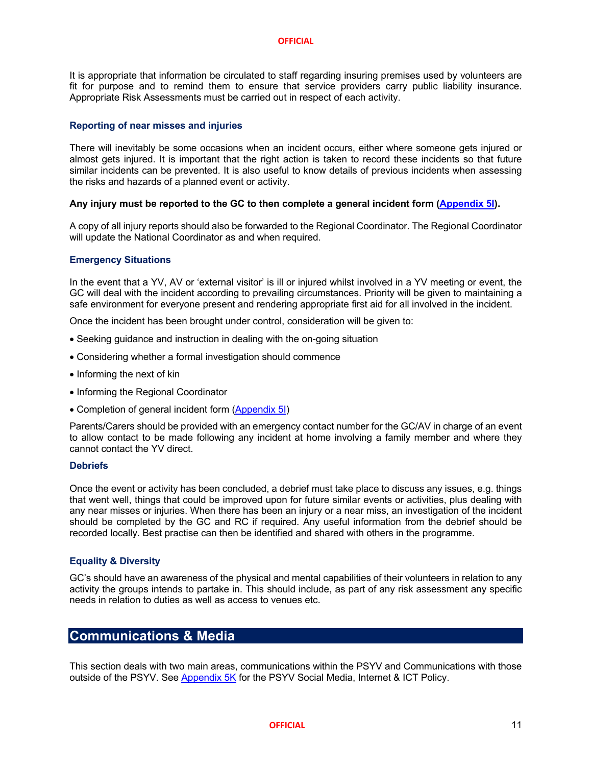It is appropriate that information be circulated to staff regarding insuring premises used by volunteers are fit for purpose and to remind them to ensure that service providers carry public liability insurance. Appropriate Risk Assessments must be carried out in respect of each activity.

### Reporting of near misses and injuries

There will inevitably be some occasions when an incident occurs, either where someone gets injured or almost gets injured. It is important that the right action is taken to record these incidents so that future similar incidents can be prevented. It is also useful to know details of previous incidents when assessing the risks and hazards of a planned event or activity.

**Any injury must be reported to the GC to then complete a general incident form (Appendix 5I).**

A copy of all injury reports should also be forwarded to the Regional Coordinator. The Regional Coordinator will update the National Coordinator as and when required.

### Emergency Situations

In the event that a YV, AV or 'external visitor' is ill or injured whilst involved in a YV meeting or event, the GC will deal with the incident according to prevailing circumstances. Priority will be given to maintaining a safe environment for everyone present and rendering appropriate first aid for all involved in the incident.

Once the incident has been brought under control, consideration will be given to:

- Seeking guidance and instruction in dealing with the on-going situation
- Considering whether a formal investigation should commence
- Informing the next of kin
- Informing the Regional Coordinator
- Completion of general incident form (Appendix 5I)

Parents/Carers should be provided with an emergency contact number for the GC/AV in charge of an event to allow contact to be made following any incident at home involving a family member and where they cannot contact the YV direct.

### Debriefs

Once the event or activity has been concluded, a debrief must take place to discuss any issues, e.g. things that went well, things that could be improved upon for future similar events or activities, plus dealing with any near misses or injuries. When there has been an injury or a near miss, an investigation of the incident should be completed by the GC and RC if required. Any useful information from the debrief should be recorded locally. Best practise can then be identified and shared with others in the programme.

### Equality & Diversity

GC's should have an awareness of the physical and mental capabilities of their volunteers in relation to any activity the groups intends to partake in. This should include, as part of any risk assessment any specific needs in relation to duties as well as access to venues etc.

## Communications & Media

This section deals with two main areas, communications within the PSYV and Communications with those outside of the PSYV. See Appendix 5K for the PSYV Social Media, Internet & ICT Policy.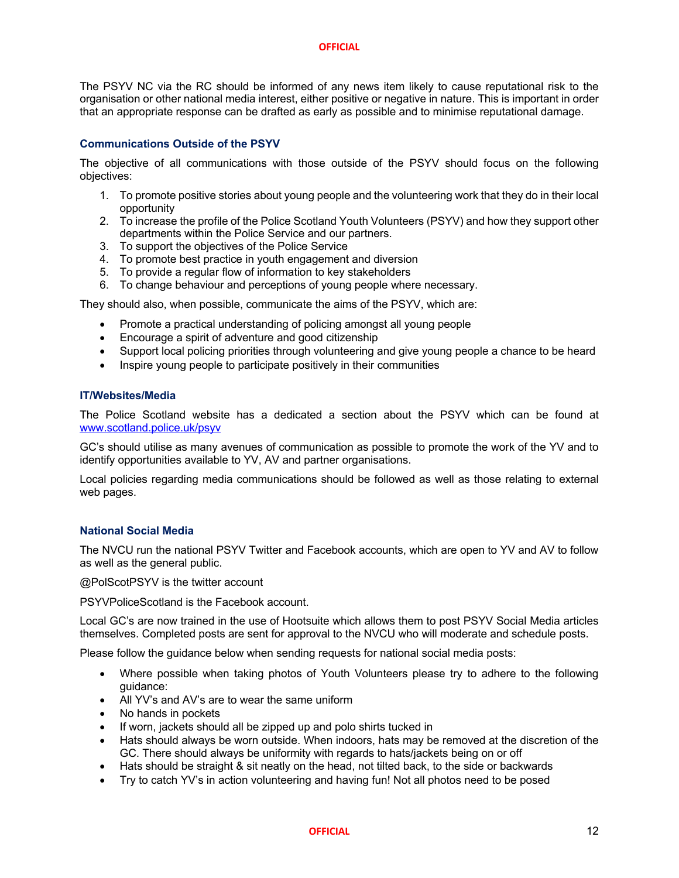The PSYV NC via the RC should be informed of any news item likely to cause reputational risk to the organisation or other national media interest, either positive or negative in nature. This is important in order that an appropriate response can be drafted as early as possible and to minimise reputational damage.

### Communications Outside of the PSYV

The objective of all communications with those outside of the PSYV should focus on the following objectives:

1. To promote positive stories about young people and the volunteering work that they do in their local opportunity
2. To increase the profile of the Police Scotland Youth Volunteers (PSYV) and how they support other departments within the Police Service and our partners.
3. To support the objectives of the Police Service
4. To promote best practice in youth engagement and diversion
5. To provide a regular flow of information to key stakeholders
6. To change behaviour and perceptions of young people where necessary.

They should also, when possible, communicate the aims of the PSYV, which are:

- Promote a practical understanding of policing amongst all young people
- Encourage a spirit of adventure and good citizenship
- Support local policing priorities through volunteering and give young people a chance to be heard
- Inspire young people to participate positively in their communities

### IT/Websites/Media

The Police Scotland website has a dedicated a section about the PSYV which can be found at www.scotland.police.uk/psyv

GC's should utilise as many avenues of communication as possible to promote the work of the YV and to identify opportunities available to YV, AV and partner organisations.

Local policies regarding media communications should be followed as well as those relating to external web pages.

### National Social Media

The NVCU run the national PSYV Twitter and Facebook accounts, which are open to YV and AV to follow as well as the general public.

@PolScotPSYV is the twitter account

PSYVPoliceScotland is the Facebook account.

Local GC's are now trained in the use of Hootsuite which allows them to post PSYV Social Media articles themselves. Completed posts are sent for approval to the NVCU who will moderate and schedule posts.

Please follow the guidance below when sending requests for national social media posts:

- Where possible when taking photos of Youth Volunteers please try to adhere to the following guidance:
- All YV's and AV's are to wear the same uniform
- No hands in pockets
- If worn, jackets should all be zipped up and polo shirts tucked in
- Hats should always be worn outside. When indoors, hats may be removed at the discretion of the GC. There should always be uniformity with regards to hats/jackets being on or off
- Hats should be straight & sit neatly on the head, not tilted back, to the side or backwards
- Try to catch YV's in action volunteering and having fun! Not all photos need to be posed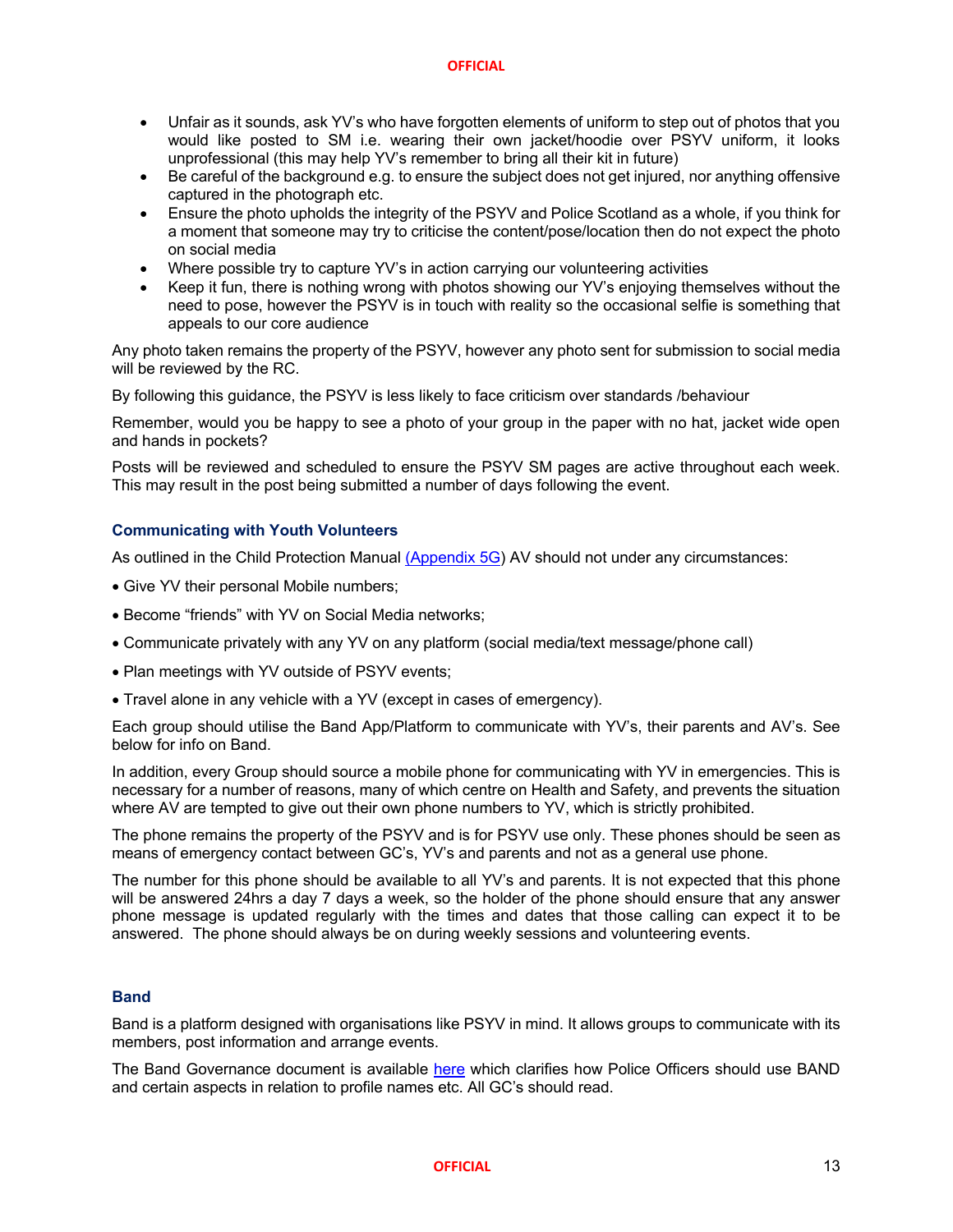- Unfair as it sounds, ask YV's who have forgotten elements of uniform to step out of photos that you would like posted to SM i.e. wearing their own jacket/hoodie over PSYV uniform, it looks unprofessional (this may help YV's remember to bring all their kit in future)
- Be careful of the background e.g. to ensure the subject does not get injured, nor anything offensive captured in the photograph etc.
- Ensure the photo upholds the integrity of the PSYV and Police Scotland as a whole, if you think for a moment that someone may try to criticise the content/pose/location then do not expect the photo on social media
- Where possible try to capture YV's in action carrying our volunteering activities
- Keep it fun, there is nothing wrong with photos showing our YV's enjoying themselves without the need to pose, however the PSYV is in touch with reality so the occasional selfie is something that appeals to our core audience

Any photo taken remains the property of the PSYV, however any photo sent for submission to social media will be reviewed by the RC.

By following this guidance, the PSYV is less likely to face criticism over standards /behaviour

Remember, would you be happy to see a photo of your group in the paper with no hat, jacket wide open and hands in pockets?

Posts will be reviewed and scheduled to ensure the PSYV SM pages are active throughout each week. This may result in the post being submitted a number of days following the event.

### Communicating with Youth Volunteers

As outlined in the Child Protection Manual (Appendix 5G) AV should not under any circumstances:

- Give YV their personal Mobile numbers;
- Become "friends" with YV on Social Media networks;
- Communicate privately with any YV on any platform (social media/text message/phone call)
- Plan meetings with YV outside of PSYV events;
- Travel alone in any vehicle with a YV (except in cases of emergency).

Each group should utilise the Band App/Platform to communicate with YV's, their parents and AV's. See below for info on Band.

In addition, every Group should source a mobile phone for communicating with YV in emergencies. This is necessary for a number of reasons, many of which centre on Health and Safety, and prevents the situation where AV are tempted to give out their own phone numbers to YV, which is strictly prohibited.

The phone remains the property of the PSYV and is for PSYV use only. These phones should be seen as means of emergency contact between GC's, YV's and parents and not as a general use phone.

The number for this phone should be available to all YV's and parents. It is not expected that this phone will be answered 24hrs a day 7 days a week, so the holder of the phone should ensure that any answer phone message is updated regularly with the times and dates that those calling can expect it to be answered. The phone should always be on during weekly sessions and volunteering events.

### Band

Band is a platform designed with organisations like PSYV in mind. It allows groups to communicate with its members, post information and arrange events.

The Band Governance document is available here which clarifies how Police Officers should use BAND and certain aspects in relation to profile names etc. All GC's should read.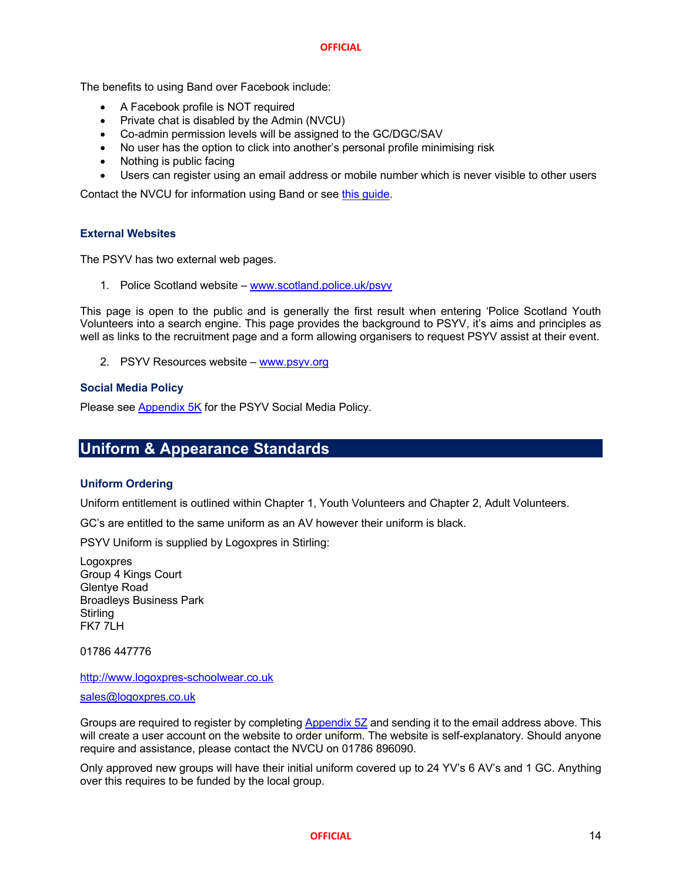The benefits to using Band over Facebook include:

- A Facebook profile is NOT required
- Private chat is disabled by the Admin (NVCU)
- Co-admin permission levels will be assigned to the GC/DGC/SAV
- No user has the option to click into another's personal profile minimising risk
- Nothing is public facing
- Users can register using an email address or mobile number which is never visible to other users

Contact the NVCU for information using Band or see [this guide](this guide).

### External Websites

The PSYV has two external web pages.

1. Police Scotland website – [www.scotland.police.uk/psyv](http://www.scotland.police.uk/psyv)

This page is open to the public and is generally the first result when entering 'Police Scotland Youth Volunteers into a search engine. This page provides the background to PSYV, it's aims and principles as well as links to the recruitment page and a form allowing organisers to request PSYV assist at their event.

2. PSYV Resources website – [www.psyv.org](http://www.psyv.org)

### Social Media Policy

Please see Appendix 5K for the PSYV Social Media Policy.

## Uniform & Appearance Standards

### Uniform Ordering

Uniform entitlement is outlined within Chapter 1, Youth Volunteers and Chapter 2, Adult Volunteers.

GC's are entitled to the same uniform as an AV however their uniform is black.

PSYV Uniform is supplied by Logoxpres in Stirling:

Logoxpres  
Group 4 Kings Court  
Glentye Road  
Broadleys Business Park  
Stirling  
FK7 7LH

01786 447776

[http://www.logoxpres-schoolwear.co.uk](http://www.logoxpres-schoolwear.co.uk)

[sales@logoxpres.co.uk](mailto:sales@logoxpres.co.uk)

Groups are required to register by completing Appendix 5Z and sending it to the email address above. This will create a user account on the website to order uniform. The website is self-explanatory. Should anyone require and assistance, please contact the NVCU on 01786 896090.

Only approved new groups will have their initial uniform covered up to 24 YV's 6 AV's and 1 GC. Anything over this requires to be funded by the local group.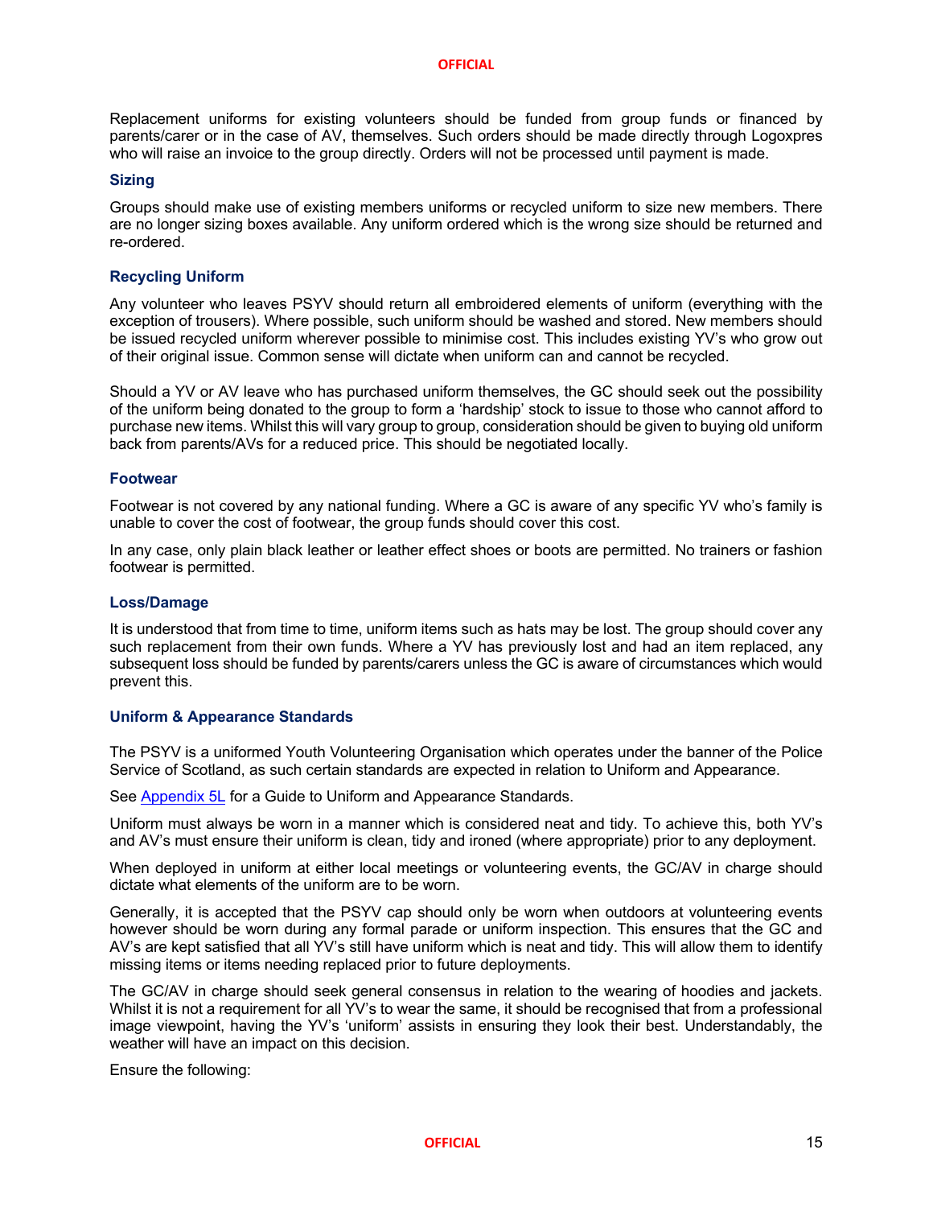Replacement uniforms for existing volunteers should be funded from group funds or financed by parents/carer or in the case of AV, themselves. Such orders should be made directly through Logoxpres who will raise an invoice to the group directly. Orders will not be processed until payment is made.

### Sizing

Groups should make use of existing members uniforms or recycled uniform to size new members. There are no longer sizing boxes available. Any uniform ordered which is the wrong size should be returned and re-ordered.

### Recycling Uniform

Any volunteer who leaves PSYV should return all embroidered elements of uniform (everything with the exception of trousers). Where possible, such uniform should be washed and stored. New members should be issued recycled uniform wherever possible to minimise cost. This includes existing YV's who grow out of their original issue. Common sense will dictate when uniform can and cannot be recycled.

Should a YV or AV leave who has purchased uniform themselves, the GC should seek out the possibility of the uniform being donated to the group to form a 'hardship' stock to issue to those who cannot afford to purchase new items. Whilst this will vary group to group, consideration should be given to buying old uniform back from parents/AVs for a reduced price. This should be negotiated locally.

### Footwear

Footwear is not covered by any national funding. Where a GC is aware of any specific YV who's family is unable to cover the cost of footwear, the group funds should cover this cost.

In any case, only plain black leather or leather effect shoes or boots are permitted. No trainers or fashion footwear is permitted.

### Loss/Damage

It is understood that from time to time, uniform items such as hats may be lost. The group should cover any such replacement from their own funds. Where a YV has previously lost and had an item replaced, any subsequent loss should be funded by parents/carers unless the GC is aware of circumstances which would prevent this.

### Uniform & Appearance Standards

The PSYV is a uniformed Youth Volunteering Organisation which operates under the banner of the Police Service of Scotland, as such certain standards are expected in relation to Uniform and Appearance.

See Appendix 5L for a Guide to Uniform and Appearance Standards.

Uniform must always be worn in a manner which is considered neat and tidy. To achieve this, both YV's and AV's must ensure their uniform is clean, tidy and ironed (where appropriate) prior to any deployment.

When deployed in uniform at either local meetings or volunteering events, the GC/AV in charge should dictate what elements of the uniform are to be worn.

Generally, it is accepted that the PSYV cap should only be worn when outdoors at volunteering events however should be worn during any formal parade or uniform inspection. This ensures that the GC and AV's are kept satisfied that all YV's still have uniform which is neat and tidy. This will allow them to identify missing items or items needing replaced prior to future deployments.

The GC/AV in charge should seek general consensus in relation to the wearing of hoodies and jackets. Whilst it is not a requirement for all YV's to wear the same, it should be recognised that from a professional image viewpoint, having the YV's 'uniform' assists in ensuring they look their best. Understandably, the weather will have an impact on this decision.

Ensure the following: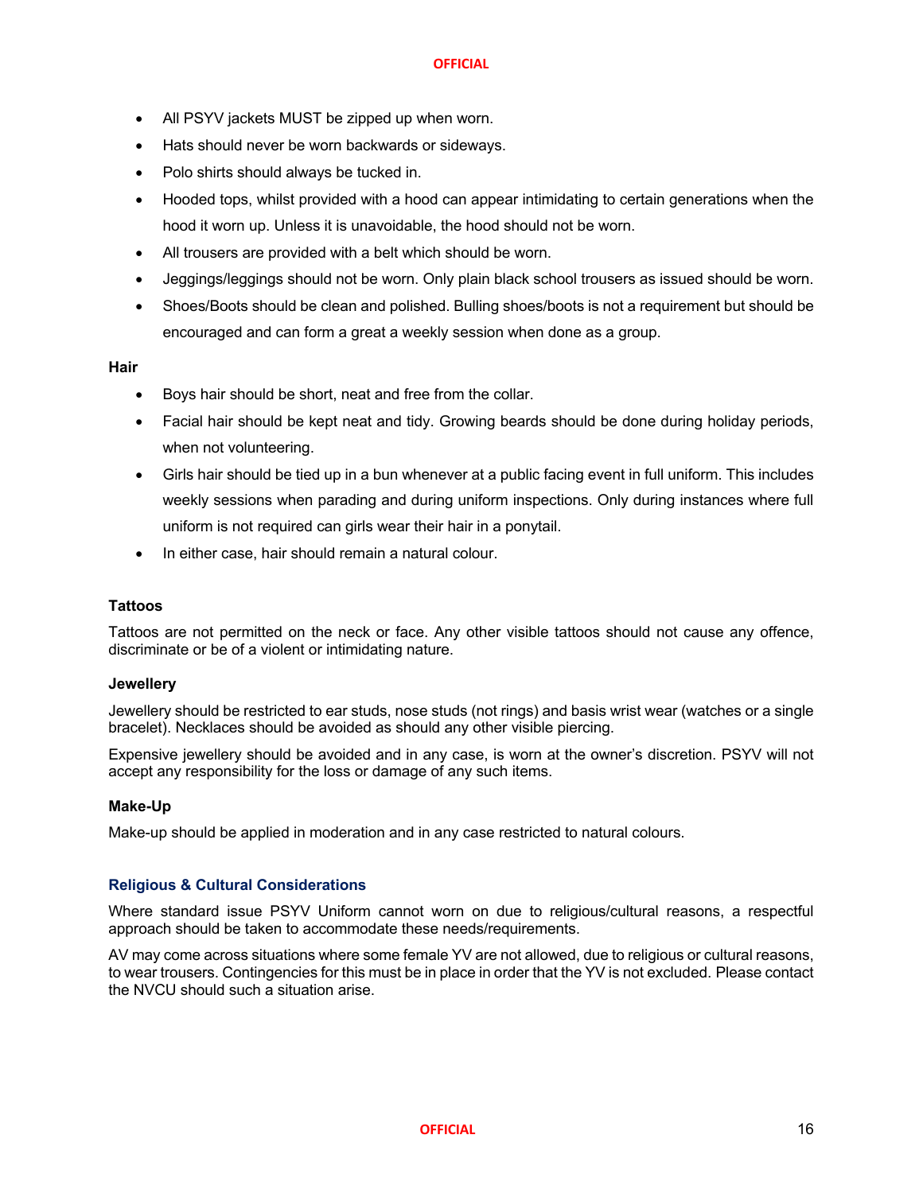- All PSYV jackets MUST be zipped up when worn.
- Hats should never be worn backwards or sideways.
- Polo shirts should always be tucked in.
- Hooded tops, whilst provided with a hood can appear intimidating to certain generations when the hood it worn up. Unless it is unavoidable, the hood should not be worn.
- All trousers are provided with a belt which should be worn.
- Jeggings/leggings should not be worn. Only plain black school trousers as issued should be worn.
- Shoes/Boots should be clean and polished. Bulling shoes/boots is not a requirement but should be encouraged and can form a great a weekly session when done as a group.

**Hair**

- Boys hair should be short, neat and free from the collar.
- Facial hair should be kept neat and tidy. Growing beards should be done during holiday periods, when not volunteering.
- Girls hair should be tied up in a bun whenever at a public facing event in full uniform. This includes weekly sessions when parading and during uniform inspections. Only during instances where full uniform is not required can girls wear their hair in a ponytail.
- In either case, hair should remain a natural colour.

**Tattoos**

Tattoos are not permitted on the neck or face. Any other visible tattoos should not cause any offence, discriminate or be of a violent or intimidating nature.

**Jewellery**

Jewellery should be restricted to ear studs, nose studs (not rings) and basis wrist wear (watches or a single bracelet). Necklaces should be avoided as should any other visible piercing.

Expensive jewellery should be avoided and in any case, is worn at the owner's discretion. PSYV will not accept any responsibility for the loss or damage of any such items.

**Make-Up**

Make-up should be applied in moderation and in any case restricted to natural colours.

### Religious & Cultural Considerations

Where standard issue PSYV Uniform cannot worn on due to religious/cultural reasons, a respectful approach should be taken to accommodate these needs/requirements.

AV may come across situations where some female YV are not allowed, due to religious or cultural reasons, to wear trousers. Contingencies for this must be in place in order that the YV is not excluded. Please contact the NVCU should such a situation arise.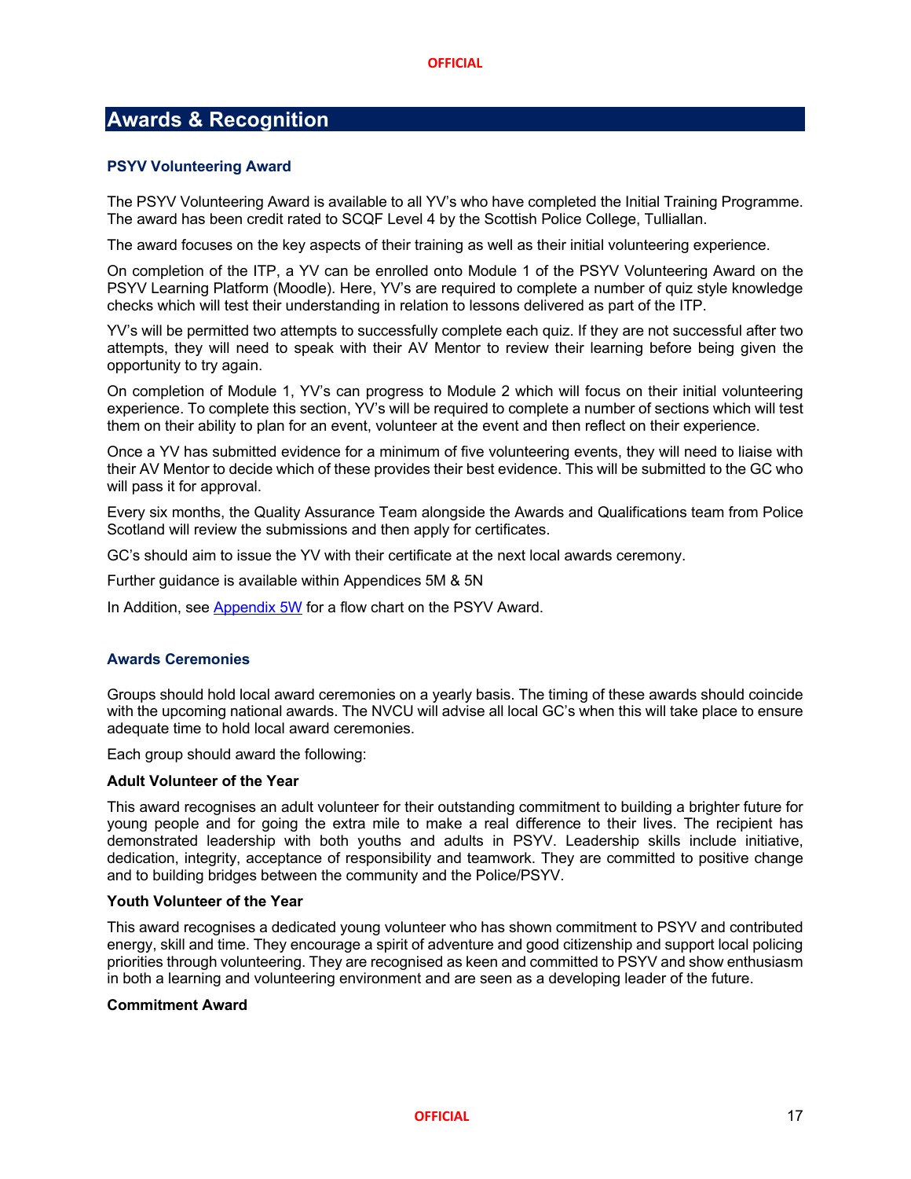## Awards & Recognition

### PSYV Volunteering Award

The PSYV Volunteering Award is available to all YV's who have completed the Initial Training Programme. The award has been credit rated to SCQF Level 4 by the Scottish Police College, Tulliallan.

The award focuses on the key aspects of their training as well as their initial volunteering experience.

On completion of the ITP, a YV can be enrolled onto Module 1 of the PSYV Volunteering Award on the PSYV Learning Platform (Moodle). Here, YV's are required to complete a number of quiz style knowledge checks which will test their understanding in relation to lessons delivered as part of the ITP.

YV's will be permitted two attempts to successfully complete each quiz. If they are not successful after two attempts, they will need to speak with their AV Mentor to review their learning before being given the opportunity to try again.

On completion of Module 1, YV's can progress to Module 2 which will focus on their initial volunteering experience. To complete this section, YV's will be required to complete a number of sections which will test them on their ability to plan for an event, volunteer at the event and then reflect on their experience.

Once a YV has submitted evidence for a minimum of five volunteering events, they will need to liaise with their AV Mentor to decide which of these provides their best evidence. This will be submitted to the GC who will pass it for approval.

Every six months, the Quality Assurance Team alongside the Awards and Qualifications team from Police Scotland will review the submissions and then apply for certificates.

GC's should aim to issue the YV with their certificate at the next local awards ceremony.

Further guidance is available within Appendices 5M & 5N

In Addition, see Appendix 5W for a flow chart on the PSYV Award.

### Awards Ceremonies

Groups should hold local award ceremonies on a yearly basis. The timing of these awards should coincide with the upcoming national awards. The NVCU will advise all local GC's when this will take place to ensure adequate time to hold local award ceremonies.

Each group should award the following:

**Adult Volunteer of the Year**

This award recognises an adult volunteer for their outstanding commitment to building a brighter future for young people and for going the extra mile to make a real difference to their lives. The recipient has demonstrated leadership with both youths and adults in PSYV. Leadership skills include initiative, dedication, integrity, acceptance of responsibility and teamwork. They are committed to positive change and to building bridges between the community and the Police/PSYV.

**Youth Volunteer of the Year**

This award recognises a dedicated young volunteer who has shown commitment to PSYV and contributed energy, skill and time. They encourage a spirit of adventure and good citizenship and support local policing priorities through volunteering. They are recognised as keen and committed to PSYV and show enthusiasm in both a learning and volunteering environment and are seen as a developing leader of the future.

**Commitment Award**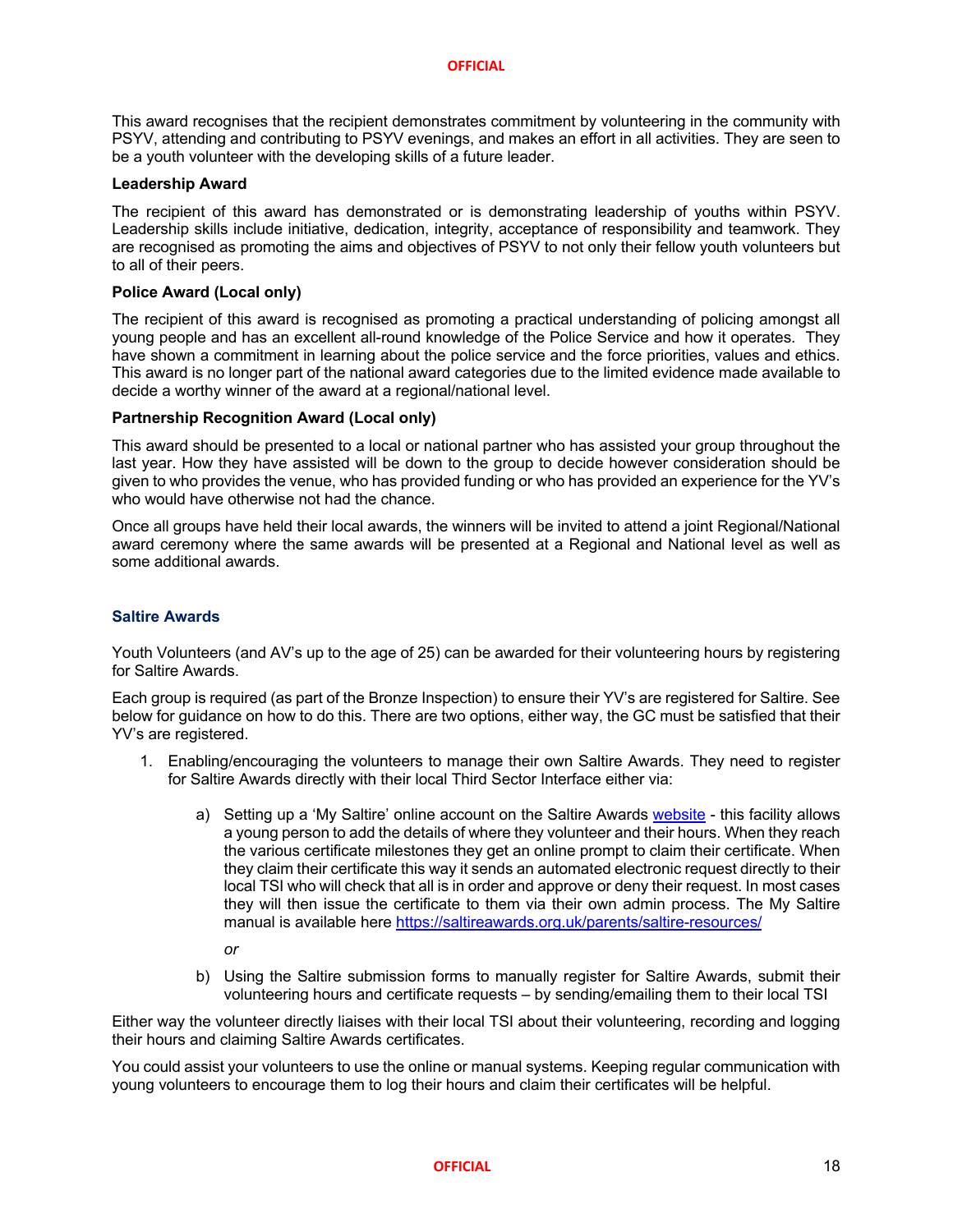This award recognises that the recipient demonstrates commitment by volunteering in the community with PSYV, attending and contributing to PSYV evenings, and makes an effort in all activities. They are seen to be a youth volunteer with the developing skills of a future leader.

**Leadership Award**

The recipient of this award has demonstrated or is demonstrating leadership of youths within PSYV. Leadership skills include initiative, dedication, integrity, acceptance of responsibility and teamwork. They are recognised as promoting the aims and objectives of PSYV to not only their fellow youth volunteers but to all of their peers.

**Police Award (Local only)**

The recipient of this award is recognised as promoting a practical understanding of policing amongst all young people and has an excellent all-round knowledge of the Police Service and how it operates. They have shown a commitment in learning about the police service and the force priorities, values and ethics. This award is no longer part of the national award categories due to the limited evidence made available to decide a worthy winner of the award at a regional/national level.

**Partnership Recognition Award (Local only)**

This award should be presented to a local or national partner who has assisted your group throughout the last year. How they have assisted will be down to the group to decide however consideration should be given to who provides the venue, who has provided funding or who has provided an experience for the YV's who would have otherwise not had the chance.

Once all groups have held their local awards, the winners will be invited to attend a joint Regional/National award ceremony where the same awards will be presented at a Regional and National level as well as some additional awards.

### Saltire Awards

Youth Volunteers (and AV's up to the age of 25) can be awarded for their volunteering hours by registering for Saltire Awards.

Each group is required (as part of the Bronze Inspection) to ensure their YV's are registered for Saltire. See below for guidance on how to do this. There are two options, either way, the GC must be satisfied that their YV's are registered.

1. Enabling/encouraging the volunteers to manage their own Saltire Awards. They need to register for Saltire Awards directly with their local Third Sector Interface either via:

    a) Setting up a 'My Saltire' online account on the Saltire Awards website - this facility allows a young person to add the details of where they volunteer and their hours. When they reach the various certificate milestones they get an online prompt to claim their certificate. When they claim their certificate this way it sends an automated electronic request directly to their local TSI who will check that all is in order and approve or deny their request. In most cases they will then issue the certificate to them via their own admin process. The My Saltire manual is available here https://saltireawards.org.uk/parents/saltire-resources/

    *or*

    b) Using the Saltire submission forms to manually register for Saltire Awards, submit their volunteering hours and certificate requests – by sending/emailing them to their local TSI

Either way the volunteer directly liaises with their local TSI about their volunteering, recording and logging their hours and claiming Saltire Awards certificates.

You could assist your volunteers to use the online or manual systems. Keeping regular communication with young volunteers to encourage them to log their hours and claim their certificates will be helpful.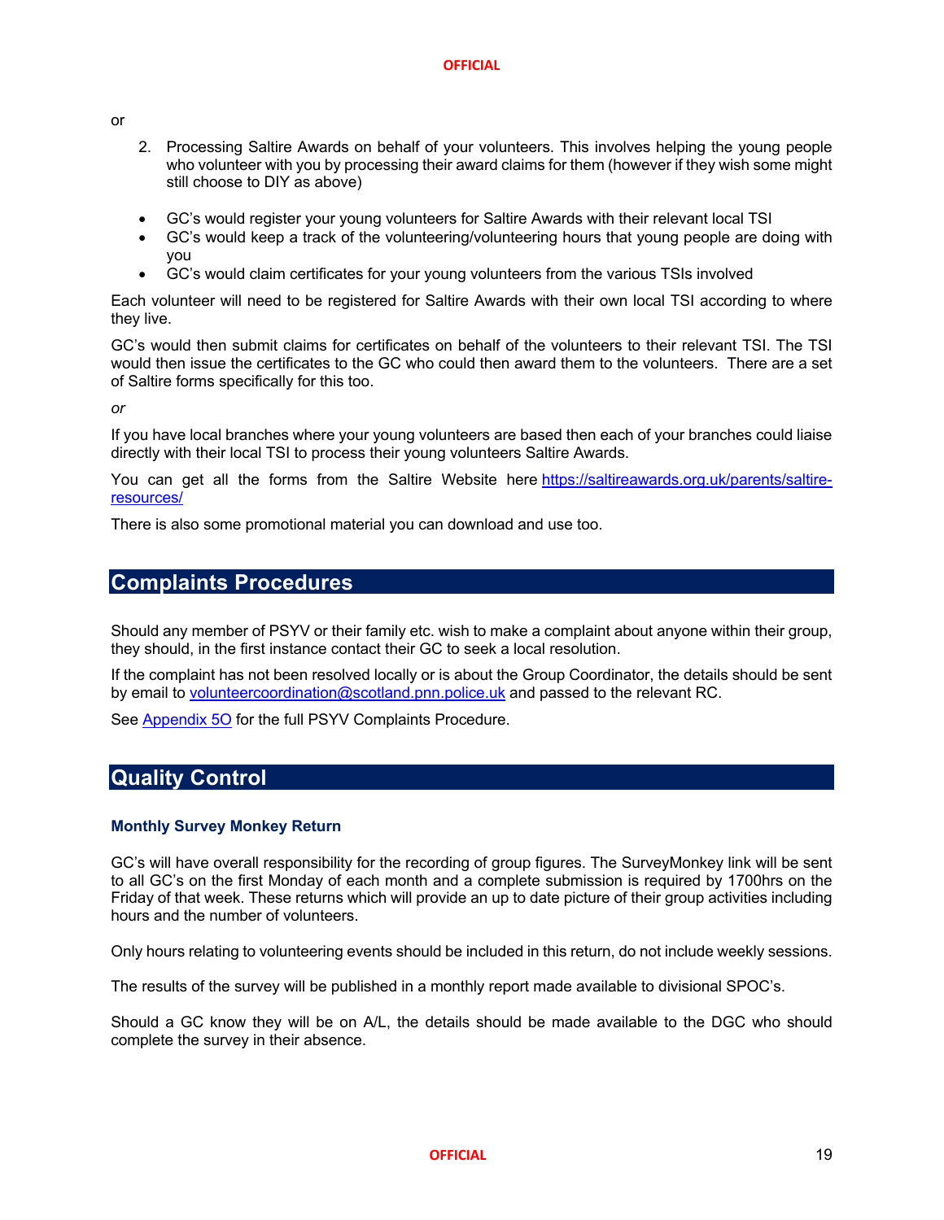or

2. Processing Saltire Awards on behalf of your volunteers. This involves helping the young people who volunteer with you by processing their award claims for them (however if they wish some might still choose to DIY as above)

- GC's would register your young volunteers for Saltire Awards with their relevant local TSI
- GC's would keep a track of the volunteering/volunteering hours that young people are doing with you
- GC's would claim certificates for your young volunteers from the various TSIs involved

Each volunteer will need to be registered for Saltire Awards with their own local TSI according to where they live.

GC's would then submit claims for certificates on behalf of the volunteers to their relevant TSI. The TSI would then issue the certificates to the GC who could then award them to the volunteers. There are a set of Saltire forms specifically for this too.

*or*

If you have local branches where your young volunteers are based then each of your branches could liaise directly with their local TSI to process their young volunteers Saltire Awards.

You can get all the forms from the Saltire Website here [https://saltireawards.org.uk/parents/saltire-resources/](https://saltireawards.org.uk/parents/saltire-resources/)

There is also some promotional material you can download and use too.

## Complaints Procedures

Should any member of PSYV or their family etc. wish to make a complaint about anyone within their group, they should, in the first instance contact their GC to seek a local resolution.

If the complaint has not been resolved locally or is about the Group Coordinator, the details should be sent by email to [volunteercoordination@scotland.pnn.police.uk](mailto:volunteercoordination@scotland.pnn.police.uk) and passed to the relevant RC.

See [Appendix 5O](#) for the full PSYV Complaints Procedure.

## Quality Control

### Monthly Survey Monkey Return

GC's will have overall responsibility for the recording of group figures. The SurveyMonkey link will be sent to all GC's on the first Monday of each month and a complete submission is required by 1700hrs on the Friday of that week. These returns which will provide an up to date picture of their group activities including hours and the number of volunteers.

Only hours relating to volunteering events should be included in this return, do not include weekly sessions.

The results of the survey will be published in a monthly report made available to divisional SPOC's.

Should a GC know they will be on A/L, the details should be made available to the DGC who should complete the survey in their absence.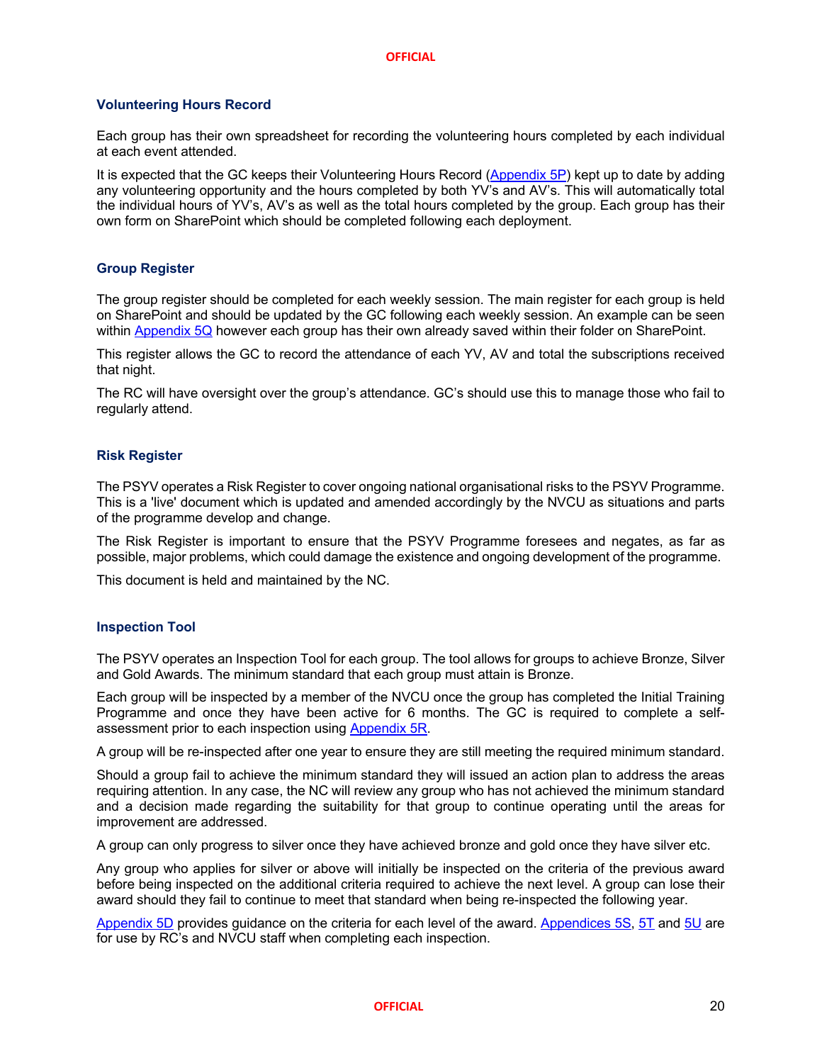### Volunteering Hours Record

Each group has their own spreadsheet for recording the volunteering hours completed by each individual at each event attended.

It is expected that the GC keeps their Volunteering Hours Record (Appendix 5P) kept up to date by adding any volunteering opportunity and the hours completed by both YV's and AV's. This will automatically total the individual hours of YV's, AV's as well as the total hours completed by the group. Each group has their own form on SharePoint which should be completed following each deployment.

### Group Register

The group register should be completed for each weekly session. The main register for each group is held on SharePoint and should be updated by the GC following each weekly session. An example can be seen within Appendix 5Q however each group has their own already saved within their folder on SharePoint.

This register allows the GC to record the attendance of each YV, AV and total the subscriptions received that night.

The RC will have oversight over the group's attendance. GC's should use this to manage those who fail to regularly attend.

### Risk Register

The PSYV operates a Risk Register to cover ongoing national organisational risks to the PSYV Programme. This is a 'live' document which is updated and amended accordingly by the NVCU as situations and parts of the programme develop and change.

The Risk Register is important to ensure that the PSYV Programme foresees and negates, as far as possible, major problems, which could damage the existence and ongoing development of the programme.

This document is held and maintained by the NC.

### Inspection Tool

The PSYV operates an Inspection Tool for each group. The tool allows for groups to achieve Bronze, Silver and Gold Awards. The minimum standard that each group must attain is Bronze.

Each group will be inspected by a member of the NVCU once the group has completed the Initial Training Programme and once they have been active for 6 months. The GC is required to complete a self-assessment prior to each inspection using Appendix 5R.

A group will be re-inspected after one year to ensure they are still meeting the required minimum standard.

Should a group fail to achieve the minimum standard they will issued an action plan to address the areas requiring attention. In any case, the NC will review any group who has not achieved the minimum standard and a decision made regarding the suitability for that group to continue operating until the areas for improvement are addressed.

A group can only progress to silver once they have achieved bronze and gold once they have silver etc.

Any group who applies for silver or above will initially be inspected on the criteria of the previous award before being inspected on the additional criteria required to achieve the next level. A group can lose their award should they fail to continue to meet that standard when being re-inspected the following year.

Appendix 5D provides guidance on the criteria for each level of the award. Appendices 5S, 5T and 5U are for use by RC's and NVCU staff when completing each inspection.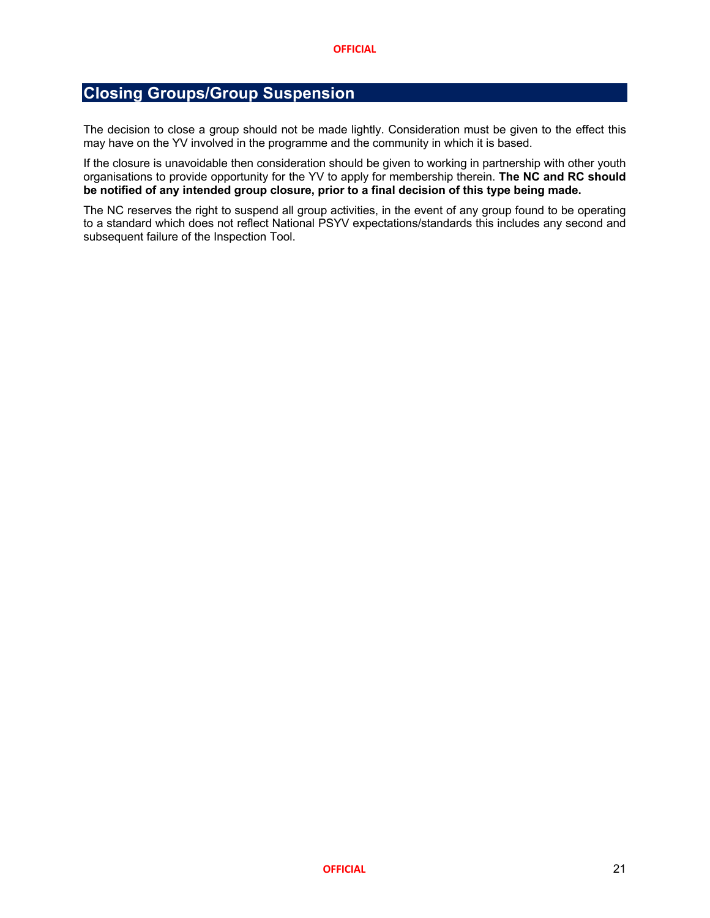## Closing Groups/Group Suspension

The decision to close a group should not be made lightly. Consideration must be given to the effect this may have on the YV involved in the programme and the community in which it is based.

If the closure is unavoidable then consideration should be given to working in partnership with other youth organisations to provide opportunity for the YV to apply for membership therein. **The NC and RC should be notified of any intended group closure, prior to a final decision of this type being made.**

The NC reserves the right to suspend all group activities, in the event of any group found to be operating to a standard which does not reflect National PSYV expectations/standards this includes any second and subsequent failure of the Inspection Tool.